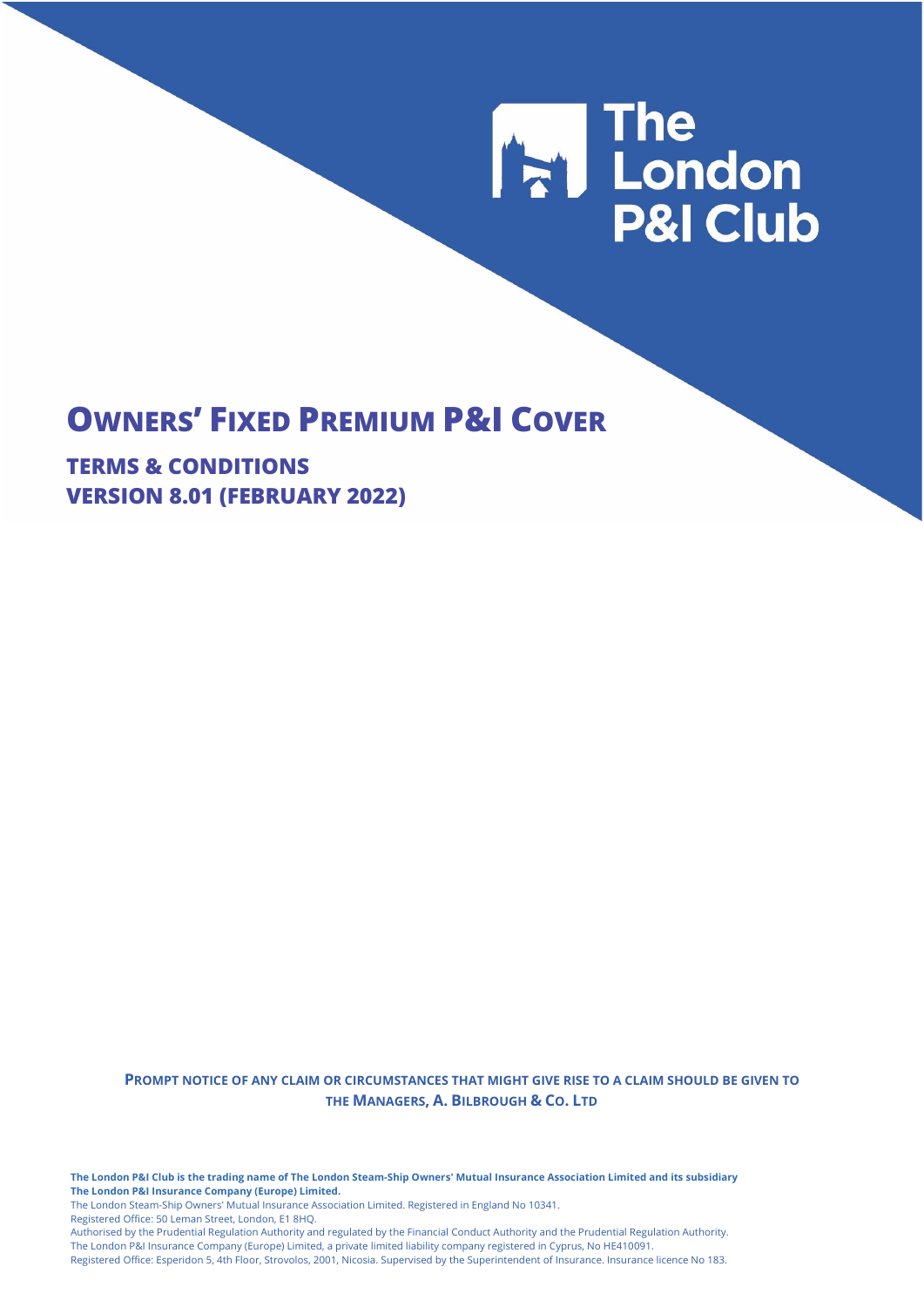The London P&I Club

# Owners' Fixed Premium P&I Cover

## TERMS & CONDITIONS
## VERSION 8.01 (FEBRUARY 2022)

**PROMPT NOTICE OF ANY CLAIM OR CIRCUMSTANCES THAT MIGHT GIVE RISE TO A CLAIM SHOULD BE GIVEN TO THE MANAGERS, A. BILBROUGH & CO. LTD**

**The London P&I Club is the trading name of The London Steam-Ship Owners' Mutual Insurance Association Limited and its subsidiary The London P&I Insurance Company (Europe) Limited.**

The London Steam-Ship Owners' Mutual Insurance Association Limited. Registered in England No 10341.

Registered Office: 50 Leman Street, London, E1 8HQ.

Authorised by the Prudential Regulation Authority and regulated by the Financial Conduct Authority and the Prudential Regulation Authority.

The London P&I Insurance Company (Europe) Limited, a private limited liability company registered in Cyprus, No HE410091.

Registered Office: Esperidon 5, 4th Floor, Strovolos, 2001, Nicosia. Supervised by the Superintendent of Insurance. Insurance licence No 183.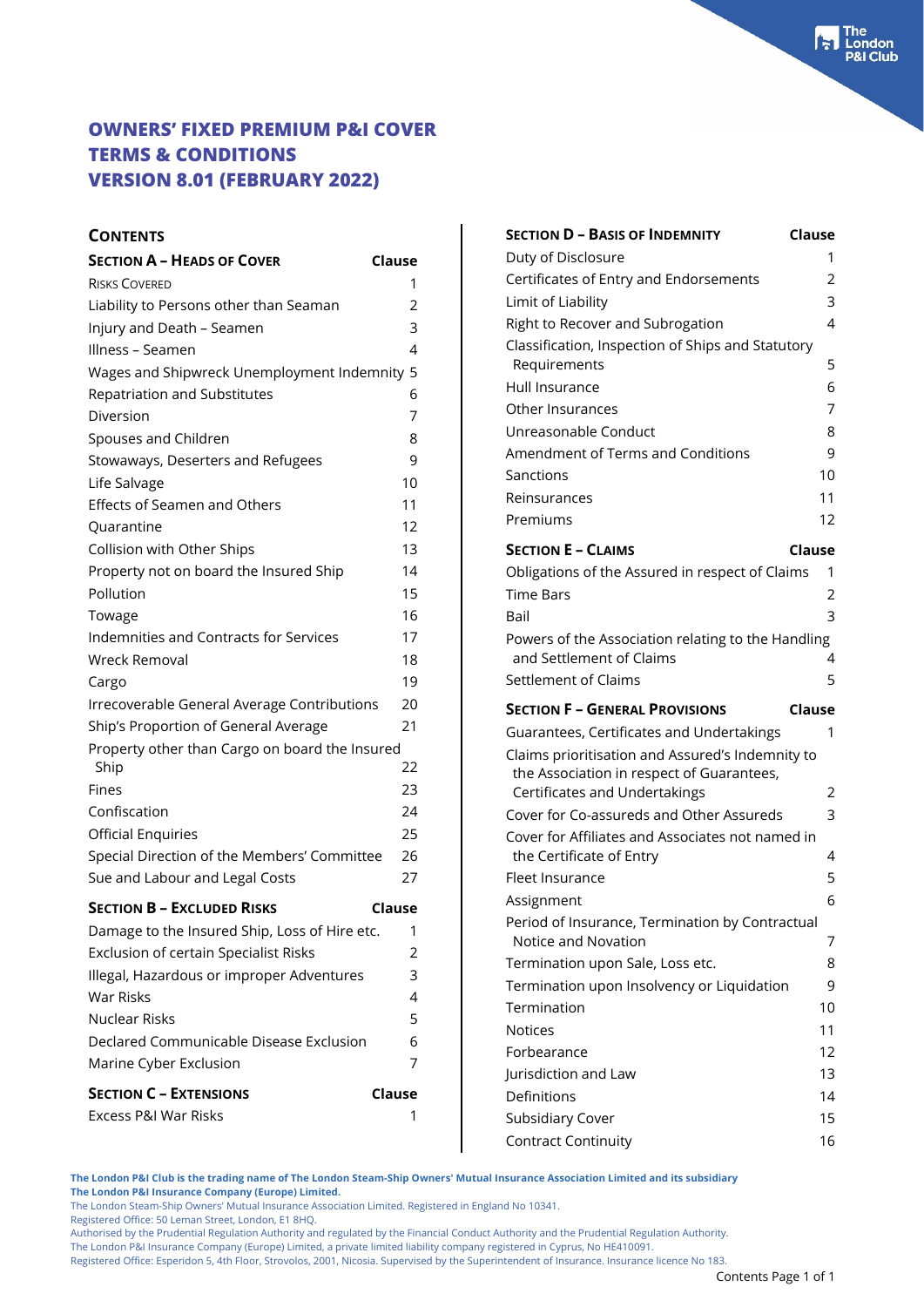# OWNERS' FIXED PREMIUM P&I COVER
# TERMS & CONDITIONS
# VERSION 8.01 (FEBRUARY 2022)

## CONTENTS

| SECTION A – HEADS OF COVER | Clause |
|---|---|
| RISKS COVERED | 1 |
| Liability to Persons other than Seaman | 2 |
| Injury and Death – Seamen | 3 |
| Illness – Seamen | 4 |
| Wages and Shipwreck Unemployment Indemnity | 5 |
| Repatriation and Substitutes | 6 |
| Diversion | 7 |
| Spouses and Children | 8 |
| Stowaways, Deserters and Refugees | 9 |
| Life Salvage | 10 |
| Effects of Seamen and Others | 11 |
| Quarantine | 12 |
| Collision with Other Ships | 13 |
| Property not on board the Insured Ship | 14 |
| Pollution | 15 |
| Towage | 16 |
| Indemnities and Contracts for Services | 17 |
| Wreck Removal | 18 |
| Cargo | 19 |
| Irrecoverable General Average Contributions | 20 |
| Ship's Proportion of General Average | 21 |
| Property other than Cargo on board the Insured Ship | 22 |
| Fines | 23 |
| Confiscation | 24 |
| Official Enquiries | 25 |
| Special Direction of the Members' Committee | 26 |
| Sue and Labour and Legal Costs | 27 |

| SECTION B – EXCLUDED RISKS | Clause |
|---|---|
| Damage to the Insured Ship, Loss of Hire etc. | 1 |
| Exclusion of certain Specialist Risks | 2 |
| Illegal, Hazardous or improper Adventures | 3 |
| War Risks | 4 |
| Nuclear Risks | 5 |
| Declared Communicable Disease Exclusion | 6 |
| Marine Cyber Exclusion | 7 |

| SECTION C – EXTENSIONS | Clause |
|---|---|
| Excess P&I War Risks | 1 |

| SECTION D – BASIS OF INDEMNITY | Clause |
|---|---|
| Duty of Disclosure | 1 |
| Certificates of Entry and Endorsements | 2 |
| Limit of Liability | 3 |
| Right to Recover and Subrogation | 4 |
| Classification, Inspection of Ships and Statutory Requirements | 5 |
| Hull Insurance | 6 |
| Other Insurances | 7 |
| Unreasonable Conduct | 8 |
| Amendment of Terms and Conditions | 9 |
| Sanctions | 10 |
| Reinsurances | 11 |
| Premiums | 12 |

| SECTION E – CLAIMS | Clause |
|---|---|
| Obligations of the Assured in respect of Claims | 1 |
| Time Bars | 2 |
| Bail | 3 |
| Powers of the Association relating to the Handling and Settlement of Claims | 4 |
| Settlement of Claims | 5 |

| SECTION F – GENERAL PROVISIONS | Clause |
|---|---|
| Guarantees, Certificates and Undertakings | 1 |
| Claims prioritisation and Assured's Indemnity to the Association in respect of Guarantees, Certificates and Undertakings | 2 |
| Cover for Co-assureds and Other Assureds | 3 |
| Cover for Affiliates and Associates not named in the Certificate of Entry | 4 |
| Fleet Insurance | 5 |
| Assignment | 6 |
| Period of Insurance, Termination by Contractual Notice and Novation | 7 |
| Termination upon Sale, Loss etc. | 8 |
| Termination upon Insolvency or Liquidation | 9 |
| Termination | 10 |
| Notices | 11 |
| Forbearance | 12 |
| Jurisdiction and Law | 13 |
| Definitions | 14 |
| Subsidiary Cover | 15 |
| Contract Continuity | 16 |

**The London P&I Club is the trading name of The London Steam-Ship Owners' Mutual Insurance Association Limited and its subsidiary The London P&I Insurance Company (Europe) Limited.**
The London Steam-Ship Owners' Mutual Insurance Association Limited. Registered in England No 10341.
Registered Office: 50 Leman Street, London, E1 8HQ.
Authorised by the Prudential Regulation Authority and regulated by the Financial Conduct Authority and the Prudential Regulation Authority.
The London P&I Insurance Company (Europe) Limited, a private limited liability company registered in Cyprus, No HE410091.
Registered Office: Esperidon 5, 4th Floor, Strovolos, 2001, Nicosia. Supervised by the Superintendent of Insurance. Insurance licence No 183.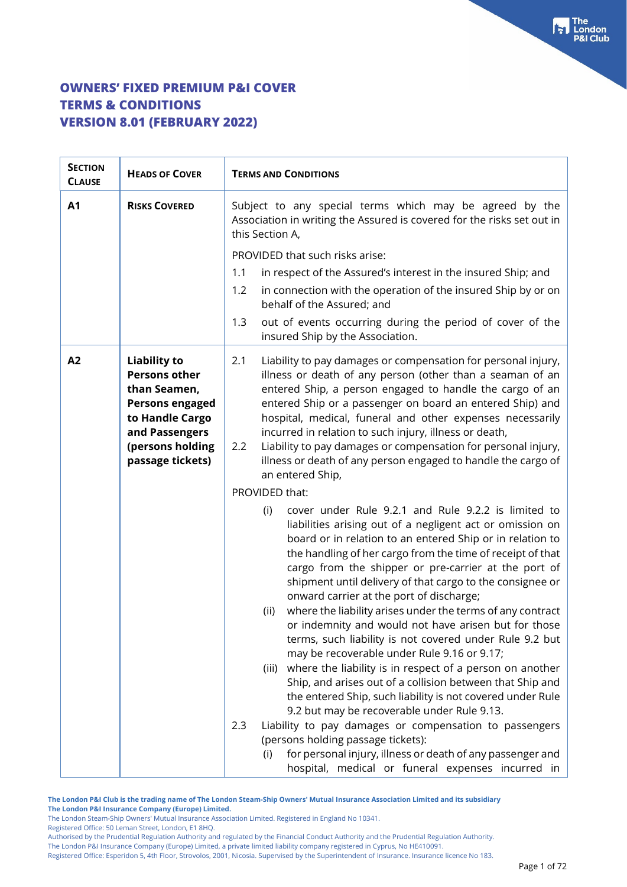# OWNERS' FIXED PREMIUM P&I COVER
# TERMS & CONDITIONS
# VERSION 8.01 (FEBRUARY 2022)

| SECTION CLAUSE | HEADS OF COVER | TERMS AND CONDITIONS |
|---|---|---|
| **A1** | **RISKS COVERED** | Subject to any special terms which may be agreed by the Association in writing the Assured is covered for the risks set out in this Section A,<br><br>PROVIDED that such risks arise:<br>1.1 in respect of the Assured's interest in the insured Ship; and<br>1.2 in connection with the operation of the insured Ship by or on behalf of the Assured; and<br>1.3 out of events occurring during the period of cover of the insured Ship by the Association. |
| **A2** | **Liability to Persons other than Seamen, Persons engaged to Handle Cargo and Passengers (persons holding passage tickets)** | 2.1 Liability to pay damages or compensation for personal injury, illness or death of any person (other than a seaman of an entered Ship, a person engaged to handle the cargo of an entered Ship or a passenger on board an entered Ship) and hospital, medical, funeral and other expenses necessarily incurred in relation to such injury, illness or death,<br>2.2 Liability to pay damages or compensation for personal injury, illness or death of any person engaged to handle the cargo of an entered Ship,<br><br>PROVIDED that:<br>(i) cover under Rule 9.2.1 and Rule 9.2.2 is limited to liabilities arising out of a negligent act or omission on board or in relation to an entered Ship or in relation to the handling of her cargo from the time of receipt of that cargo from the shipper or pre-carrier at the port of shipment until delivery of that cargo to the consignee or onward carrier at the port of discharge;<br>(ii) where the liability arises under the terms of any contract or indemnity and would not have arisen but for those terms, such liability is not covered under Rule 9.2 but may be recoverable under Rule 9.16 or 9.17;<br>(iii) where the liability is in respect of a person on another Ship, and arises out of a collision between that Ship and the entered Ship, such liability is not covered under Rule 9.2 but may be recoverable under Rule 9.13.<br>2.3 Liability to pay damages or compensation to passengers (persons holding passage tickets):<br>(i) for personal injury, illness or death of any passenger and hospital, medical or funeral expenses incurred in |

The London P&I Club is the trading name of The London Steam-Ship Owners' Mutual Insurance Association Limited and its subsidiary The London P&I Insurance Company (Europe) Limited.
The London Steam-Ship Owners' Mutual Insurance Association Limited. Registered in England No 10341.
Registered Office: 50 Leman Street, London, E1 8HQ.
Authorised by the Prudential Regulation Authority and regulated by the Financial Conduct Authority and the Prudential Regulation Authority.
The London P&I Insurance Company (Europe) Limited, a private limited liability company registered in Cyprus, No HE410091.
Registered Office: Esperidon 5, 4th Floor, Strovolos, 2001, Nicosia. Supervised by the Superintendent of Insurance. Insurance licence No 183.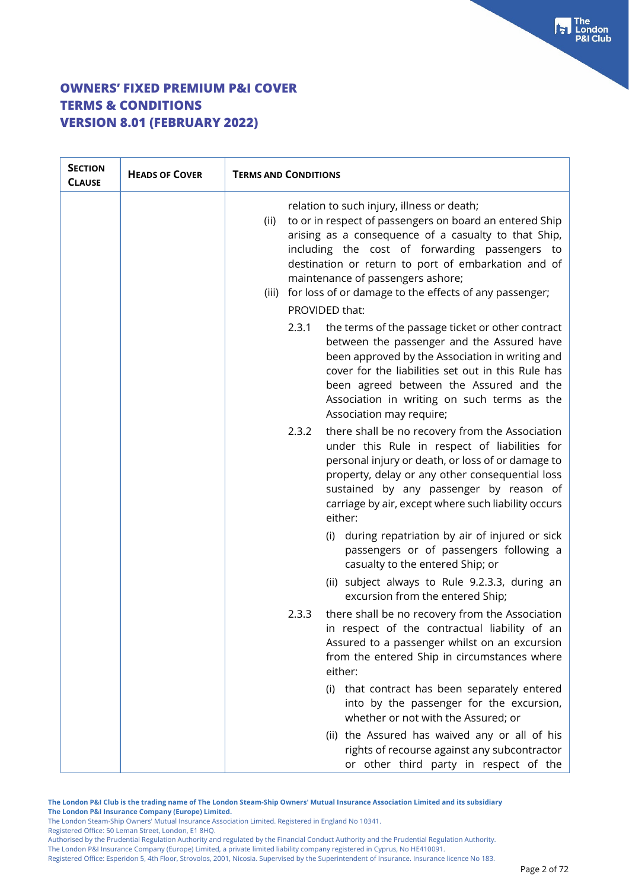# OWNERS' FIXED PREMIUM P&I COVER
# TERMS & CONDITIONS
# VERSION 8.01 (FEBRUARY 2022)

| SECTION CLAUSE | HEADS OF COVER | TERMS AND CONDITIONS |
|---|---|---|
| | | relation to such injury, illness or death;<br>(ii) to or in respect of passengers on board an entered Ship arising as a consequence of a casualty to that Ship, including the cost of forwarding passengers to destination or return to port of embarkation and of maintenance of passengers ashore;<br>(iii) for loss of or damage to the effects of any passenger;<br>PROVIDED that:<br>2.3.1 the terms of the passage ticket or other contract between the passenger and the Assured have been approved by the Association in writing and cover for the liabilities set out in this Rule has been agreed between the Assured and the Association in writing on such terms as the Association may require;<br>2.3.2 there shall be no recovery from the Association under this Rule in respect of liabilities for personal injury or death, or loss of or damage to property, delay or any other consequential loss sustained by any passenger by reason of carriage by air, except where such liability occurs either:<br>(i) during repatriation by air of injured or sick passengers or of passengers following a casualty to the entered Ship; or<br>(ii) subject always to Rule 9.2.3.3, during an excursion from the entered Ship;<br>2.3.3 there shall be no recovery from the Association in respect of the contractual liability of an Assured to a passenger whilst on an excursion from the entered Ship in circumstances where either:<br>(i) that contract has been separately entered into by the passenger for the excursion, whether or not with the Assured; or<br>(ii) the Assured has waived any or all of his rights of recourse against any subcontractor or other third party in respect of the |

**The London P&I Club is the trading name of The London Steam-Ship Owners' Mutual Insurance Association Limited and its subsidiary The London P&I Insurance Company (Europe) Limited.**
The London Steam-Ship Owners' Mutual Insurance Association Limited. Registered in England No 10341.
Registered Office: 50 Leman Street, London, E1 8HQ.
Authorised by the Prudential Regulation Authority and regulated by the Financial Conduct Authority and the Prudential Regulation Authority.
The London P&I Insurance Company (Europe) Limited, a private limited liability company registered in Cyprus, No HE410091.
Registered Office: Esperidon 5, 4th Floor, Strovolos, 2001, Nicosia. Supervised by the Superintendent of Insurance. Insurance licence No 183.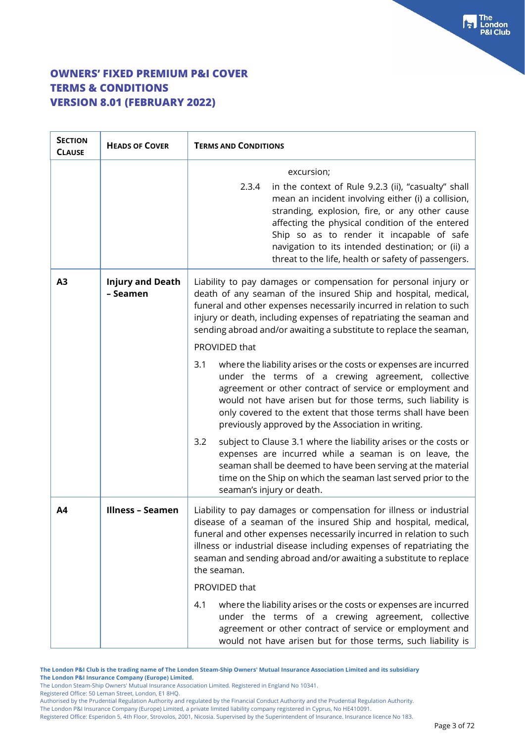# OWNERS' FIXED PREMIUM P&I COVER
# TERMS & CONDITIONS
# VERSION 8.01 (FEBRUARY 2022)

| SECTION CLAUSE | HEADS OF COVER | TERMS AND CONDITIONS |
|---|---|---|
| | | excursion;<br><br>2.3.4 in the context of Rule 9.2.3 (ii), "casualty" shall mean an incident involving either (i) a collision, stranding, explosion, fire, or any other cause affecting the physical condition of the entered Ship so as to render it incapable of safe navigation to its intended destination; or (ii) a threat to the life, health or safety of passengers. |
| **A3** | **Injury and Death – Seamen** | Liability to pay damages or compensation for personal injury or death of any seaman of the insured Ship and hospital, medical, funeral and other expenses necessarily incurred in relation to such injury or death, including expenses of repatriating the seaman and sending abroad and/or awaiting a substitute to replace the seaman,<br><br>PROVIDED that<br><br>3.1 where the liability arises or the costs or expenses are incurred under the terms of a crewing agreement, collective agreement or other contract of service or employment and would not have arisen but for those terms, such liability is only covered to the extent that those terms shall have been previously approved by the Association in writing.<br><br>3.2 subject to Clause 3.1 where the liability arises or the costs or expenses are incurred while a seaman is on leave, the seaman shall be deemed to have been serving at the material time on the Ship on which the seaman last served prior to the seaman's injury or death. |
| **A4** | **Illness – Seamen** | Liability to pay damages or compensation for illness or industrial disease of a seaman of the insured Ship and hospital, medical, funeral and other expenses necessarily incurred in relation to such illness or industrial disease including expenses of repatriating the seaman and sending abroad and/or awaiting a substitute to replace the seaman.<br><br>PROVIDED that<br><br>4.1 where the liability arises or the costs or expenses are incurred under the terms of a crewing agreement, collective agreement or other contract of service or employment and would not have arisen but for those terms, such liability is |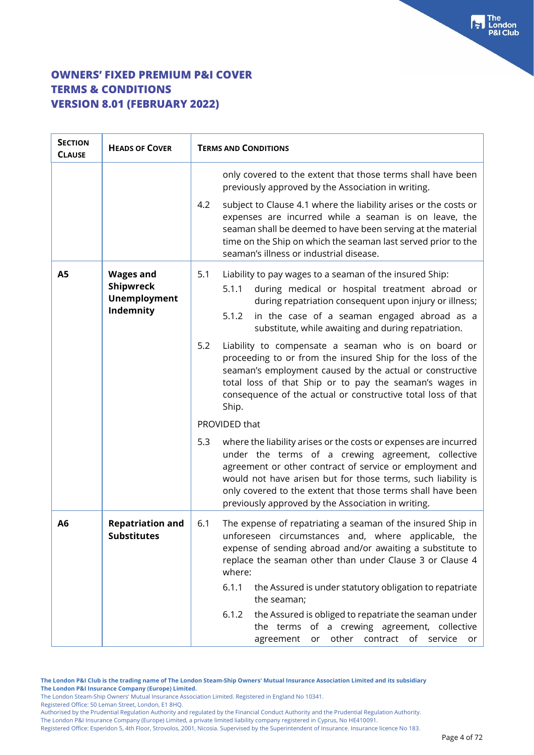# OWNERS' FIXED PREMIUM P&I COVER
# TERMS & CONDITIONS
# VERSION 8.01 (FEBRUARY 2022)

| SECTION CLAUSE | HEADS OF COVER | TERMS AND CONDITIONS |
|---|---|---|
| | | only covered to the extent that those terms shall have been previously approved by the Association in writing.<br><br>4.2 subject to Clause 4.1 where the liability arises or the costs or expenses are incurred while a seaman is on leave, the seaman shall be deemed to have been serving at the material time on the Ship on which the seaman last served prior to the seaman's illness or industrial disease. |
| **A5** | **Wages and Shipwreck Unemployment Indemnity** | 5.1 Liability to pay wages to a seaman of the insured Ship:<br>5.1.1 during medical or hospital treatment abroad or during repatriation consequent upon injury or illness;<br>5.1.2 in the case of a seaman engaged abroad as a substitute, while awaiting and during repatriation.<br><br>5.2 Liability to compensate a seaman who is on board or proceeding to or from the insured Ship for the loss of the seaman's employment caused by the actual or constructive total loss of that Ship or to pay the seaman's wages in consequence of the actual or constructive total loss of that Ship.<br><br>PROVIDED that<br><br>5.3 where the liability arises or the costs or expenses are incurred under the terms of a crewing agreement, collective agreement or other contract of service or employment and would not have arisen but for those terms, such liability is only covered to the extent that those terms shall have been previously approved by the Association in writing. |
| **A6** | **Repatriation and Substitutes** | 6.1 The expense of repatriating a seaman of the insured Ship in unforeseen circumstances and, where applicable, the expense of sending abroad and/or awaiting a substitute to replace the seaman other than under Clause 3 or Clause 4 where:<br>6.1.1 the Assured is under statutory obligation to repatriate the seaman;<br>6.1.2 the Assured is obliged to repatriate the seaman under the terms of a crewing agreement, collective agreement or other contract of service or |

**The London P&I Club is the trading name of The London Steam-Ship Owners' Mutual Insurance Association Limited and its subsidiary The London P&I Insurance Company (Europe) Limited.**
The London Steam-Ship Owners' Mutual Insurance Association Limited. Registered in England No 10341.
Registered Office: 50 Leman Street, London, E1 8HQ.
Authorised by the Prudential Regulation Authority and regulated by the Financial Conduct Authority and the Prudential Regulation Authority.
The London P&I Insurance Company (Europe) Limited, a private limited liability company registered in Cyprus, No HE410091.
Registered Office: Esperidon 5, 4th Floor, Strovolos, 2001, Nicosia. Supervised by the Superintendent of Insurance. Insurance licence No 183.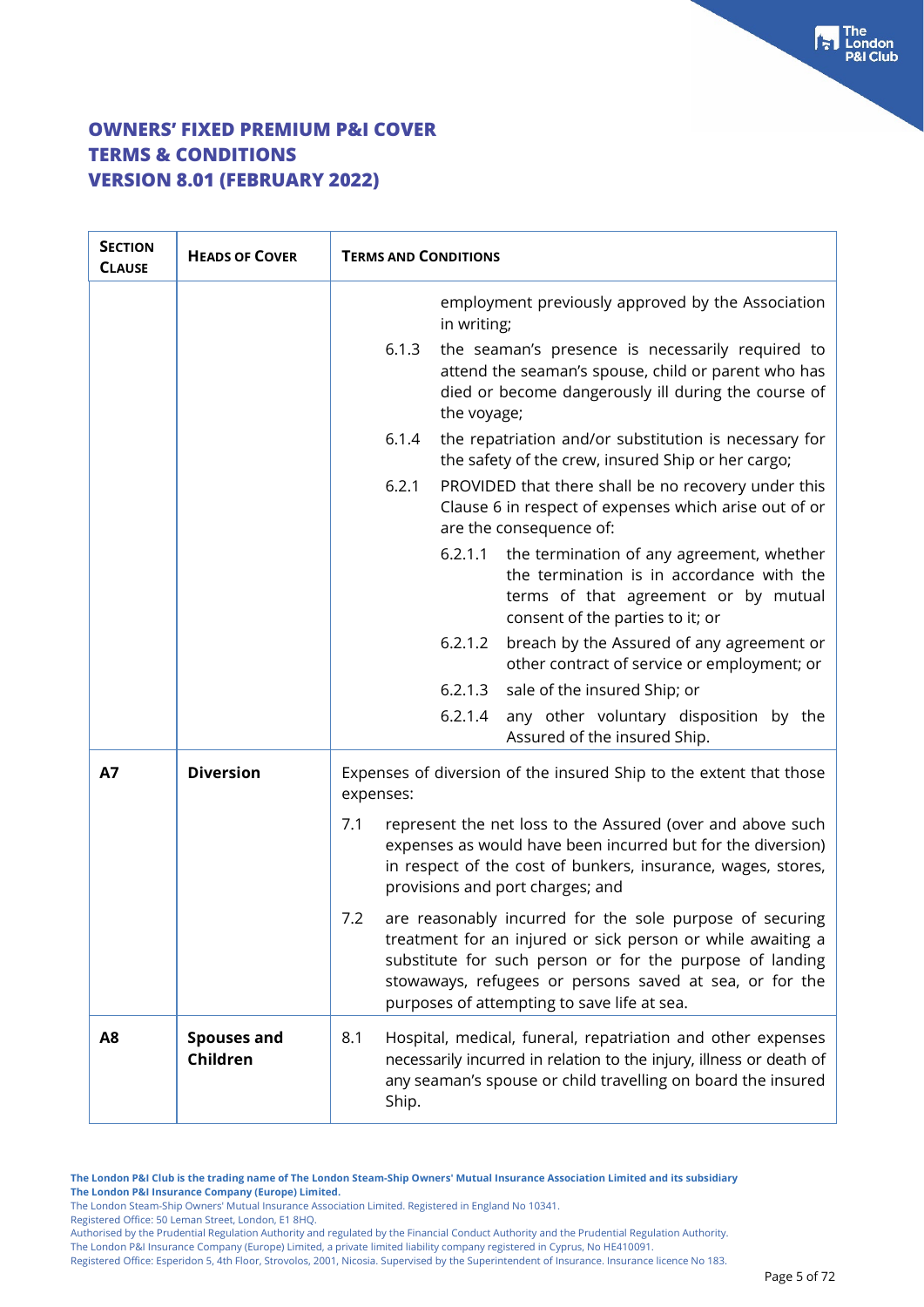# OWNERS' FIXED PREMIUM P&I COVER
# TERMS & CONDITIONS
# VERSION 8.01 (FEBRUARY 2022)

| SECTION CLAUSE | HEADS OF COVER | TERMS AND CONDITIONS |
|---|---|---|
| | | employment previously approved by the Association in writing;<br>6.1.3 the seaman's presence is necessarily required to attend the seaman's spouse, child or parent who has died or become dangerously ill during the course of the voyage;<br>6.1.4 the repatriation and/or substitution is necessary for the safety of the crew, insured Ship or her cargo;<br>6.2.1 PROVIDED that there shall be no recovery under this Clause 6 in respect of expenses which arise out of or are the consequence of:<br>6.2.1.1 the termination of any agreement, whether the termination is in accordance with the terms of that agreement or by mutual consent of the parties to it; or<br>6.2.1.2 breach by the Assured of any agreement or other contract of service or employment; or<br>6.2.1.3 sale of the insured Ship; or<br>6.2.1.4 any other voluntary disposition by the Assured of the insured Ship. |
| **A7** | **Diversion** | Expenses of diversion of the insured Ship to the extent that those expenses:<br>7.1 represent the net loss to the Assured (over and above such expenses as would have been incurred but for the diversion) in respect of the cost of bunkers, insurance, wages, stores, provisions and port charges; and<br>7.2 are reasonably incurred for the sole purpose of securing treatment for an injured or sick person or while awaiting a substitute for such person or for the purpose of landing stowaways, refugees or persons saved at sea, or for the purposes of attempting to save life at sea. |
| **A8** | **Spouses and Children** | 8.1 Hospital, medical, funeral, repatriation and other expenses necessarily incurred in relation to the injury, illness or death of any seaman's spouse or child travelling on board the insured Ship. |

**The London P&I Club is the trading name of The London Steam-Ship Owners' Mutual Insurance Association Limited and its subsidiary The London P&I Insurance Company (Europe) Limited.**

The London Steam-Ship Owners' Mutual Insurance Association Limited. Registered in England No 10341.
Registered Office: 50 Leman Street, London, E1 8HQ.
Authorised by the Prudential Regulation Authority and regulated by the Financial Conduct Authority and the Prudential Regulation Authority.
The London P&I Insurance Company (Europe) Limited, a private limited liability company registered in Cyprus, No HE410091.
Registered Office: Esperidon 5, 4th Floor, Strovolos, 2001, Nicosia. Supervised by the Superintendent of Insurance. Insurance licence No 183.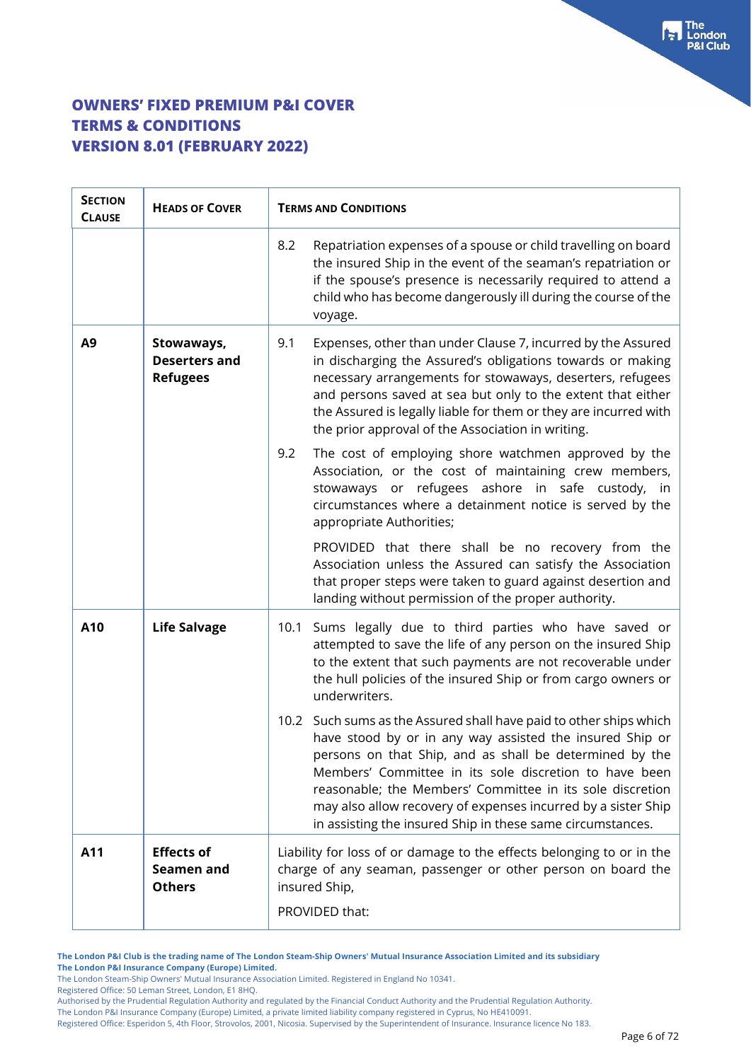# OWNERS' FIXED PREMIUM P&I COVER
# TERMS & CONDITIONS
# VERSION 8.01 (FEBRUARY 2022)

| SECTION CLAUSE | HEADS OF COVER | TERMS AND CONDITIONS |
|---|---|---|
| | | 8.2 Repatriation expenses of a spouse or child travelling on board the insured Ship in the event of the seaman's repatriation or if the spouse's presence is necessarily required to attend a child who has become dangerously ill during the course of the voyage. |
| **A9** | **Stowaways, Deserters and Refugees** | 9.1 Expenses, other than under Clause 7, incurred by the Assured in discharging the Assured's obligations towards or making necessary arrangements for stowaways, deserters, refugees and persons saved at sea but only to the extent that either the Assured is legally liable for them or they are incurred with the prior approval of the Association in writing.<br><br>9.2 The cost of employing shore watchmen approved by the Association, or the cost of maintaining crew members, stowaways or refugees ashore in safe custody, in circumstances where a detainment notice is served by the appropriate Authorities;<br><br>PROVIDED that there shall be no recovery from the Association unless the Assured can satisfy the Association that proper steps were taken to guard against desertion and landing without permission of the proper authority. |
| **A10** | **Life Salvage** | 10.1 Sums legally due to third parties who have saved or attempted to save the life of any person on the insured Ship to the extent that such payments are not recoverable under the hull policies of the insured Ship or from cargo owners or underwriters.<br><br>10.2 Such sums as the Assured shall have paid to other ships which have stood by or in any way assisted the insured Ship or persons on that Ship, and as shall be determined by the Members' Committee in its sole discretion to have been reasonable; the Members' Committee in its sole discretion may also allow recovery of expenses incurred by a sister Ship in assisting the insured Ship in these same circumstances. |
| **A11** | **Effects of Seamen and Others** | Liability for loss of or damage to the effects belonging to or in the charge of any seaman, passenger or other person on board the insured Ship,<br><br>PROVIDED that: |

**The London P&I Club is the trading name of The London Steam-Ship Owners' Mutual Insurance Association Limited and its subsidiary The London P&I Insurance Company (Europe) Limited.**
The London Steam-Ship Owners' Mutual Insurance Association Limited. Registered in England No 10341.
Registered Office: 50 Leman Street, London, E1 8HQ.
Authorised by the Prudential Regulation Authority and regulated by the Financial Conduct Authority and the Prudential Regulation Authority.
The London P&I Insurance Company (Europe) Limited, a private limited liability company registered in Cyprus, No HE410091.
Registered Office: Esperidon 5, 4th Floor, Strovolos, 2001, Nicosia. Supervised by the Superintendent of Insurance. Insurance licence No 183.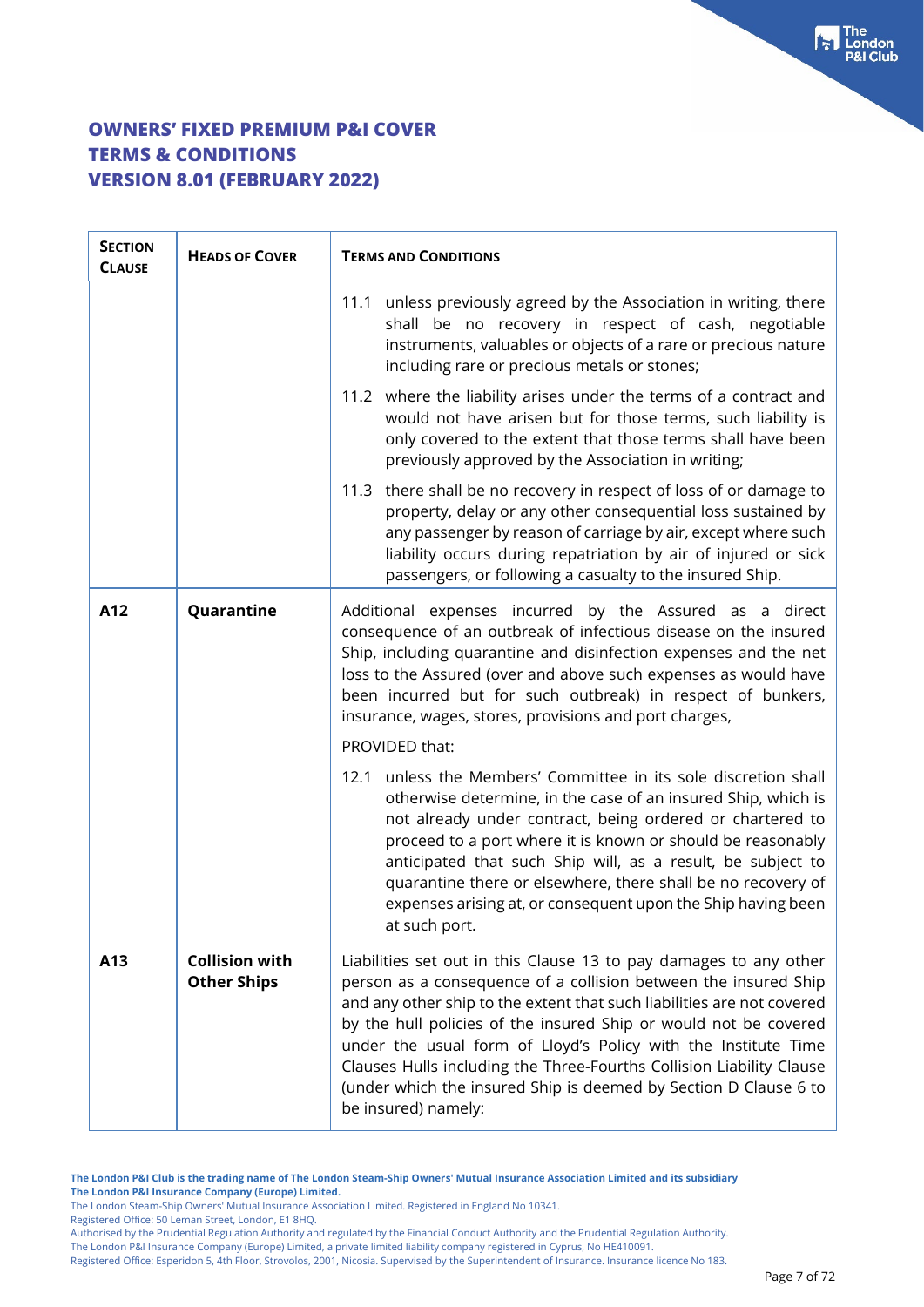# OWNERS' FIXED PREMIUM P&I COVER
# TERMS & CONDITIONS
# VERSION 8.01 (FEBRUARY 2022)

| SECTION CLAUSE | HEADS OF COVER | TERMS AND CONDITIONS |
|---|---|---|
| | | 11.1 unless previously agreed by the Association in writing, there shall be no recovery in respect of cash, negotiable instruments, valuables or objects of a rare or precious nature including rare or precious metals or stones; |
| | | 11.2 where the liability arises under the terms of a contract and would not have arisen but for those terms, such liability is only covered to the extent that those terms shall have been previously approved by the Association in writing; |
| | | 11.3 there shall be no recovery in respect of loss of or damage to property, delay or any other consequential loss sustained by any passenger by reason of carriage by air, except where such liability occurs during repatriation by air of injured or sick passengers, or following a casualty to the insured Ship. |
| **A12** | **Quarantine** | Additional expenses incurred by the Assured as a direct consequence of an outbreak of infectious disease on the insured Ship, including quarantine and disinfection expenses and the net loss to the Assured (over and above such expenses as would have been incurred but for such outbreak) in respect of bunkers, insurance, wages, stores, provisions and port charges, |
| | | PROVIDED that: |
| | | 12.1 unless the Members' Committee in its sole discretion shall otherwise determine, in the case of an insured Ship, which is not already under contract, being ordered or chartered to proceed to a port where it is known or should be reasonably anticipated that such Ship will, as a result, be subject to quarantine there or elsewhere, there shall be no recovery of expenses arising at, or consequent upon the Ship having been at such port. |
| **A13** | **Collision with Other Ships** | Liabilities set out in this Clause 13 to pay damages to any other person as a consequence of a collision between the insured Ship and any other ship to the extent that such liabilities are not covered by the hull policies of the insured Ship or would not be covered under the usual form of Lloyd's Policy with the Institute Time Clauses Hulls including the Three-Fourths Collision Liability Clause (under which the insured Ship is deemed by Section D Clause 6 to be insured) namely: |

**The London P&I Club is the trading name of The London Steam-Ship Owners' Mutual Insurance Association Limited and its subsidiary The London P&I Insurance Company (Europe) Limited.**
The London Steam-Ship Owners' Mutual Insurance Association Limited. Registered in England No 10341.
Registered Office: 50 Leman Street, London, E1 8HQ.
Authorised by the Prudential Regulation Authority and regulated by the Financial Conduct Authority and the Prudential Regulation Authority.
The London P&I Insurance Company (Europe) Limited, a private limited liability company registered in Cyprus, No HE410091.
Registered Office: Esperidon 5, 4th Floor, Strovolos, 2001, Nicosia. Supervised by the Superintendent of Insurance. Insurance licence No 183.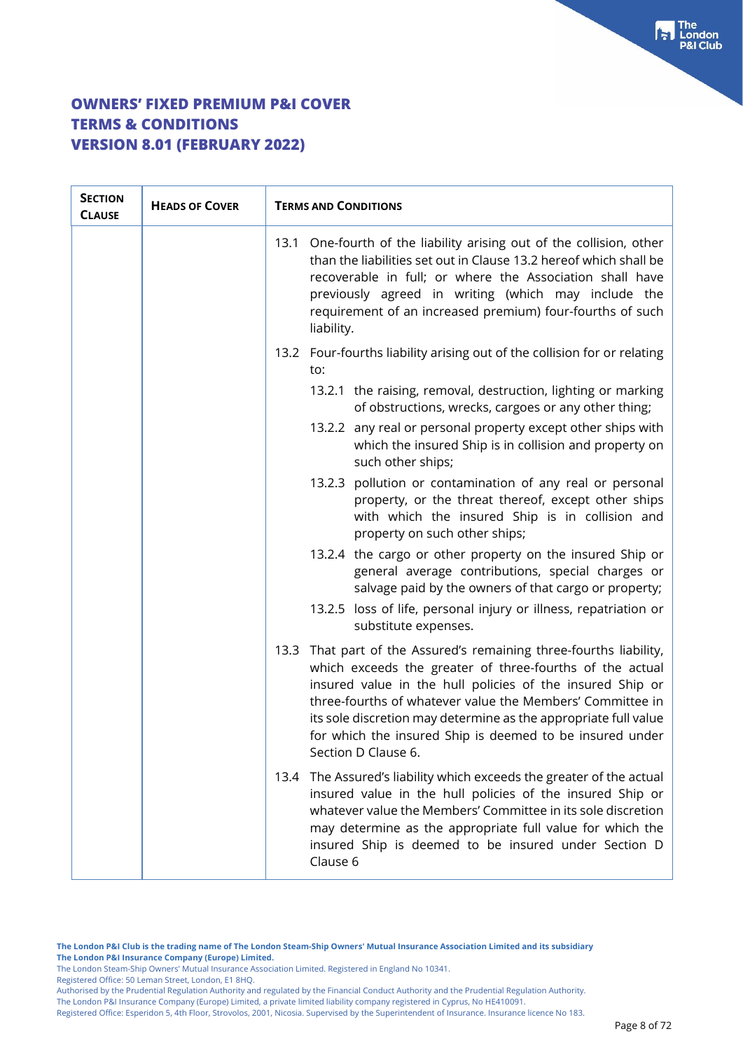# OWNERS' FIXED PREMIUM P&I COVER
# TERMS & CONDITIONS
# VERSION 8.01 (FEBRUARY 2022)

| SECTION CLAUSE | HEADS OF COVER | TERMS AND CONDITIONS |
|---|---|---|
| | | 13.1 One-fourth of the liability arising out of the collision, other than the liabilities set out in Clause 13.2 hereof which shall be recoverable in full; or where the Association shall have previously agreed in writing (which may include the requirement of an increased premium) four-fourths of such liability.<br><br>13.2 Four-fourths liability arising out of the collision for or relating to:<br><br>13.2.1 the raising, removal, destruction, lighting or marking of obstructions, wrecks, cargoes or any other thing;<br><br>13.2.2 any real or personal property except other ships with which the insured Ship is in collision and property on such other ships;<br><br>13.2.3 pollution or contamination of any real or personal property, or the threat thereof, except other ships with which the insured Ship is in collision and property on such other ships;<br><br>13.2.4 the cargo or other property on the insured Ship or general average contributions, special charges or salvage paid by the owners of that cargo or property;<br><br>13.2.5 loss of life, personal injury or illness, repatriation or substitute expenses.<br><br>13.3 That part of the Assured's remaining three-fourths liability, which exceeds the greater of three-fourths of the actual insured value in the hull policies of the insured Ship or three-fourths of whatever value the Members' Committee in its sole discretion may determine as the appropriate full value for which the insured Ship is deemed to be insured under Section D Clause 6.<br><br>13.4 The Assured's liability which exceeds the greater of the actual insured value in the hull policies of the insured Ship or whatever value the Members' Committee in its sole discretion may determine as the appropriate full value for which the insured Ship is deemed to be insured under Section D Clause 6 |

**The London P&I Club is the trading name of The London Steam-Ship Owners' Mutual Insurance Association Limited and its subsidiary The London P&I Insurance Company (Europe) Limited.**
The London Steam-Ship Owners' Mutual Insurance Association Limited. Registered in England No 10341.
Registered Office: 50 Leman Street, London, E1 8HQ.
Authorised by the Prudential Regulation Authority and regulated by the Financial Conduct Authority and the Prudential Regulation Authority.
The London P&I Insurance Company (Europe) Limited, a private limited liability company registered in Cyprus, No HE410091.
Registered Office: Esperidon 5, 4th Floor, Strovolos, 2001, Nicosia. Supervised by the Superintendent of Insurance. Insurance licence No 183.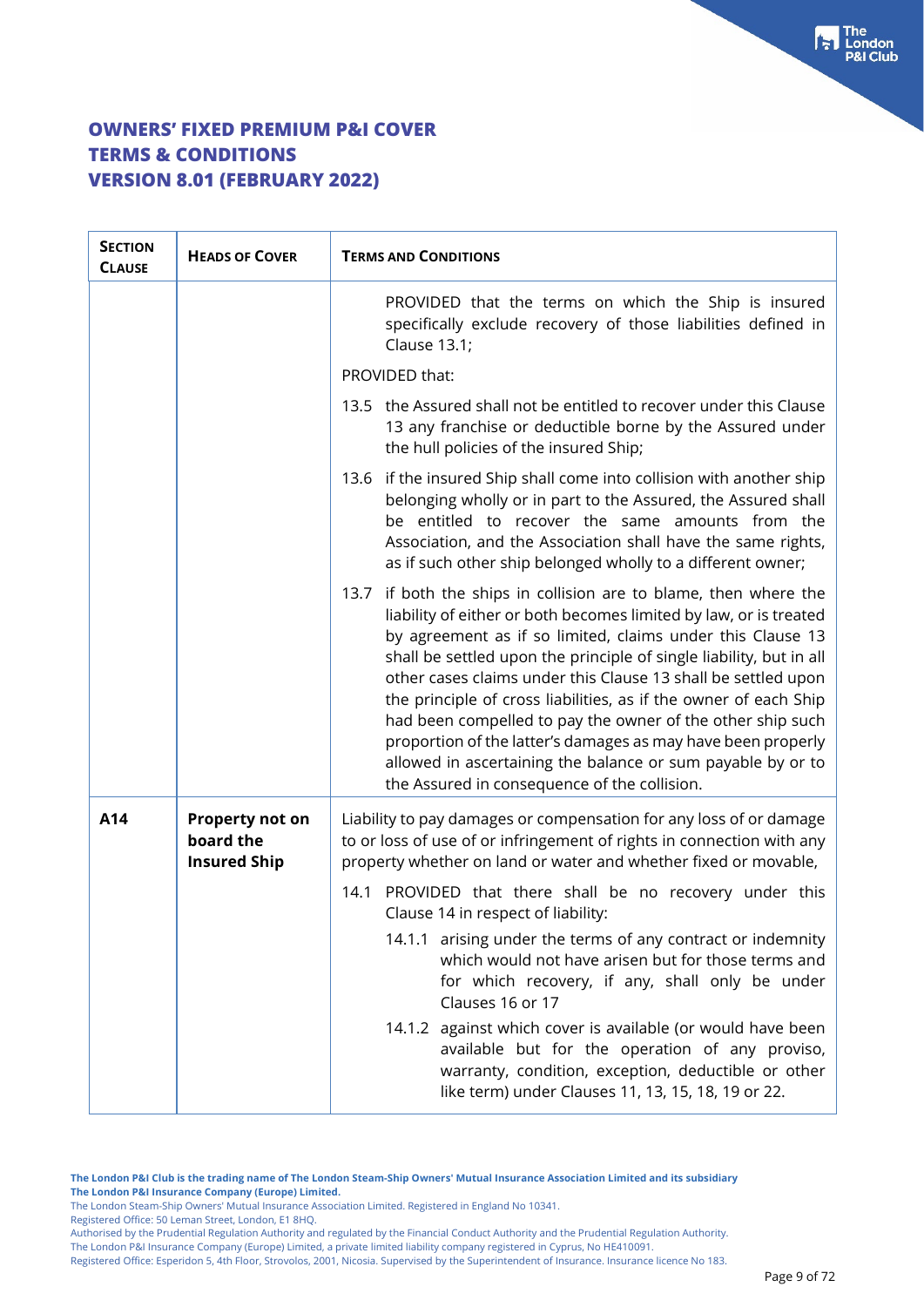# OWNERS' FIXED PREMIUM P&I COVER
# TERMS & CONDITIONS
# VERSION 8.01 (FEBRUARY 2022)

| SECTION CLAUSE | HEADS OF COVER | TERMS AND CONDITIONS |
|---|---|---|
| | | PROVIDED that the terms on which the Ship is insured specifically exclude recovery of those liabilities defined in Clause 13.1;<br><br>PROVIDED that:<br><br>13.5 the Assured shall not be entitled to recover under this Clause 13 any franchise or deductible borne by the Assured under the hull policies of the insured Ship;<br><br>13.6 if the insured Ship shall come into collision with another ship belonging wholly or in part to the Assured, the Assured shall be entitled to recover the same amounts from the Association, and the Association shall have the same rights, as if such other ship belonged wholly to a different owner;<br><br>13.7 if both the ships in collision are to blame, then where the liability of either or both becomes limited by law, or is treated by agreement as if so limited, claims under this Clause 13 shall be settled upon the principle of single liability, but in all other cases claims under this Clause 13 shall be settled upon the principle of cross liabilities, as if the owner of each Ship had been compelled to pay the owner of the other ship such proportion of the latter's damages as may have been properly allowed in ascertaining the balance or sum payable by or to the Assured in consequence of the collision. |
| **A14** | **Property not on board the Insured Ship** | Liability to pay damages or compensation for any loss of or damage to or loss of use of or infringement of rights in connection with any property whether on land or water and whether fixed or movable,<br><br>14.1 PROVIDED that there shall be no recovery under this Clause 14 in respect of liability:<br><br>14.1.1 arising under the terms of any contract or indemnity which would not have arisen but for those terms and for which recovery, if any, shall only be under Clauses 16 or 17<br><br>14.1.2 against which cover is available (or would have been available but for the operation of any proviso, warranty, condition, exception, deductible or other like term) under Clauses 11, 13, 15, 18, 19 or 22. |

**The London P&I Club is the trading name of The London Steam-Ship Owners' Mutual Insurance Association Limited and its subsidiary The London P&I Insurance Company (Europe) Limited.**
The London Steam-Ship Owners' Mutual Insurance Association Limited. Registered in England No 10341.
Registered Office: 50 Leman Street, London, E1 8HQ.
Authorised by the Prudential Regulation Authority and regulated by the Financial Conduct Authority and the Prudential Regulation Authority.
The London P&I Insurance Company (Europe) Limited, a private limited liability company registered in Cyprus, No HE410091.
Registered Office: Esperidon 5, 4th Floor, Strovolos, 2001, Nicosia. Supervised by the Superintendent of Insurance. Insurance licence No 183.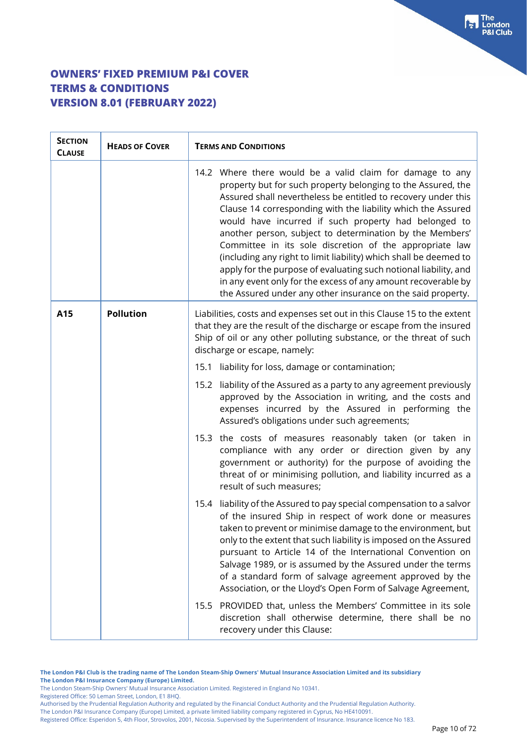# OWNERS' FIXED PREMIUM P&I COVER
# TERMS & CONDITIONS
# VERSION 8.01 (FEBRUARY 2022)

| SECTION CLAUSE | HEADS OF COVER | TERMS AND CONDITIONS |
|---|---|---|
| | | 14.2 Where there would be a valid claim for damage to any property but for such property belonging to the Assured, the Assured shall nevertheless be entitled to recovery under this Clause 14 corresponding with the liability which the Assured would have incurred if such property had belonged to another person, subject to determination by the Members' Committee in its sole discretion of the appropriate law (including any right to limit liability) which shall be deemed to apply for the purpose of evaluating such notional liability, and in any event only for the excess of any amount recoverable by the Assured under any other insurance on the said property. |
| **A15** | **Pollution** | Liabilities, costs and expenses set out in this Clause 15 to the extent that they are the result of the discharge or escape from the insured Ship of oil or any other polluting substance, or the threat of such discharge or escape, namely:<br><br>15.1 liability for loss, damage or contamination;<br><br>15.2 liability of the Assured as a party to any agreement previously approved by the Association in writing, and the costs and expenses incurred by the Assured in performing the Assured's obligations under such agreements;<br><br>15.3 the costs of measures reasonably taken (or taken in compliance with any order or direction given by any government or authority) for the purpose of avoiding the threat of or minimising pollution, and liability incurred as a result of such measures;<br><br>15.4 liability of the Assured to pay special compensation to a salvor of the insured Ship in respect of work done or measures taken to prevent or minimise damage to the environment, but only to the extent that such liability is imposed on the Assured pursuant to Article 14 of the International Convention on Salvage 1989, or is assumed by the Assured under the terms of a standard form of salvage agreement approved by the Association, or the Lloyd's Open Form of Salvage Agreement,<br><br>15.5 PROVIDED that, unless the Members' Committee in its sole discretion shall otherwise determine, there shall be no recovery under this Clause: |

**The London P&I Club is the trading name of The London Steam-Ship Owners' Mutual Insurance Association Limited and its subsidiary The London P&I Insurance Company (Europe) Limited.**
The London Steam-Ship Owners' Mutual Insurance Association Limited. Registered in England No 10341.
Registered Office: 50 Leman Street, London, E1 8HQ.
Authorised by the Prudential Regulation Authority and regulated by the Financial Conduct Authority and the Prudential Regulation Authority.
The London P&I Insurance Company (Europe) Limited, a private limited liability company registered in Cyprus, No HE410091.
Registered Office: Esperidon 5, 4th Floor, Strovolos, 2001, Nicosia. Supervised by the Superintendent of Insurance. Insurance licence No 183.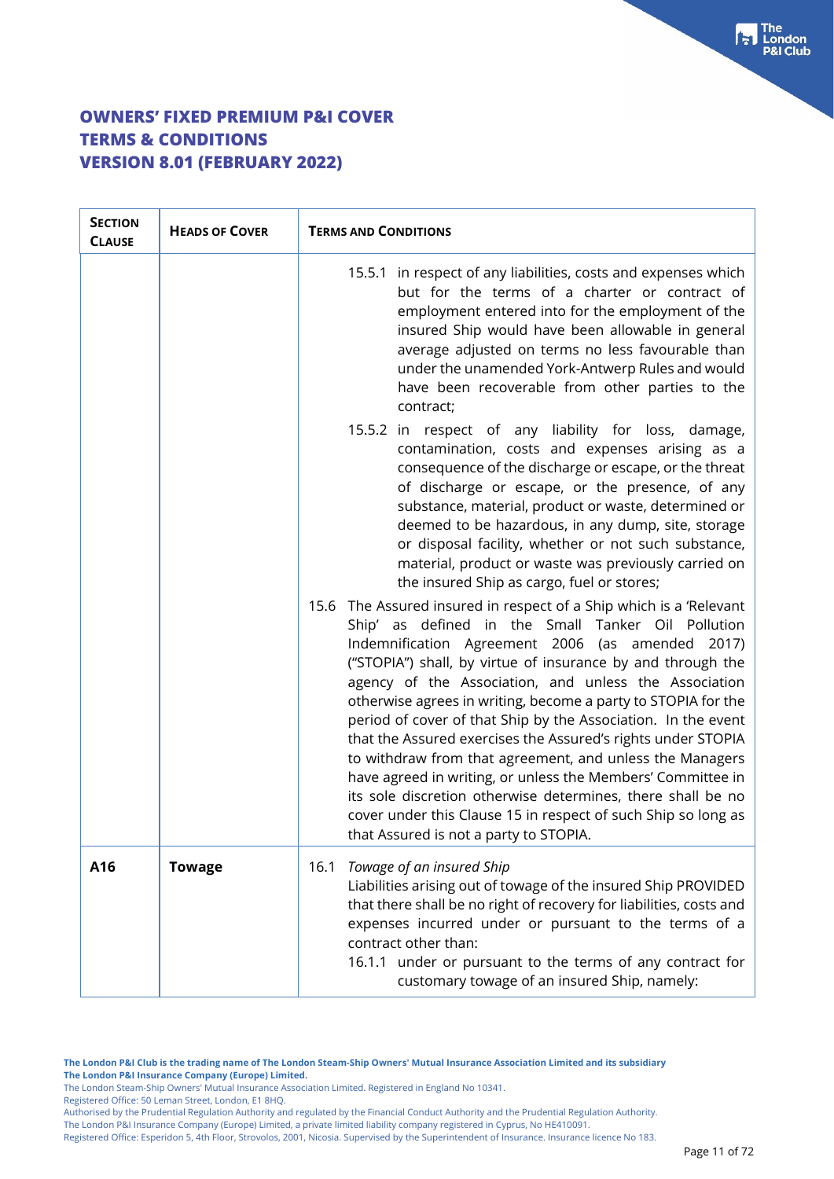# OWNERS' FIXED PREMIUM P&I COVER
# TERMS & CONDITIONS
# VERSION 8.01 (FEBRUARY 2022)

| SECTION CLAUSE | HEADS OF COVER | TERMS AND CONDITIONS |
|---|---|---|
| | | 15.5.1 in respect of any liabilities, costs and expenses which but for the terms of a charter or contract of employment entered into for the employment of the insured Ship would have been allowable in general average adjusted on terms no less favourable than under the unamended York-Antwerp Rules and would have been recoverable from other parties to the contract;<br><br>15.5.2 in respect of any liability for loss, damage, contamination, costs and expenses arising as a consequence of the discharge or escape, or the threat of discharge or escape, or the presence, of any substance, material, product or waste, determined or deemed to be hazardous, in any dump, site, storage or disposal facility, whether or not such substance, material, product or waste was previously carried on the insured Ship as cargo, fuel or stores;<br><br>15.6 The Assured insured in respect of a Ship which is a 'Relevant Ship' as defined in the Small Tanker Oil Pollution Indemnification Agreement 2006 (as amended 2017) ("STOPIA") shall, by virtue of insurance by and through the agency of the Association, and unless the Association otherwise agrees in writing, become a party to STOPIA for the period of cover of that Ship by the Association. In the event that the Assured exercises the Assured's rights under STOPIA to withdraw from that agreement, and unless the Managers have agreed in writing, or unless the Members' Committee in its sole discretion otherwise determines, there shall be no cover under this Clause 15 in respect of such Ship so long as that Assured is not a party to STOPIA. |
| **A16** | **Towage** | 16.1 *Towage of an insured Ship*<br>Liabilities arising out of towage of the insured Ship PROVIDED that there shall be no right of recovery for liabilities, costs and expenses incurred under or pursuant to the terms of a contract other than:<br><br>16.1.1 under or pursuant to the terms of any contract for customary towage of an insured Ship, namely: |

**The London P&I Club is the trading name of The London Steam-Ship Owners' Mutual Insurance Association Limited and its subsidiary The London P&I Insurance Company (Europe) Limited.**
The London Steam-Ship Owners' Mutual Insurance Association Limited. Registered in England No 10341.
Registered Office: 50 Leman Street, London, E1 8HQ.
Authorised by the Prudential Regulation Authority and regulated by the Financial Conduct Authority and the Prudential Regulation Authority.
The London P&I Insurance Company (Europe) Limited, a private limited liability company registered in Cyprus, No HE410091.
Registered Office: Esperidon 5, 4th Floor, Strovolos, 2001, Nicosia. Supervised by the Superintendent of Insurance. Insurance licence No 183.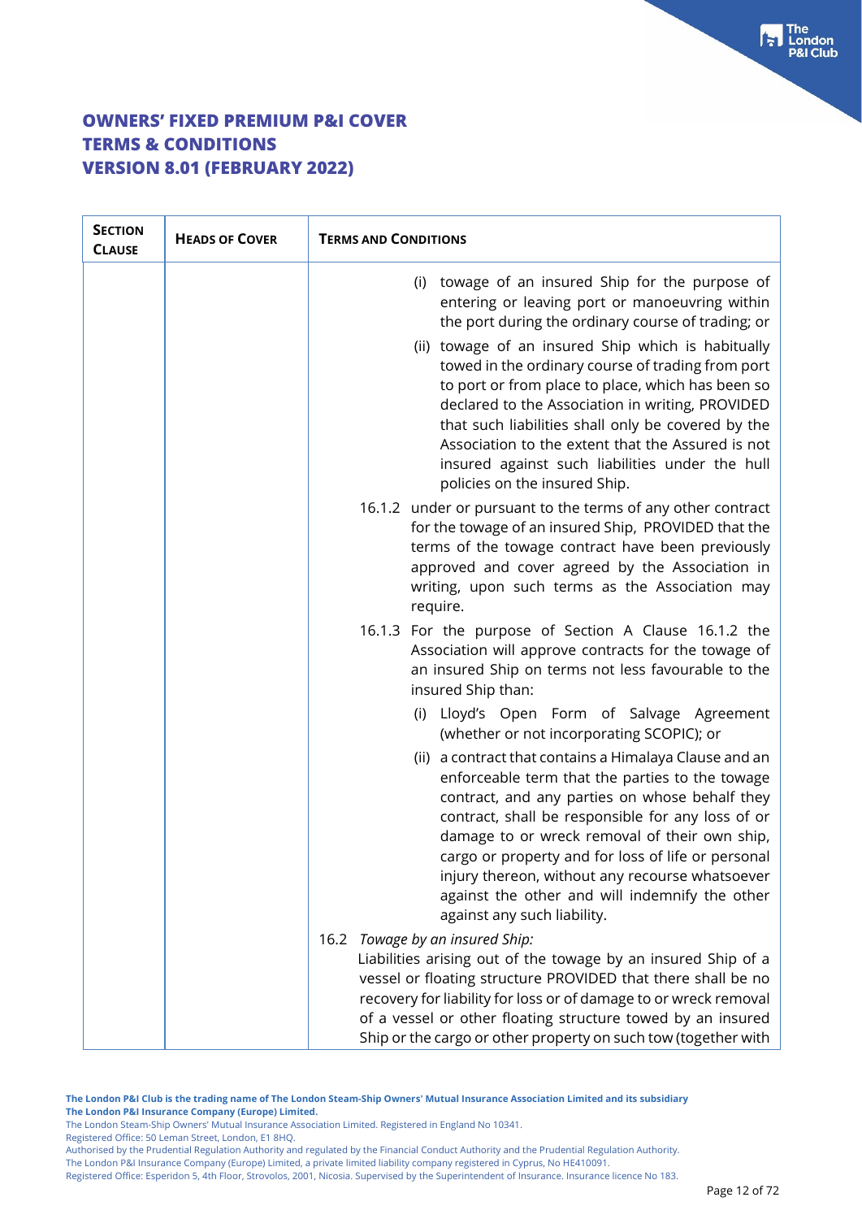# OWNERS' FIXED PREMIUM P&I COVER
# TERMS & CONDITIONS
# VERSION 8.01 (FEBRUARY 2022)

| SECTION CLAUSE | HEADS OF COVER | TERMS AND CONDITIONS |
|---|---|---|
| | | (i) towage of an insured Ship for the purpose of entering or leaving port or manoeuvring within the port during the ordinary course of trading; or<br><br>(ii) towage of an insured Ship which is habitually towed in the ordinary course of trading from port to port or from place to place, which has been so declared to the Association in writing, PROVIDED that such liabilities shall only be covered by the Association to the extent that the Assured is not insured against such liabilities under the hull policies on the insured Ship.<br><br>16.1.2 under or pursuant to the terms of any other contract for the towage of an insured Ship, PROVIDED that the terms of the towage contract have been previously approved and cover agreed by the Association in writing, upon such terms as the Association may require.<br><br>16.1.3 For the purpose of Section A Clause 16.1.2 the Association will approve contracts for the towage of an insured Ship on terms not less favourable to the insured Ship than:<br><br>(i) Lloyd's Open Form of Salvage Agreement (whether or not incorporating SCOPIC); or<br><br>(ii) a contract that contains a Himalaya Clause and an enforceable term that the parties to the towage contract, and any parties on whose behalf they contract, shall be responsible for any loss of or damage to or wreck removal of their own ship, cargo or property and for loss of life or personal injury thereon, without any recourse whatsoever against the other and will indemnify the other against any such liability.<br><br>16.2 *Towage by an insured Ship:*<br>Liabilities arising out of the towage by an insured Ship of a vessel or floating structure PROVIDED that there shall be no recovery for liability for loss or of damage to or wreck removal of a vessel or other floating structure towed by an insured Ship or the cargo or other property on such tow (together with |

**The London P&I Club is the trading name of The London Steam-Ship Owners' Mutual Insurance Association Limited and its subsidiary The London P&I Insurance Company (Europe) Limited.**
The London Steam-Ship Owners' Mutual Insurance Association Limited. Registered in England No 10341.
Registered Office: 50 Leman Street, London, E1 8HQ.
Authorised by the Prudential Regulation Authority and regulated by the Financial Conduct Authority and the Prudential Regulation Authority.
The London P&I Insurance Company (Europe) Limited, a private limited liability company registered in Cyprus, No HE410091.
Registered Office: Esperidon 5, 4th Floor, Strovolos, 2001, Nicosia. Supervised by the Superintendent of Insurance. Insurance licence No 183.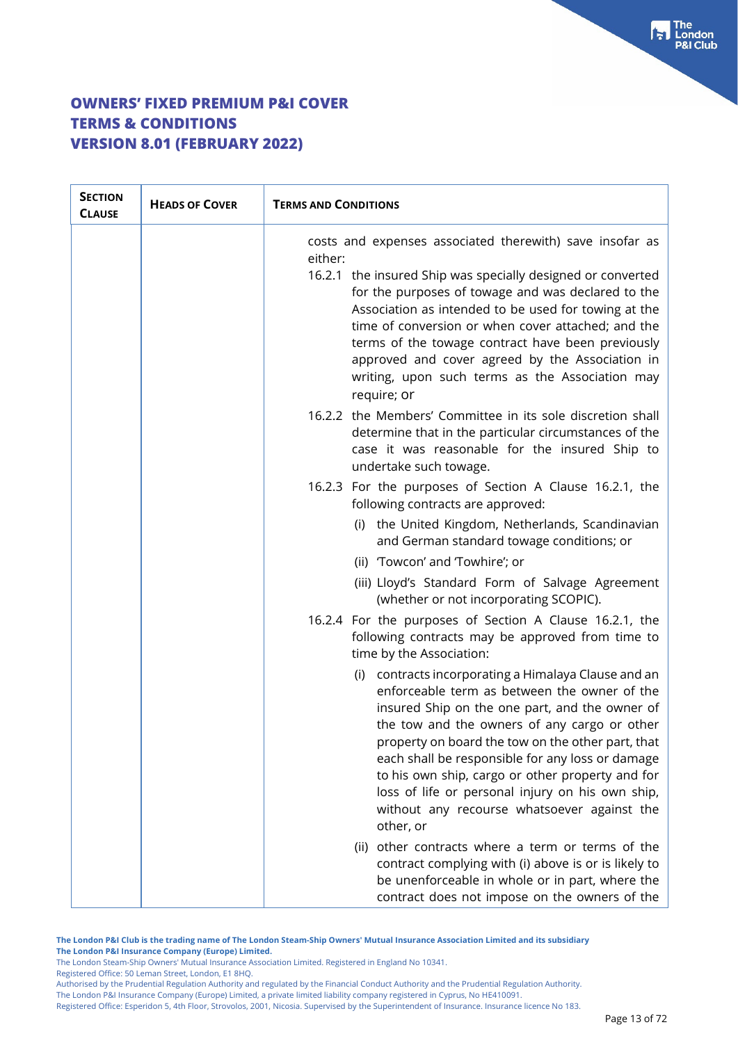# OWNERS' FIXED PREMIUM P&I COVER
# TERMS & CONDITIONS
# VERSION 8.01 (FEBRUARY 2022)

| SECTION CLAUSE | HEADS OF COVER | TERMS AND CONDITIONS |
|---|---|---|
| | | costs and expenses associated therewith) save insofar as either:<br>16.2.1 the insured Ship was specially designed or converted for the purposes of towage and was declared to the Association as intended to be used for towing at the time of conversion or when cover attached; and the terms of the towage contract have been previously approved and cover agreed by the Association in writing, upon such terms as the Association may require; or<br>16.2.2 the Members' Committee in its sole discretion shall determine that in the particular circumstances of the case it was reasonable for the insured Ship to undertake such towage.<br>16.2.3 For the purposes of Section A Clause 16.2.1, the following contracts are approved:<br>(i) the United Kingdom, Netherlands, Scandinavian and German standard towage conditions; or<br>(ii) 'Towcon' and 'Towhire'; or<br>(iii) Lloyd's Standard Form of Salvage Agreement (whether or not incorporating SCOPIC).<br>16.2.4 For the purposes of Section A Clause 16.2.1, the following contracts may be approved from time to time by the Association:<br>(i) contracts incorporating a Himalaya Clause and an enforceable term as between the owner of the insured Ship on the one part, and the owner of the tow and the owners of any cargo or other property on board the tow on the other part, that each shall be responsible for any loss or damage to his own ship, cargo or other property and for loss of life or personal injury on his own ship, without any recourse whatsoever against the other, or<br>(ii) other contracts where a term or terms of the contract complying with (i) above is or is likely to be unenforceable in whole or in part, where the contract does not impose on the owners of the |

**The London P&I Club is the trading name of The London Steam-Ship Owners' Mutual Insurance Association Limited and its subsidiary The London P&I Insurance Company (Europe) Limited.**
The London Steam-Ship Owners' Mutual Insurance Association Limited. Registered in England No 10341.
Registered Office: 50 Leman Street, London, E1 8HQ.
Authorised by the Prudential Regulation Authority and regulated by the Financial Conduct Authority and the Prudential Regulation Authority.
The London P&I Insurance Company (Europe) Limited, a private limited liability company registered in Cyprus, No HE410091.
Registered Office: Esperidon 5, 4th Floor, Strovolos, 2001, Nicosia. Supervised by the Superintendent of Insurance. Insurance licence No 183.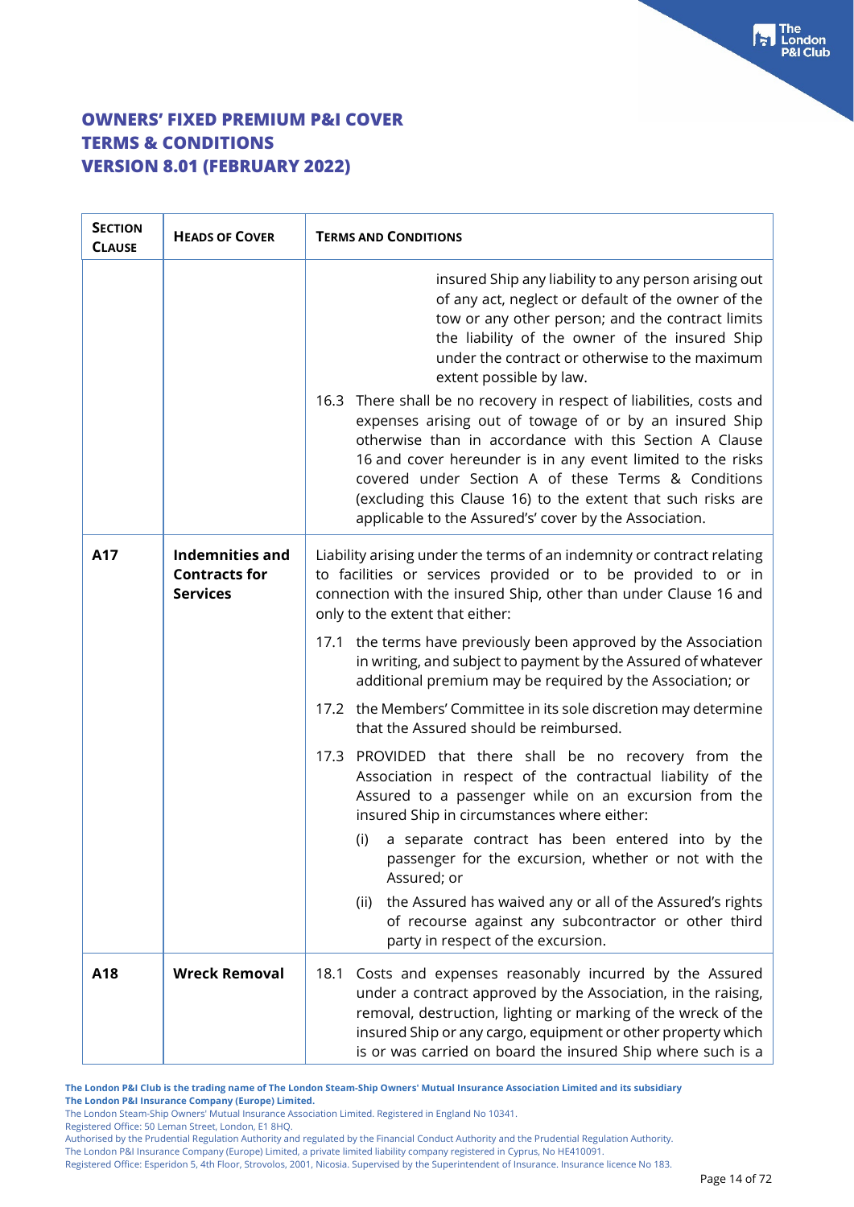# OWNERS' FIXED PREMIUM P&I COVER
# TERMS & CONDITIONS
# VERSION 8.01 (FEBRUARY 2022)

| SECTION CLAUSE | HEADS OF COVER | TERMS AND CONDITIONS |
|---|---|---|
| | | insured Ship any liability to any person arising out of any act, neglect or default of the owner of the tow or any other person; and the contract limits the liability of the owner of the insured Ship under the contract or otherwise to the maximum extent possible by law.<br><br>16.3 There shall be no recovery in respect of liabilities, costs and expenses arising out of towage of or by an insured Ship otherwise than in accordance with this Section A Clause 16 and cover hereunder is in any event limited to the risks covered under Section A of these Terms & Conditions (excluding this Clause 16) to the extent that such risks are applicable to the Assured's' cover by the Association. |
| **A17** | **Indemnities and Contracts for Services** | Liability arising under the terms of an indemnity or contract relating to facilities or services provided or to be provided to or in connection with the insured Ship, other than under Clause 16 and only to the extent that either:<br><br>17.1 the terms have previously been approved by the Association in writing, and subject to payment by the Assured of whatever additional premium may be required by the Association; or<br><br>17.2 the Members' Committee in its sole discretion may determine that the Assured should be reimbursed.<br><br>17.3 PROVIDED that there shall be no recovery from the Association in respect of the contractual liability of the Assured to a passenger while on an excursion from the insured Ship in circumstances where either:<br><br>(i) a separate contract has been entered into by the passenger for the excursion, whether or not with the Assured; or<br><br>(ii) the Assured has waived any or all of the Assured's rights of recourse against any subcontractor or other third party in respect of the excursion. |
| **A18** | **Wreck Removal** | 18.1 Costs and expenses reasonably incurred by the Assured under a contract approved by the Association, in the raising, removal, destruction, lighting or marking of the wreck of the insured Ship or any cargo, equipment or other property which is or was carried on board the insured Ship where such is a |

The London P&I Club is the trading name of The London Steam-Ship Owners' Mutual Insurance Association Limited and its subsidiary The London P&I Insurance Company (Europe) Limited.
The London Steam-Ship Owners' Mutual Insurance Association Limited. Registered in England No 10341.
Registered Office: 50 Leman Street, London, E1 8HQ.
Authorised by the Prudential Regulation Authority and regulated by the Financial Conduct Authority and the Prudential Regulation Authority.
The London P&I Insurance Company (Europe) Limited, a private limited liability company registered in Cyprus, No HE410091.
Registered Office: Esperidon 5, 4th Floor, Strovolos, 2001, Nicosia. Supervised by the Superintendent of Insurance. Insurance licence No 183.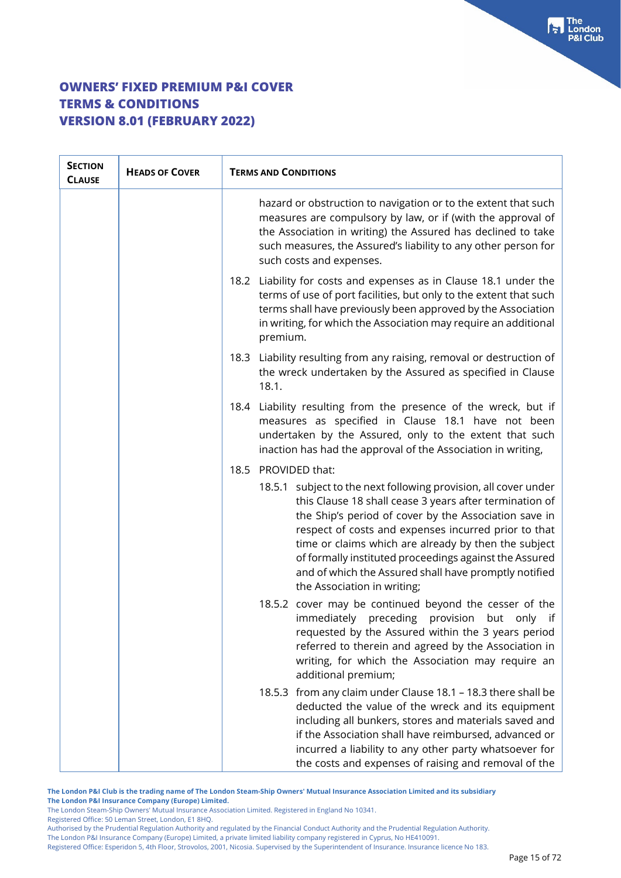# OWNERS' FIXED PREMIUM P&I COVER TERMS & CONDITIONS VERSION 8.01 (FEBRUARY 2022)

| SECTION CLAUSE | HEADS OF COVER | TERMS AND CONDITIONS |
|---|---|---|
| | | hazard or obstruction to navigation or to the extent that such measures are compulsory by law, or if (with the approval of the Association in writing) the Assured has declined to take such measures, the Assured's liability to any other person for such costs and expenses.<br><br>18.2 Liability for costs and expenses as in Clause 18.1 under the terms of use of port facilities, but only to the extent that such terms shall have previously been approved by the Association in writing, for which the Association may require an additional premium.<br><br>18.3 Liability resulting from any raising, removal or destruction of the wreck undertaken by the Assured as specified in Clause 18.1.<br><br>18.4 Liability resulting from the presence of the wreck, but if measures as specified in Clause 18.1 have not been undertaken by the Assured, only to the extent that such inaction has had the approval of the Association in writing,<br><br>18.5 PROVIDED that:<br><br>18.5.1 subject to the next following provision, all cover under this Clause 18 shall cease 3 years after termination of the Ship's period of cover by the Association save in respect of costs and expenses incurred prior to that time or claims which are already by then the subject of formally instituted proceedings against the Assured and of which the Assured shall have promptly notified the Association in writing;<br><br>18.5.2 cover may be continued beyond the cesser of the immediately preceding provision but only if requested by the Assured within the 3 years period referred to therein and agreed by the Association in writing, for which the Association may require an additional premium;<br><br>18.5.3 from any claim under Clause 18.1 – 18.3 there shall be deducted the value of the wreck and its equipment including all bunkers, stores and materials saved and if the Association shall have reimbursed, advanced or incurred a liability to any other party whatsoever for the costs and expenses of raising and removal of the |

**The London P&I Club is the trading name of The London Steam-Ship Owners' Mutual Insurance Association Limited and its subsidiary The London P&I Insurance Company (Europe) Limited.**

The London Steam-Ship Owners' Mutual Insurance Association Limited. Registered in England No 10341.
Registered Office: 50 Leman Street, London, E1 8HQ.
Authorised by the Prudential Regulation Authority and regulated by the Financial Conduct Authority and the Prudential Regulation Authority.
The London P&I Insurance Company (Europe) Limited, a private limited liability company registered in Cyprus, No HE410091.
Registered Office: Esperidon 5, 4th Floor, Strovolos, 2001, Nicosia. Supervised by the Superintendent of Insurance. Insurance licence No 183.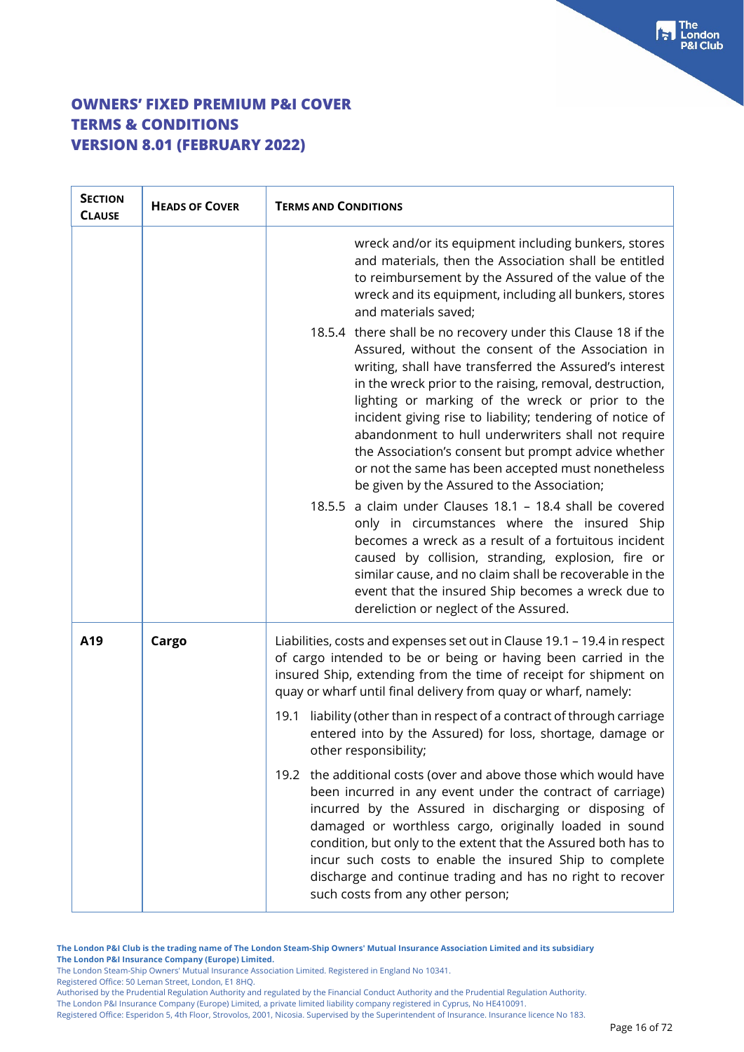# OWNERS' FIXED PREMIUM P&I COVER
# TERMS & CONDITIONS
# VERSION 8.01 (FEBRUARY 2022)

| SECTION CLAUSE | HEADS OF COVER | TERMS AND CONDITIONS |
|---|---|---|
| | | wreck and/or its equipment including bunkers, stores and materials, then the Association shall be entitled to reimbursement by the Assured of the value of the wreck and its equipment, including all bunkers, stores and materials saved;<br><br>18.5.4 there shall be no recovery under this Clause 18 if the Assured, without the consent of the Association in writing, shall have transferred the Assured's interest in the wreck prior to the raising, removal, destruction, lighting or marking of the wreck or prior to the incident giving rise to liability; tendering of notice of abandonment to hull underwriters shall not require the Association's consent but prompt advice whether or not the same has been accepted must nonetheless be given by the Assured to the Association;<br><br>18.5.5 a claim under Clauses 18.1 – 18.4 shall be covered only in circumstances where the insured Ship becomes a wreck as a result of a fortuitous incident caused by collision, stranding, explosion, fire or similar cause, and no claim shall be recoverable in the event that the insured Ship becomes a wreck due to dereliction or neglect of the Assured. |
| **A19** | **Cargo** | Liabilities, costs and expenses set out in Clause 19.1 – 19.4 in respect of cargo intended to be or being or having been carried in the insured Ship, extending from the time of receipt for shipment on quay or wharf until final delivery from quay or wharf, namely:<br><br>19.1 liability (other than in respect of a contract of through carriage entered into by the Assured) for loss, shortage, damage or other responsibility;<br><br>19.2 the additional costs (over and above those which would have been incurred in any event under the contract of carriage) incurred by the Assured in discharging or disposing of damaged or worthless cargo, originally loaded in sound condition, but only to the extent that the Assured both has to incur such costs to enable the insured Ship to complete discharge and continue trading and has no right to recover such costs from any other person; |

**The London P&I Club is the trading name of The London Steam-Ship Owners' Mutual Insurance Association Limited and its subsidiary The London P&I Insurance Company (Europe) Limited.**
The London Steam-Ship Owners' Mutual Insurance Association Limited. Registered in England No 10341.
Registered Office: 50 Leman Street, London, E1 8HQ.
Authorised by the Prudential Regulation Authority and regulated by the Financial Conduct Authority and the Prudential Regulation Authority.
The London P&I Insurance Company (Europe) Limited, a private limited liability company registered in Cyprus, No HE410091.
Registered Office: Esperidon 5, 4th Floor, Strovolos, 2001, Nicosia. Supervised by the Superintendent of Insurance. Insurance licence No 183.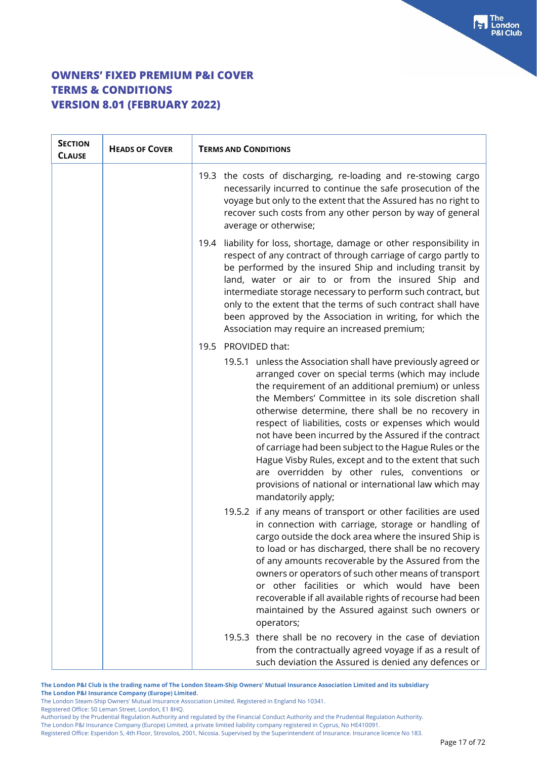# OWNERS' FIXED PREMIUM P&I COVER
# TERMS & CONDITIONS
# VERSION 8.01 (FEBRUARY 2022)

| SECTION CLAUSE | HEADS OF COVER | TERMS AND CONDITIONS |
|---|---|---|
| | | 19.3 the costs of discharging, re-loading and re-stowing cargo necessarily incurred to continue the safe prosecution of the voyage but only to the extent that the Assured has no right to recover such costs from any other person by way of general average or otherwise; |
| | | 19.4 liability for loss, shortage, damage or other responsibility in respect of any contract of through carriage of cargo partly to be performed by the insured Ship and including transit by land, water or air to or from the insured Ship and intermediate storage necessary to perform such contract, but only to the extent that the terms of such contract shall have been approved by the Association in writing, for which the Association may require an increased premium; |
| | | 19.5 PROVIDED that: |
| | | 19.5.1 unless the Association shall have previously agreed or arranged cover on special terms (which may include the requirement of an additional premium) or unless the Members' Committee in its sole discretion shall otherwise determine, there shall be no recovery in respect of liabilities, costs or expenses which would not have been incurred by the Assured if the contract of carriage had been subject to the Hague Rules or the Hague Visby Rules, except and to the extent that such are overridden by other rules, conventions or provisions of national or international law which may mandatorily apply; |
| | | 19.5.2 if any means of transport or other facilities are used in connection with carriage, storage or handling of cargo outside the dock area where the insured Ship is to load or has discharged, there shall be no recovery of any amounts recoverable by the Assured from the owners or operators of such other means of transport or other facilities or which would have been recoverable if all available rights of recourse had been maintained by the Assured against such owners or operators; |
| | | 19.5.3 there shall be no recovery in the case of deviation from the contractually agreed voyage if as a result of such deviation the Assured is denied any defences or |

**The London P&I Club is the trading name of The London Steam-Ship Owners' Mutual Insurance Association Limited and its subsidiary The London P&I Insurance Company (Europe) Limited.**
The London Steam-Ship Owners' Mutual Insurance Association Limited. Registered in England No 10341.
Registered Office: 50 Leman Street, London, E1 8HQ.
Authorised by the Prudential Regulation Authority and regulated by the Financial Conduct Authority and the Prudential Regulation Authority.
The London P&I Insurance Company (Europe) Limited, a private limited liability company registered in Cyprus, No HE410091.
Registered Office: Esperidon 5, 4th Floor, Strovolos, 2001, Nicosia. Supervised by the Superintendent of Insurance. Insurance licence No 183.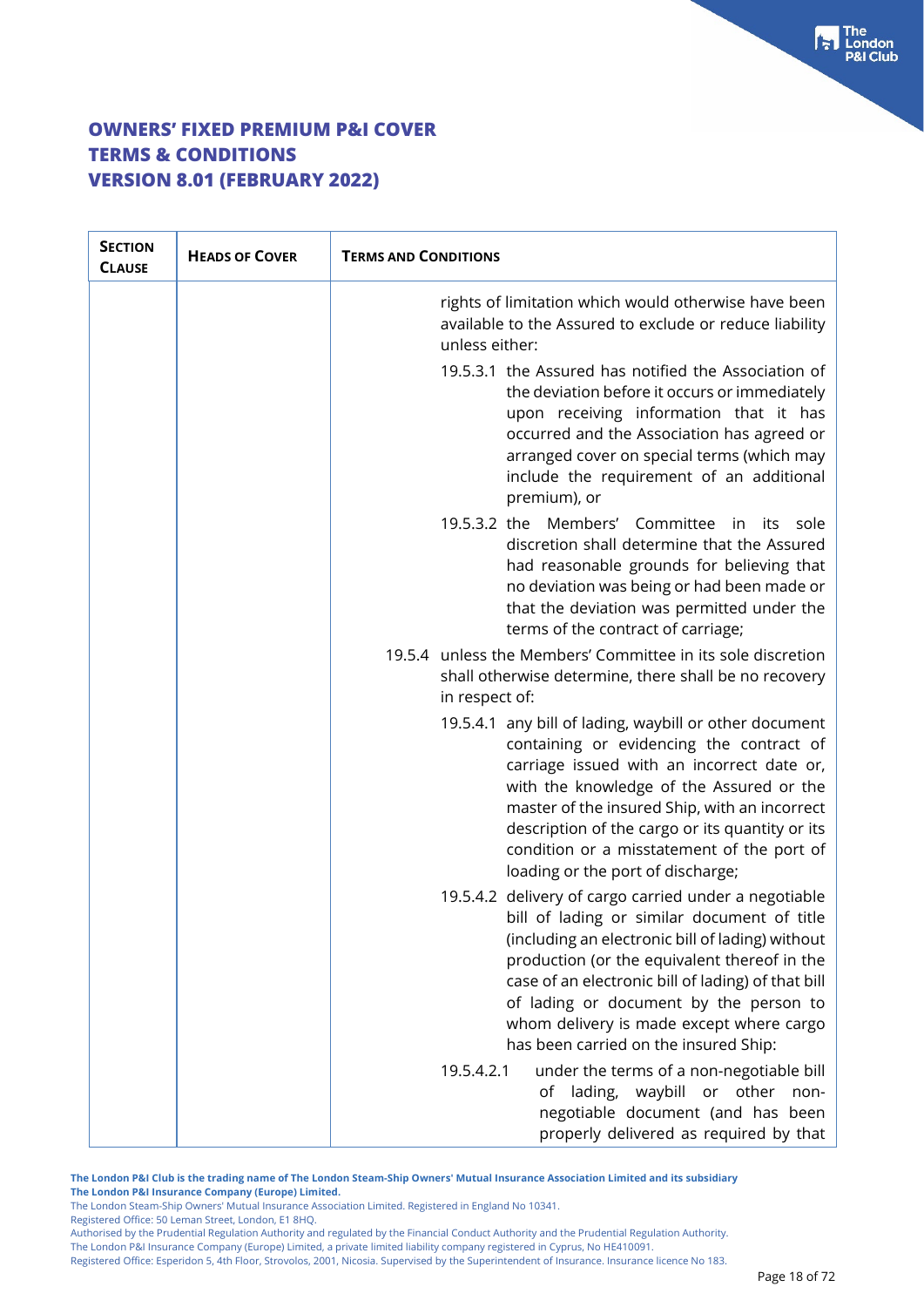# OWNERS' FIXED PREMIUM P&I COVER TERMS & CONDITIONS VERSION 8.01 (FEBRUARY 2022)

| SECTION CLAUSE | HEADS OF COVER | TERMS AND CONDITIONS |
|---|---|---|
| | | rights of limitation which would otherwise have been available to the Assured to exclude or reduce liability unless either:<br><br>19.5.3.1 the Assured has notified the Association of the deviation before it occurs or immediately upon receiving information that it has occurred and the Association has agreed or arranged cover on special terms (which may include the requirement of an additional premium), or<br><br>19.5.3.2 the Members' Committee in its sole discretion shall determine that the Assured had reasonable grounds for believing that no deviation was being or had been made or that the deviation was permitted under the terms of the contract of carriage;<br><br>19.5.4 unless the Members' Committee in its sole discretion shall otherwise determine, there shall be no recovery in respect of:<br><br>19.5.4.1 any bill of lading, waybill or other document containing or evidencing the contract of carriage issued with an incorrect date or, with the knowledge of the Assured or the master of the insured Ship, with an incorrect description of the cargo or its quantity or its condition or a misstatement of the port of loading or the port of discharge;<br><br>19.5.4.2 delivery of cargo carried under a negotiable bill of lading or similar document of title (including an electronic bill of lading) without production (or the equivalent thereof in the case of an electronic bill of lading) of that bill of lading or document by the person to whom delivery is made except where cargo has been carried on the insured Ship:<br><br>19.5.4.2.1 under the terms of a non-negotiable bill of lading, waybill or other non-negotiable document (and has been properly delivered as required by that |

The London P&I Club is the trading name of The London Steam-Ship Owners' Mutual Insurance Association Limited and its subsidiary The London P&I Insurance Company (Europe) Limited.
The London Steam-Ship Owners' Mutual Insurance Association Limited. Registered in England No 10341.
Registered Office: 50 Leman Street, London, E1 8HQ.
Authorised by the Prudential Regulation Authority and regulated by the Financial Conduct Authority and the Prudential Regulation Authority.
The London P&I Insurance Company (Europe) Limited, a private limited liability company registered in Cyprus, No HE410091.
Registered Office: Esperidon 5, 4th Floor, Strovolos, 2001, Nicosia. Supervised by the Superintendent of Insurance. Insurance licence No 183.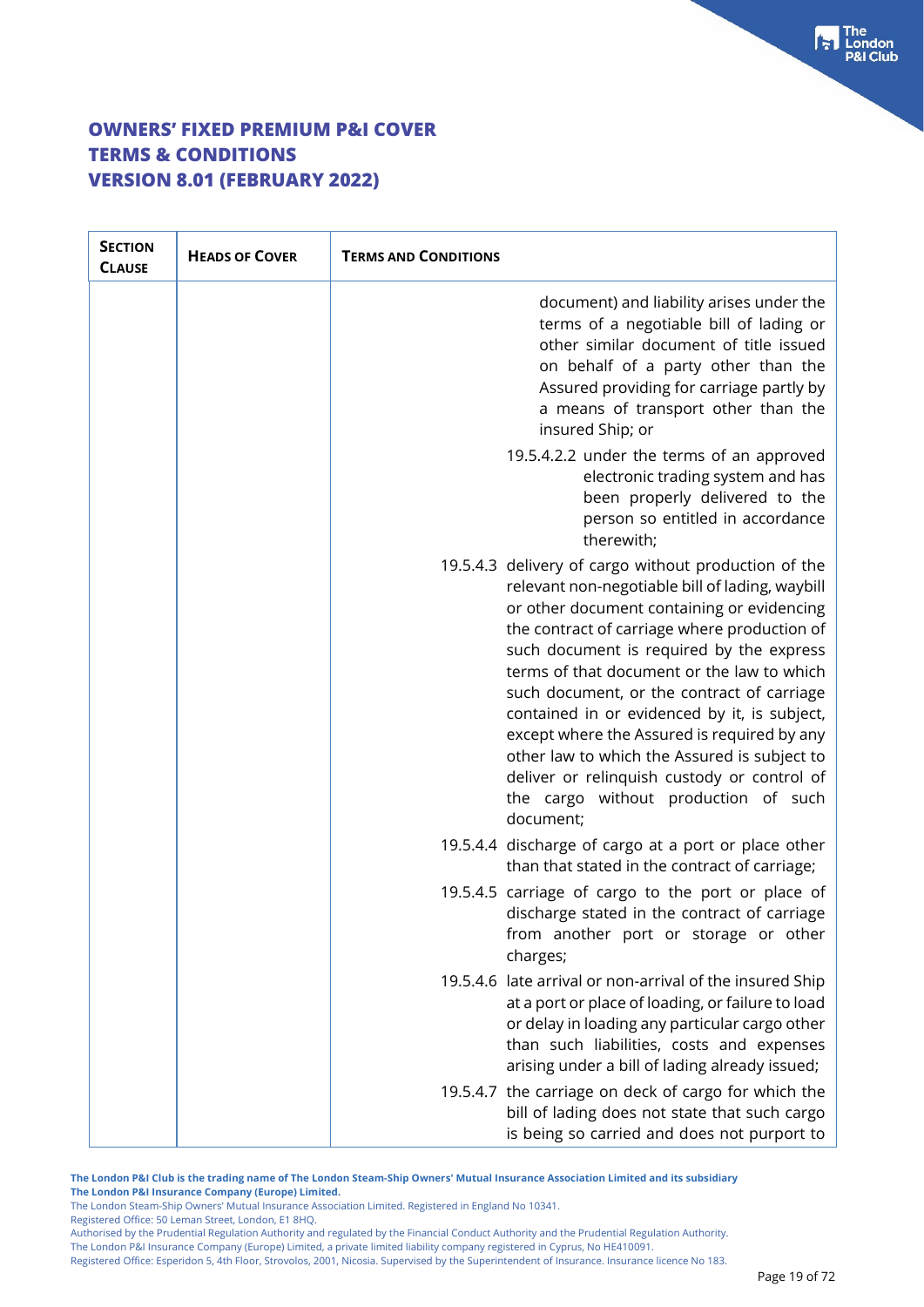| SECTION CLAUSE | HEADS OF COVER | TERMS AND CONDITIONS |
|---|---|---|
| | | document) and liability arises under the terms of a negotiable bill of lading or other similar document of title issued on behalf of a party other than the Assured providing for carriage partly by a means of transport other than the insured Ship; or<br><br>19.5.4.2.2 under the terms of an approved electronic trading system and has been properly delivered to the person so entitled in accordance therewith;<br><br>19.5.4.3 delivery of cargo without production of the relevant non-negotiable bill of lading, waybill or other document containing or evidencing the contract of carriage where production of such document is required by the express terms of that document or the law to which such document, or the contract of carriage contained in or evidenced by it, is subject, except where the Assured is required by any other law to which the Assured is subject to deliver or relinquish custody or control of the cargo without production of such document;<br><br>19.5.4.4 discharge of cargo at a port or place other than that stated in the contract of carriage;<br><br>19.5.4.5 carriage of cargo to the port or place of discharge stated in the contract of carriage from another port or storage or other charges;<br><br>19.5.4.6 late arrival or non-arrival of the insured Ship at a port or place of loading, or failure to load or delay in loading any particular cargo other than such liabilities, costs and expenses arising under a bill of lading already issued;<br><br>19.5.4.7 the carriage on deck of cargo for which the bill of lading does not state that such cargo is being so carried and does not purport to |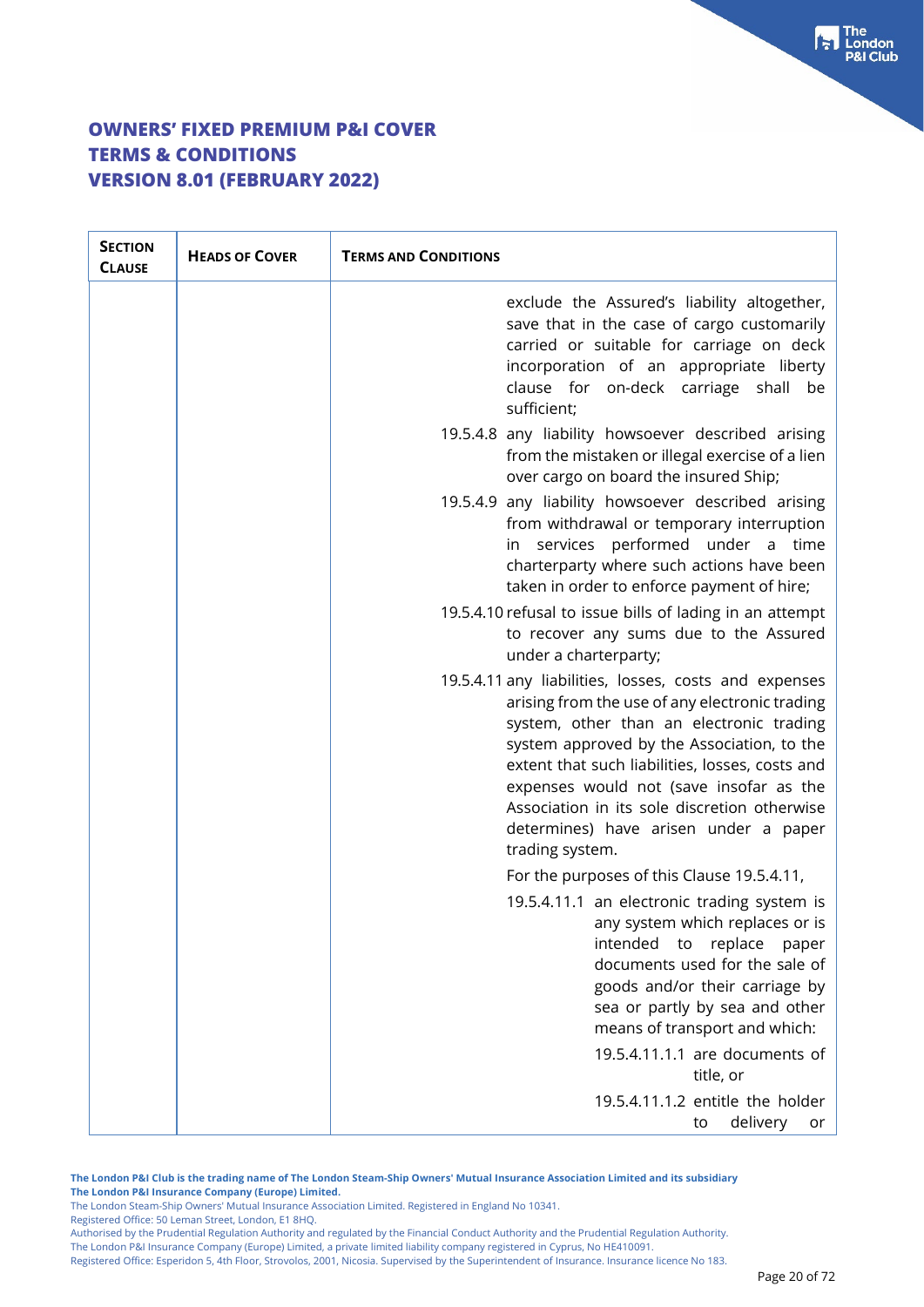# OWNERS' FIXED PREMIUM P&I COVER
# TERMS & CONDITIONS
# VERSION 8.01 (FEBRUARY 2022)

| SECTION CLAUSE | HEADS OF COVER | TERMS AND CONDITIONS |
|---|---|---|
| | | exclude the Assured's liability altogether, save that in the case of cargo customarily carried or suitable for carriage on deck incorporation of an appropriate liberty clause for on-deck carriage shall be sufficient; |
| | | 19.5.4.8 any liability howsoever described arising from the mistaken or illegal exercise of a lien over cargo on board the insured Ship; |
| | | 19.5.4.9 any liability howsoever described arising from withdrawal or temporary interruption in services performed under a time charterparty where such actions have been taken in order to enforce payment of hire; |
| | | 19.5.4.10 refusal to issue bills of lading in an attempt to recover any sums due to the Assured under a charterparty; |
| | | 19.5.4.11 any liabilities, losses, costs and expenses arising from the use of any electronic trading system, other than an electronic trading system approved by the Association, to the extent that such liabilities, losses, costs and expenses would not (save insofar as the Association in its sole discretion otherwise determines) have arisen under a paper trading system. |
| | | For the purposes of this Clause 19.5.4.11, |
| | | 19.5.4.11.1 an electronic trading system is any system which replaces or is intended to replace paper documents used for the sale of goods and/or their carriage by sea or partly by sea and other means of transport and which: |
| | | 19.5.4.11.1.1 are documents of title, or |
| | | 19.5.4.11.1.2 entitle the holder to delivery or |

The London P&I Club is the trading name of The London Steam-Ship Owners' Mutual Insurance Association Limited and its subsidiary The London P&I Insurance Company (Europe) Limited.
The London Steam-Ship Owners' Mutual Insurance Association Limited. Registered in England No 10341.
Registered Office: 50 Leman Street, London, E1 8HQ.
Authorised by the Prudential Regulation Authority and regulated by the Financial Conduct Authority and the Prudential Regulation Authority.
The London P&I Insurance Company (Europe) Limited, a private limited liability company registered in Cyprus, No HE410091.
Registered Office: Esperidon 5, 4th Floor, Strovolos, 2001, Nicosia. Supervised by the Superintendent of Insurance. Insurance licence No 183.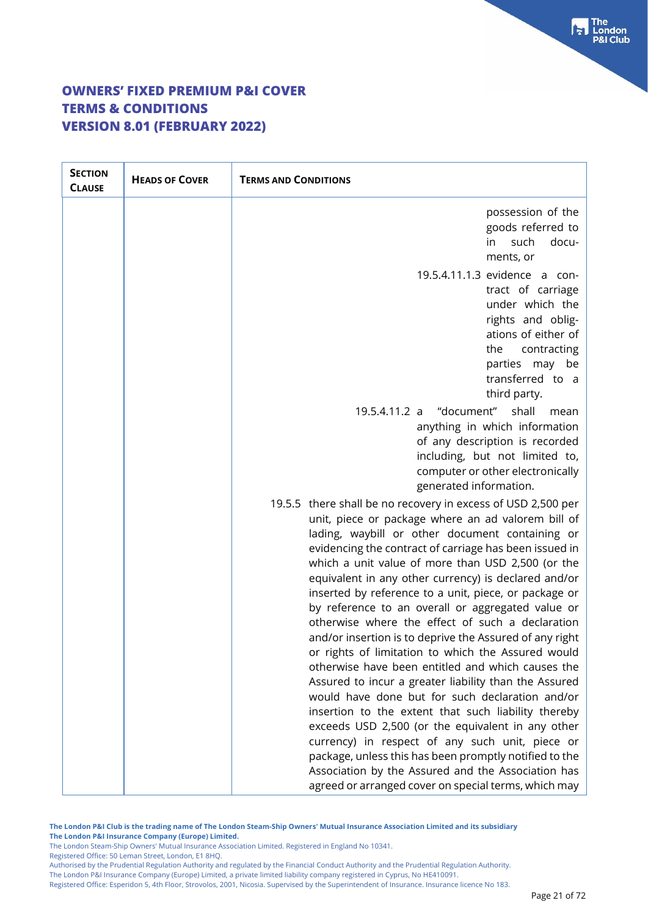# OWNERS' FIXED PREMIUM P&I COVER
# TERMS & CONDITIONS
# VERSION 8.01 (FEBRUARY 2022)

| SECTION CLAUSE | HEADS OF COVER | TERMS AND CONDITIONS |
|---|---|---|
| | | possession of the goods referred to in such documents, or<br><br>19.5.4.11.1.3 evidence a contract of carriage under which the rights and obligations of either of the contracting parties may be transferred to a third party.<br><br>19.5.4.11.2 a "document" shall mean anything in which information of any description is recorded including, but not limited to, computer or other electronically generated information.<br><br>19.5.5 there shall be no recovery in excess of USD 2,500 per unit, piece or package where an ad valorem bill of lading, waybill or other document containing or evidencing the contract of carriage has been issued in which a unit value of more than USD 2,500 (or the equivalent in any other currency) is declared and/or inserted by reference to a unit, piece, or package or by reference to an overall or aggregated value or otherwise where the effect of such a declaration and/or insertion is to deprive the Assured of any right or rights of limitation to which the Assured would otherwise have been entitled and which causes the Assured to incur a greater liability than the Assured would have done but for such declaration and/or insertion to the extent that such liability thereby exceeds USD 2,500 (or the equivalent in any other currency) in respect of any such unit, piece or package, unless this has been promptly notified to the Association by the Assured and the Association has agreed or arranged cover on special terms, which may |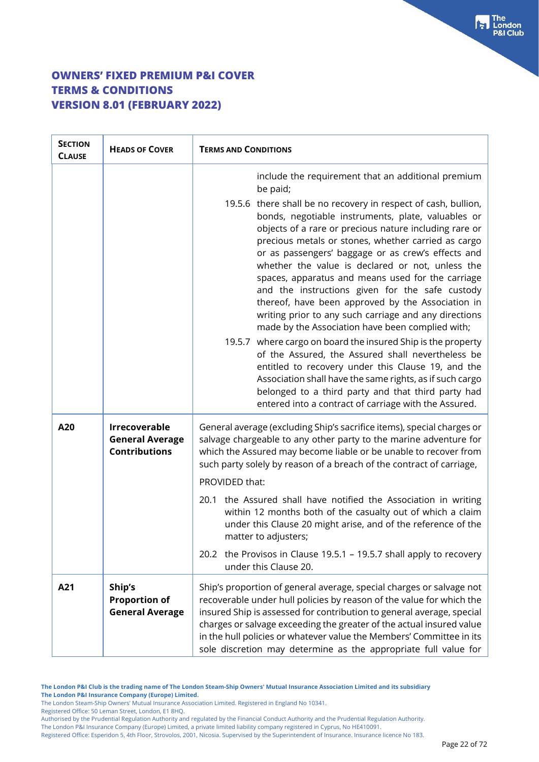| SECTION CLAUSE | HEADS OF COVER | TERMS AND CONDITIONS |
|---|---|---|
| | | include the requirement that an additional premium be paid;<br><br>19.5.6 there shall be no recovery in respect of cash, bullion, bonds, negotiable instruments, plate, valuables or objects of a rare or precious nature including rare or precious metals or stones, whether carried as cargo or as passengers' baggage or as crew's effects and whether the value is declared or not, unless the spaces, apparatus and means used for the carriage and the instructions given for the safe custody thereof, have been approved by the Association in writing prior to any such carriage and any directions made by the Association have been complied with;<br><br>19.5.7 where cargo on board the insured Ship is the property of the Assured, the Assured shall nevertheless be entitled to recovery under this Clause 19, and the Association shall have the same rights, as if such cargo belonged to a third party and that third party had entered into a contract of carriage with the Assured. |
| **A20** | **Irrecoverable General Average Contributions** | General average (excluding Ship's sacrifice items), special charges or salvage chargeable to any other party to the marine adventure for which the Assured may become liable or be unable to recover from such party solely by reason of a breach of the contract of carriage,<br><br>PROVIDED that:<br><br>20.1 the Assured shall have notified the Association in writing within 12 months both of the casualty out of which a claim under this Clause 20 might arise, and of the reference of the matter to adjusters;<br><br>20.2 the Provisos in Clause 19.5.1 – 19.5.7 shall apply to recovery under this Clause 20. |
| **A21** | **Ship's Proportion of General Average** | Ship's proportion of general average, special charges or salvage not recoverable under hull policies by reason of the value for which the insured Ship is assessed for contribution to general average, special charges or salvage exceeding the greater of the actual insured value in the hull policies or whatever value the Members' Committee in its sole discretion may determine as the appropriate full value for |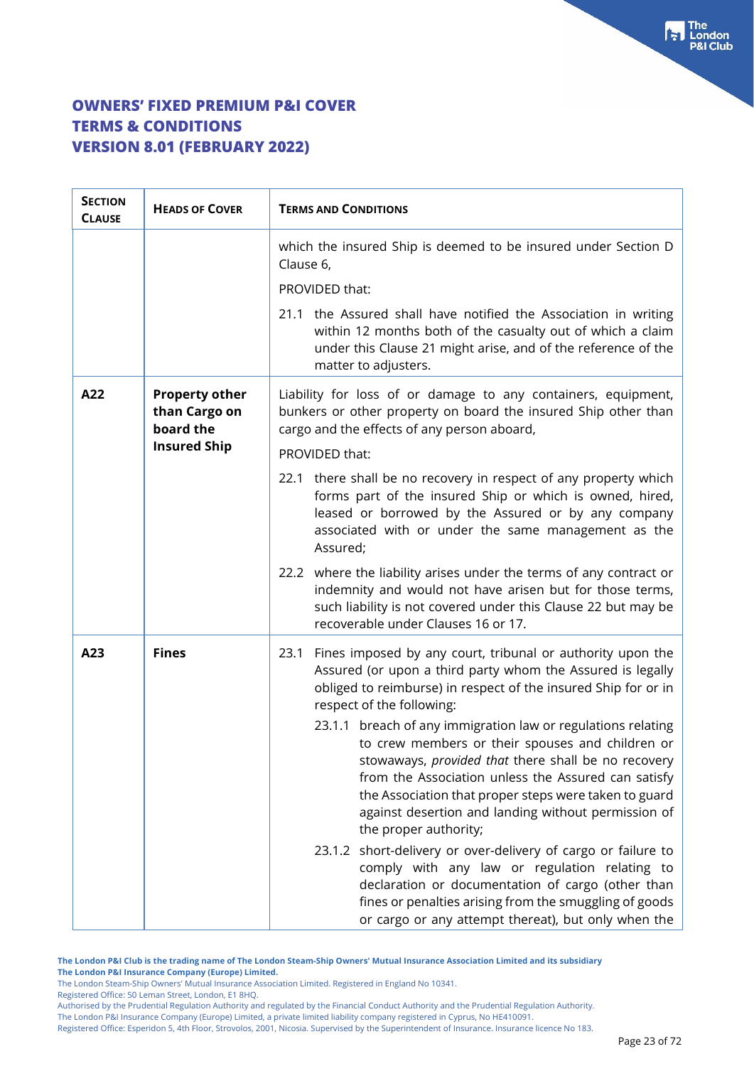# OWNERS' FIXED PREMIUM P&I COVER
# TERMS & CONDITIONS
# VERSION 8.01 (FEBRUARY 2022)

| SECTION CLAUSE | HEADS OF COVER | TERMS AND CONDITIONS |
|---|---|---|
| | | which the insured Ship is deemed to be insured under Section D Clause 6,<br><br>PROVIDED that:<br><br>21.1 the Assured shall have notified the Association in writing within 12 months both of the casualty out of which a claim under this Clause 21 might arise, and of the reference of the matter to adjusters. |
| **A22** | **Property other than Cargo on board the Insured Ship** | Liability for loss of or damage to any containers, equipment, bunkers or other property on board the insured Ship other than cargo and the effects of any person aboard,<br><br>PROVIDED that:<br><br>22.1 there shall be no recovery in respect of any property which forms part of the insured Ship or which is owned, hired, leased or borrowed by the Assured or by any company associated with or under the same management as the Assured;<br><br>22.2 where the liability arises under the terms of any contract or indemnity and would not have arisen but for those terms, such liability is not covered under this Clause 22 but may be recoverable under Clauses 16 or 17. |
| **A23** | **Fines** | 23.1 Fines imposed by any court, tribunal or authority upon the Assured (or upon a third party whom the Assured is legally obliged to reimburse) in respect of the insured Ship for or in respect of the following:<br><br>23.1.1 breach of any immigration law or regulations relating to crew members or their spouses and children or stowaways, *provided that* there shall be no recovery from the Association unless the Assured can satisfy the Association that proper steps were taken to guard against desertion and landing without permission of the proper authority;<br><br>23.1.2 short-delivery or over-delivery of cargo or failure to comply with any law or regulation relating to declaration or documentation of cargo (other than fines or penalties arising from the smuggling of goods or cargo or any attempt thereat), but only when the |

**The London P&I Club is the trading name of The London Steam-Ship Owners' Mutual Insurance Association Limited and its subsidiary The London P&I Insurance Company (Europe) Limited.**
The London Steam-Ship Owners' Mutual Insurance Association Limited. Registered in England No 10341.
Registered Office: 50 Leman Street, London, E1 8HQ.
Authorised by the Prudential Regulation Authority and regulated by the Financial Conduct Authority and the Prudential Regulation Authority.
The London P&I Insurance Company (Europe) Limited, a private limited liability company registered in Cyprus, No HE410091.
Registered Office: Esperidon 5, 4th Floor, Strovolos, 2001, Nicosia. Supervised by the Superintendent of Insurance. Insurance licence No 183.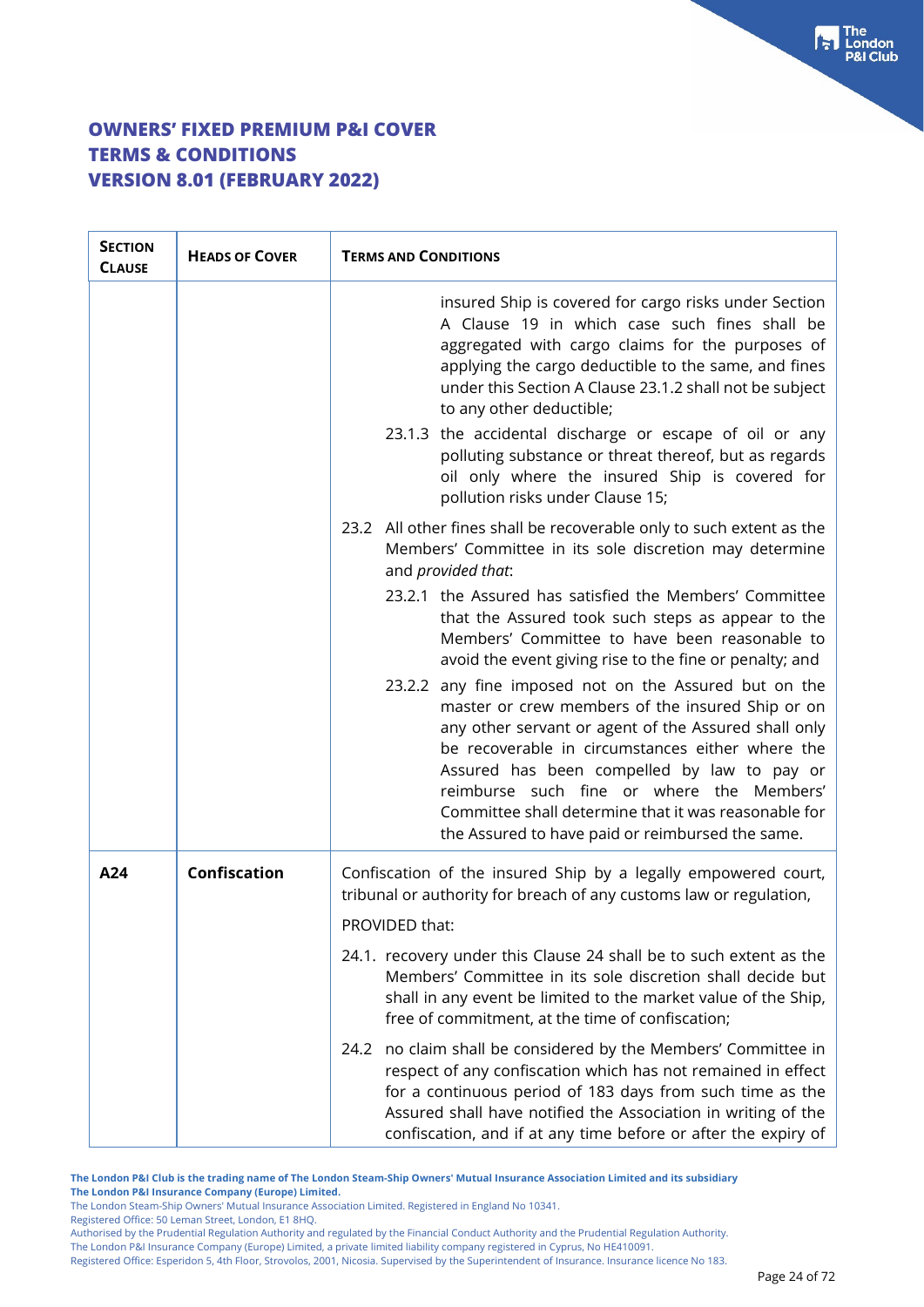# OWNERS' FIXED PREMIUM P&I COVER
# TERMS & CONDITIONS
# VERSION 8.01 (FEBRUARY 2022)

| SECTION CLAUSE | HEADS OF COVER | TERMS AND CONDITIONS |
|---|---|---|
| | | insured Ship is covered for cargo risks under Section A Clause 19 in which case such fines shall be aggregated with cargo claims for the purposes of applying the cargo deductible to the same, and fines under this Section A Clause 23.1.2 shall not be subject to any other deductible;<br><br>23.1.3 the accidental discharge or escape of oil or any polluting substance or threat thereof, but as regards oil only where the insured Ship is covered for pollution risks under Clause 15;<br><br>23.2 All other fines shall be recoverable only to such extent as the Members' Committee in its sole discretion may determine and *provided that*:<br><br>23.2.1 the Assured has satisfied the Members' Committee that the Assured took such steps as appear to the Members' Committee to have been reasonable to avoid the event giving rise to the fine or penalty; and<br><br>23.2.2 any fine imposed not on the Assured but on the master or crew members of the insured Ship or on any other servant or agent of the Assured shall only be recoverable in circumstances either where the Assured has been compelled by law to pay or reimburse such fine or where the Members' Committee shall determine that it was reasonable for the Assured to have paid or reimbursed the same. |
| **A24** | **Confiscation** | Confiscation of the insured Ship by a legally empowered court, tribunal or authority for breach of any customs law or regulation,<br><br>PROVIDED that:<br><br>24.1. recovery under this Clause 24 shall be to such extent as the Members' Committee in its sole discretion shall decide but shall in any event be limited to the market value of the Ship, free of commitment, at the time of confiscation;<br><br>24.2 no claim shall be considered by the Members' Committee in respect of any confiscation which has not remained in effect for a continuous period of 183 days from such time as the Assured shall have notified the Association in writing of the confiscation, and if at any time before or after the expiry of |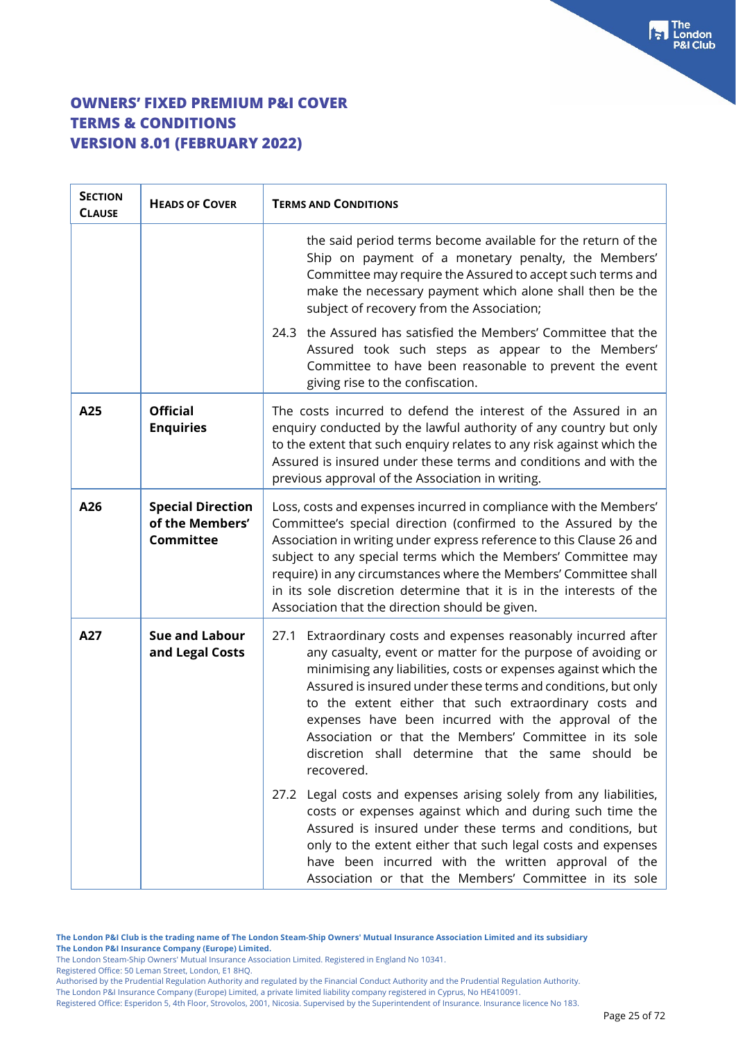# OWNERS' FIXED PREMIUM P&I COVER TERMS & CONDITIONS VERSION 8.01 (FEBRUARY 2022)

| SECTION CLAUSE | HEADS OF COVER | TERMS AND CONDITIONS |
|---|---|---|
| | | the said period terms become available for the return of the Ship on payment of a monetary penalty, the Members' Committee may require the Assured to accept such terms and make the necessary payment which alone shall then be the subject of recovery from the Association;<br><br>24.3 the Assured has satisfied the Members' Committee that the Assured took such steps as appear to the Members' Committee to have been reasonable to prevent the event giving rise to the confiscation. |
| **A25** | **Official Enquiries** | The costs incurred to defend the interest of the Assured in an enquiry conducted by the lawful authority of any country but only to the extent that such enquiry relates to any risk against which the Assured is insured under these terms and conditions and with the previous approval of the Association in writing. |
| **A26** | **Special Direction of the Members' Committee** | Loss, costs and expenses incurred in compliance with the Members' Committee's special direction (confirmed to the Assured by the Association in writing under express reference to this Clause 26 and subject to any special terms which the Members' Committee may require) in any circumstances where the Members' Committee shall in its sole discretion determine that it is in the interests of the Association that the direction should be given. |
| **A27** | **Sue and Labour and Legal Costs** | 27.1 Extraordinary costs and expenses reasonably incurred after any casualty, event or matter for the purpose of avoiding or minimising any liabilities, costs or expenses against which the Assured is insured under these terms and conditions, but only to the extent either that such extraordinary costs and expenses have been incurred with the approval of the Association or that the Members' Committee in its sole discretion shall determine that the same should be recovered.<br><br>27.2 Legal costs and expenses arising solely from any liabilities, costs or expenses against which and during such time the Assured is insured under these terms and conditions, but only to the extent either that such legal costs and expenses have been incurred with the written approval of the Association or that the Members' Committee in its sole |

**The London P&I Club is the trading name of The London Steam-Ship Owners' Mutual Insurance Association Limited and its subsidiary The London P&I Insurance Company (Europe) Limited.**
The London Steam-Ship Owners' Mutual Insurance Association Limited. Registered in England No 10341.
Registered Office: 50 Leman Street, London, E1 8HQ.
Authorised by the Prudential Regulation Authority and regulated by the Financial Conduct Authority and the Prudential Regulation Authority.
The London P&I Insurance Company (Europe) Limited, a private limited liability company registered in Cyprus, No HE410091.
Registered Office: Esperidon 5, 4th Floor, Strovolos, 2001, Nicosia. Supervised by the Superintendent of Insurance. Insurance licence No 183.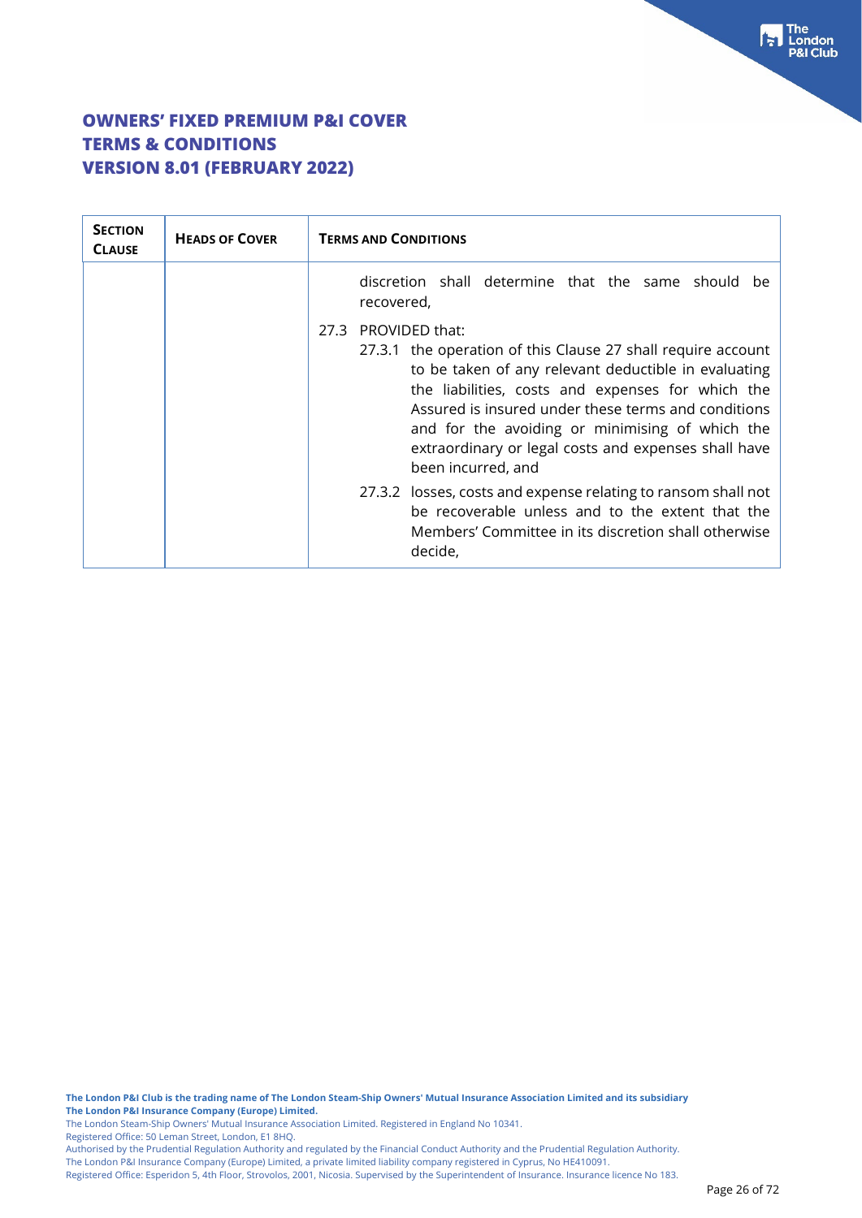# OWNERS' FIXED PREMIUM P&I COVER
# TERMS & CONDITIONS
# VERSION 8.01 (FEBRUARY 2022)

| SECTION CLAUSE | HEADS OF COVER | TERMS AND CONDITIONS |
|---|---|---|
| | | discretion shall determine that the same should be recovered,<br><br>27.3 PROVIDED that:<br>27.3.1 the operation of this Clause 27 shall require account to be taken of any relevant deductible in evaluating the liabilities, costs and expenses for which the Assured is insured under these terms and conditions and for the avoiding or minimising of which the extraordinary or legal costs and expenses shall have been incurred, and<br><br>27.3.2 losses, costs and expense relating to ransom shall not be recoverable unless and to the extent that the Members' Committee in its discretion shall otherwise decide, |

**The London P&I Club is the trading name of The London Steam-Ship Owners' Mutual Insurance Association Limited and its subsidiary The London P&I Insurance Company (Europe) Limited.**

The London Steam-Ship Owners' Mutual Insurance Association Limited. Registered in England No 10341.
Registered Office: 50 Leman Street, London, E1 8HQ.
Authorised by the Prudential Regulation Authority and regulated by the Financial Conduct Authority and the Prudential Regulation Authority.
The London P&I Insurance Company (Europe) Limited, a private limited liability company registered in Cyprus, No HE410091.
Registered Office: Esperidon 5, 4th Floor, Strovolos, 2001, Nicosia. Supervised by the Superintendent of Insurance. Insurance licence No 183.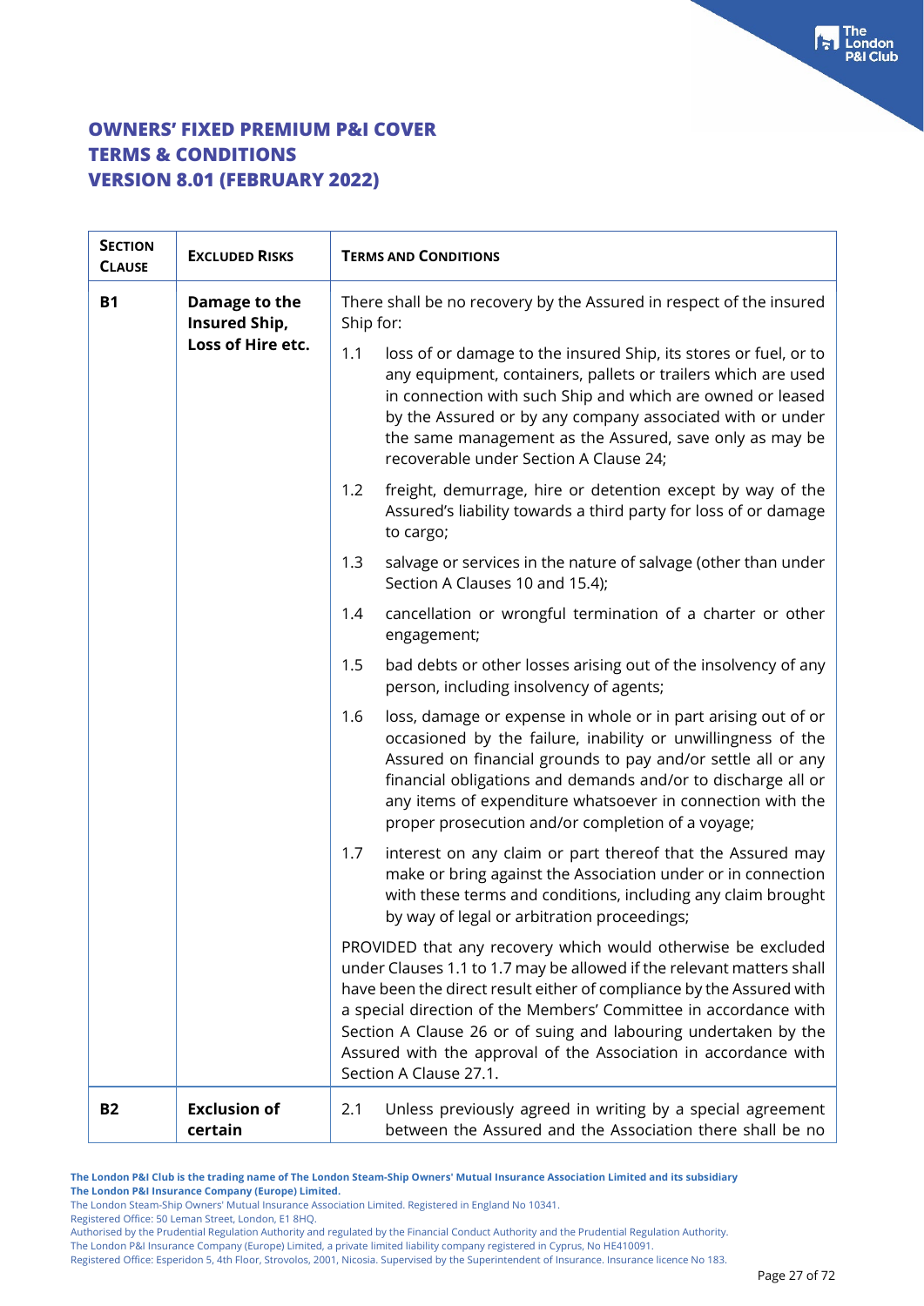# OWNERS' FIXED PREMIUM P&I COVER
# TERMS & CONDITIONS
# VERSION 8.01 (FEBRUARY 2022)

| SECTION CLAUSE | EXCLUDED RISKS | TERMS AND CONDITIONS |
|---|---|---|
| **B1** | **Damage to the Insured Ship, Loss of Hire etc.** | There shall be no recovery by the Assured in respect of the insured Ship for:<br><br>1.1 loss of or damage to the insured Ship, its stores or fuel, or to any equipment, containers, pallets or trailers which are used in connection with such Ship and which are owned or leased by the Assured or by any company associated with or under the same management as the Assured, save only as may be recoverable under Section A Clause 24;<br><br>1.2 freight, demurrage, hire or detention except by way of the Assured's liability towards a third party for loss of or damage to cargo;<br><br>1.3 salvage or services in the nature of salvage (other than under Section A Clauses 10 and 15.4);<br><br>1.4 cancellation or wrongful termination of a charter or other engagement;<br><br>1.5 bad debts or other losses arising out of the insolvency of any person, including insolvency of agents;<br><br>1.6 loss, damage or expense in whole or in part arising out of or occasioned by the failure, inability or unwillingness of the Assured on financial grounds to pay and/or settle all or any financial obligations and demands and/or to discharge all or any items of expenditure whatsoever in connection with the proper prosecution and/or completion of a voyage;<br><br>1.7 interest on any claim or part thereof that the Assured may make or bring against the Association under or in connection with these terms and conditions, including any claim brought by way of legal or arbitration proceedings;<br><br>PROVIDED that any recovery which would otherwise be excluded under Clauses 1.1 to 1.7 may be allowed if the relevant matters shall have been the direct result either of compliance by the Assured with a special direction of the Members' Committee in accordance with Section A Clause 26 or of suing and labouring undertaken by the Assured with the approval of the Association in accordance with Section A Clause 27.1. |
| **B2** | **Exclusion of certain** | 2.1 Unless previously agreed in writing by a special agreement between the Assured and the Association there shall be no |

The London P&I Club is the trading name of The London Steam-Ship Owners' Mutual Insurance Association Limited and its subsidiary The London P&I Insurance Company (Europe) Limited.
The London Steam-Ship Owners' Mutual Insurance Association Limited. Registered in England No 10341.
Registered Office: 50 Leman Street, London, E1 8HQ.
Authorised by the Prudential Regulation Authority and regulated by the Financial Conduct Authority and the Prudential Regulation Authority.
The London P&I Insurance Company (Europe) Limited, a private limited liability company registered in Cyprus, No HE410091.
Registered Office: Esperidon 5, 4th Floor, Strovolos, 2001, Nicosia. Supervised by the Superintendent of Insurance. Insurance licence No 183.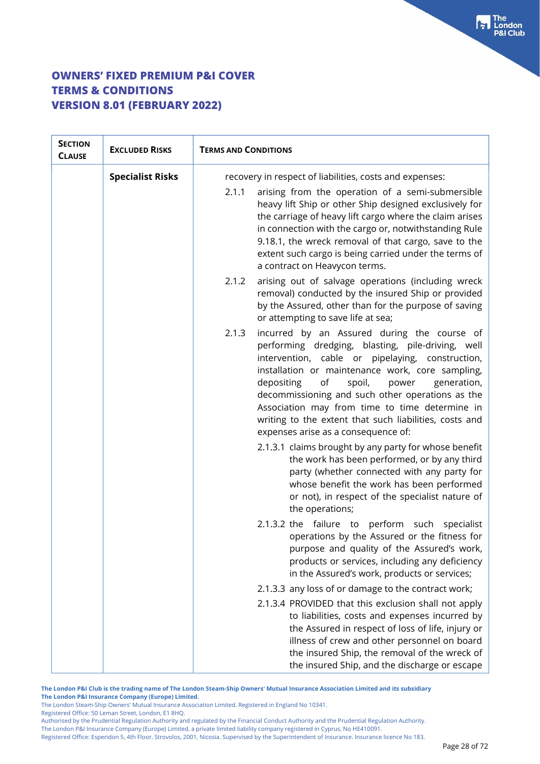# OWNERS' FIXED PREMIUM P&I COVER
# TERMS & CONDITIONS
# VERSION 8.01 (FEBRUARY 2022)

| SECTION CLAUSE | EXCLUDED RISKS | TERMS AND CONDITIONS |
|---|---|---|
| | **Specialist Risks** | recovery in respect of liabilities, costs and expenses:<br><br>2.1.1 arising from the operation of a semi-submersible heavy lift Ship or other Ship designed exclusively for the carriage of heavy lift cargo where the claim arises in connection with the cargo or, notwithstanding Rule 9.18.1, the wreck removal of that cargo, save to the extent such cargo is being carried under the terms of a contract on Heavycon terms.<br><br>2.1.2 arising out of salvage operations (including wreck removal) conducted by the insured Ship or provided by the Assured, other than for the purpose of saving or attempting to save life at sea;<br><br>2.1.3 incurred by an Assured during the course of performing dredging, blasting, pile-driving, well intervention, cable or pipelaying, construction, installation or maintenance work, core sampling, depositing of spoil, power generation, decommissioning and such other operations as the Association may from time to time determine in writing to the extent that such liabilities, costs and expenses arise as a consequence of:<br><br>2.1.3.1 claims brought by any party for whose benefit the work has been performed, or by any third party (whether connected with any party for whose benefit the work has been performed or not), in respect of the specialist nature of the operations;<br><br>2.1.3.2 the failure to perform such specialist operations by the Assured or the fitness for purpose and quality of the Assured's work, products or services, including any deficiency in the Assured's work, products or services;<br><br>2.1.3.3 any loss of or damage to the contract work;<br><br>2.1.3.4 PROVIDED that this exclusion shall not apply to liabilities, costs and expenses incurred by the Assured in respect of loss of life, injury or illness of crew and other personnel on board the insured Ship, the removal of the wreck of the insured Ship, and the discharge or escape |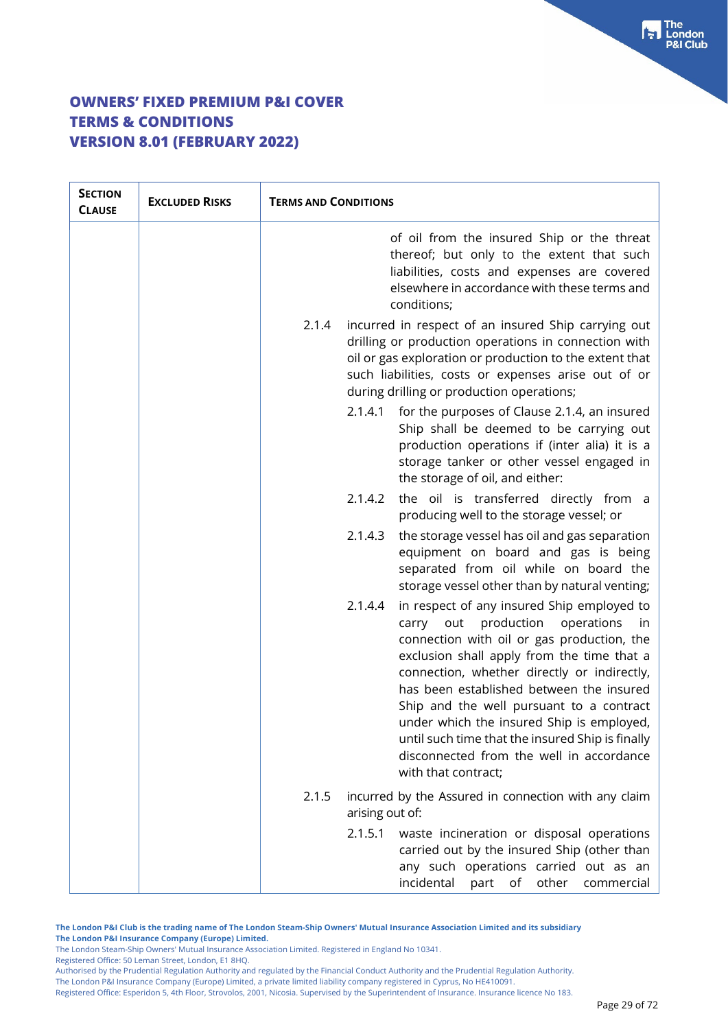# OWNERS' FIXED PREMIUM P&I COVER
# TERMS & CONDITIONS
# VERSION 8.01 (FEBRUARY 2022)

| SECTION CLAUSE | EXCLUDED RISKS | TERMS AND CONDITIONS |
|---|---|---|
| | | of oil from the insured Ship or the threat thereof; but only to the extent that such liabilities, costs and expenses are covered elsewhere in accordance with these terms and conditions; |
| | | 2.1.4 incurred in respect of an insured Ship carrying out drilling or production operations in connection with oil or gas exploration or production to the extent that such liabilities, costs or expenses arise out of or during drilling or production operations; |
| | | 2.1.4.1 for the purposes of Clause 2.1.4, an insured Ship shall be deemed to be carrying out production operations if (inter alia) it is a storage tanker or other vessel engaged in the storage of oil, and either: |
| | | 2.1.4.2 the oil is transferred directly from a producing well to the storage vessel; or |
| | | 2.1.4.3 the storage vessel has oil and gas separation equipment on board and gas is being separated from oil while on board the storage vessel other than by natural venting; |
| | | 2.1.4.4 in respect of any insured Ship employed to carry out production operations in connection with oil or gas production, the exclusion shall apply from the time that a connection, whether directly or indirectly, has been established between the insured Ship and the well pursuant to a contract under which the insured Ship is employed, until such time that the insured Ship is finally disconnected from the well in accordance with that contract; |
| | | 2.1.5 incurred by the Assured in connection with any claim arising out of: |
| | | 2.1.5.1 waste incineration or disposal operations carried out by the insured Ship (other than any such operations carried out as an incidental part of other commercial |

**The London P&I Club is the trading name of The London Steam-Ship Owners' Mutual Insurance Association Limited and its subsidiary The London P&I Insurance Company (Europe) Limited.**
The London Steam-Ship Owners' Mutual Insurance Association Limited. Registered in England No 10341.
Registered Office: 50 Leman Street, London, E1 8HQ.
Authorised by the Prudential Regulation Authority and regulated by the Financial Conduct Authority and the Prudential Regulation Authority.
The London P&I Insurance Company (Europe) Limited, a private limited liability company registered in Cyprus, No HE410091.
Registered Office: Esperidon 5, 4th Floor, Strovolos, 2001, Nicosia. Supervised by the Superintendent of Insurance. Insurance licence No 183.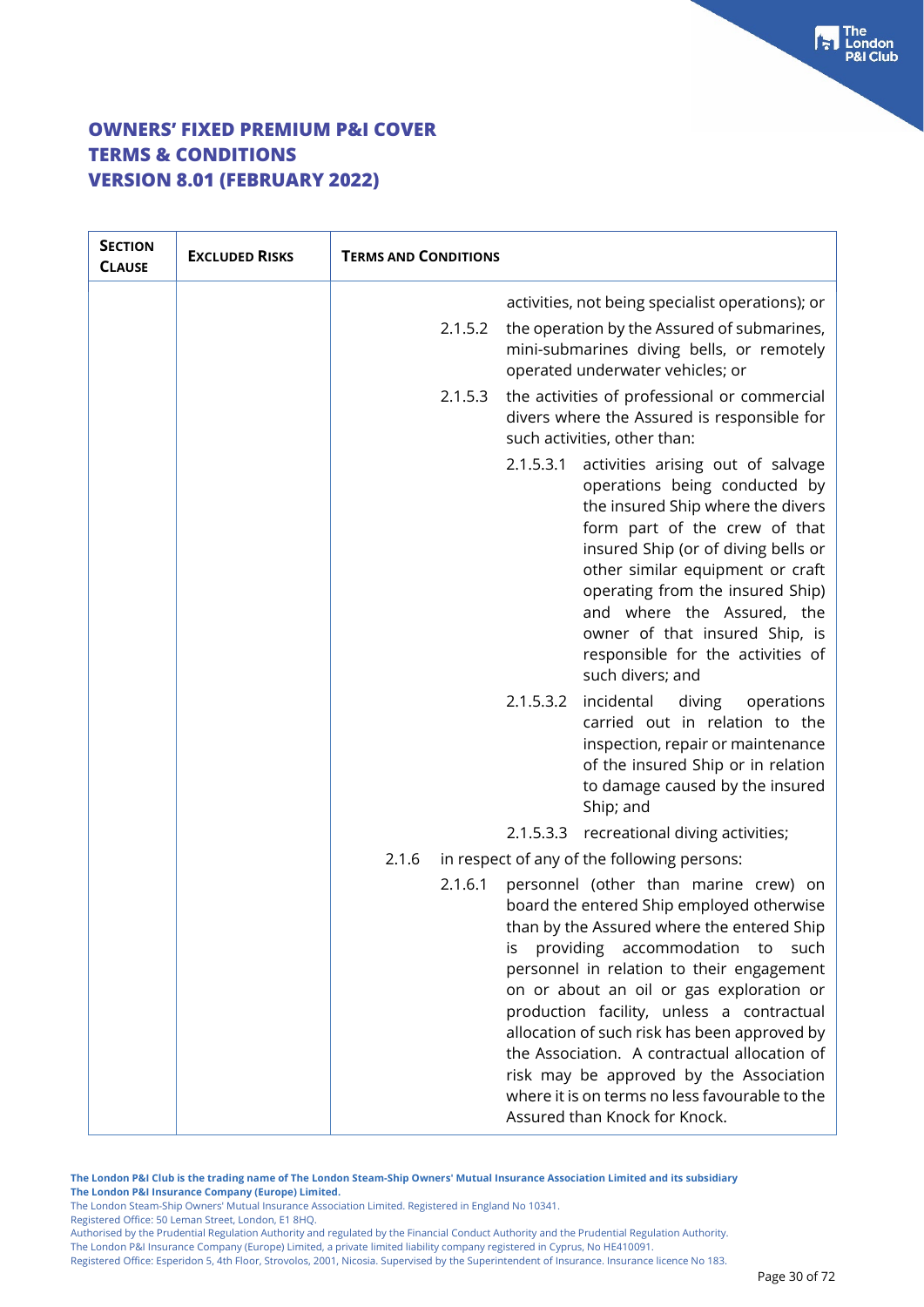**OWNERS' FIXED PREMIUM P&I COVER**
**TERMS & CONDITIONS**
**VERSION 8.01 (FEBRUARY 2022)**

| SECTION CLAUSE | EXCLUDED RISKS | TERMS AND CONDITIONS |
|---|---|---|
| | | activities, not being specialist operations); or<br><br>2.1.5.2 the operation by the Assured of submarines, mini-submarines diving bells, or remotely operated underwater vehicles; or<br><br>2.1.5.3 the activities of professional or commercial divers where the Assured is responsible for such activities, other than:<br><br>2.1.5.3.1 activities arising out of salvage operations being conducted by the insured Ship where the divers form part of the crew of that insured Ship (or of diving bells or other similar equipment or craft operating from the insured Ship) and where the Assured, the owner of that insured Ship, is responsible for the activities of such divers; and<br><br>2.1.5.3.2 incidental diving operations carried out in relation to the inspection, repair or maintenance of the insured Ship or in relation to damage caused by the insured Ship; and<br><br>2.1.5.3.3 recreational diving activities;<br><br>2.1.6 in respect of any of the following persons:<br><br>2.1.6.1 personnel (other than marine crew) on board the entered Ship employed otherwise than by the Assured where the entered Ship is providing accommodation to such personnel in relation to their engagement on or about an oil or gas exploration or production facility, unless a contractual allocation of such risk has been approved by the Association. A contractual allocation of risk may be approved by the Association where it is on terms no less favourable to the Assured than Knock for Knock. |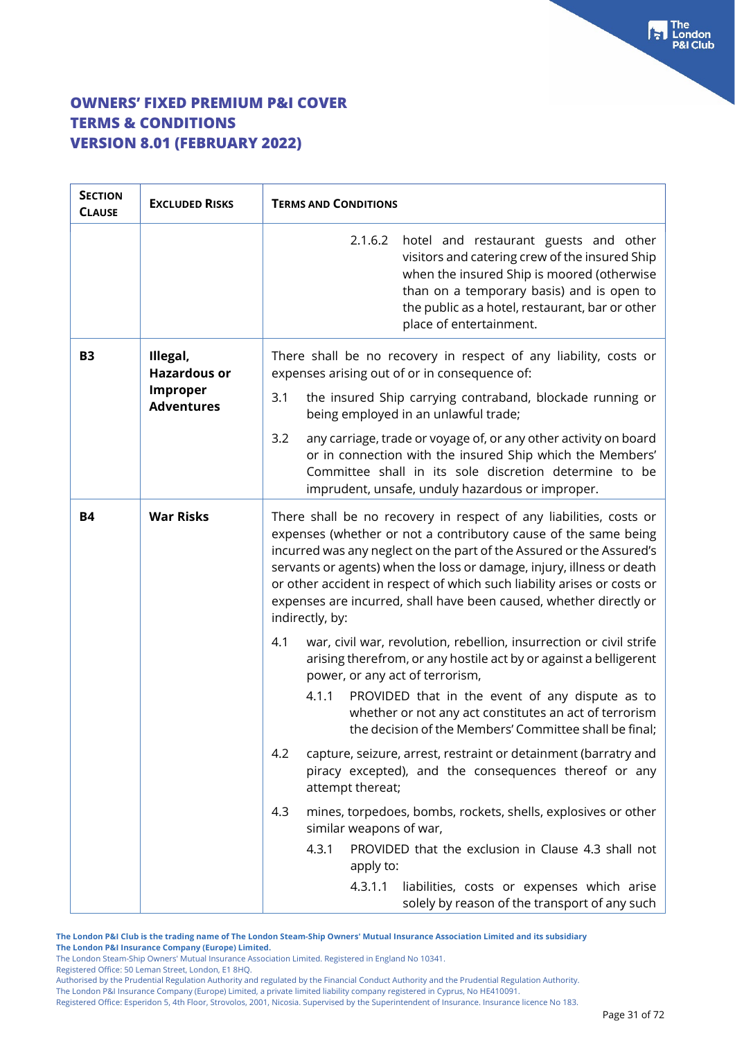# OWNERS' FIXED PREMIUM P&I COVER
# TERMS & CONDITIONS
# VERSION 8.01 (FEBRUARY 2022)

| SECTION CLAUSE | EXCLUDED RISKS | TERMS AND CONDITIONS |
|---|---|---|
| | | 2.1.6.2 hotel and restaurant guests and other visitors and catering crew of the insured Ship when the insured Ship is moored (otherwise than on a temporary basis) and is open to the public as a hotel, restaurant, bar or other place of entertainment. |
| **B3** | **Illegal, Hazardous or Improper Adventures** | There shall be no recovery in respect of any liability, costs or expenses arising out of or in consequence of:<br><br>3.1 the insured Ship carrying contraband, blockade running or being employed in an unlawful trade;<br><br>3.2 any carriage, trade or voyage of, or any other activity on board or in connection with the insured Ship which the Members' Committee shall in its sole discretion determine to be imprudent, unsafe, unduly hazardous or improper. |
| **B4** | **War Risks** | There shall be no recovery in respect of any liabilities, costs or expenses (whether or not a contributory cause of the same being incurred was any neglect on the part of the Assured or the Assured's servants or agents) when the loss or damage, injury, illness or death or other accident in respect of which such liability arises or costs or expenses are incurred, shall have been caused, whether directly or indirectly, by:<br><br>4.1 war, civil war, revolution, rebellion, insurrection or civil strife arising therefrom, or any hostile act by or against a belligerent power, or any act of terrorism,<br><br>4.1.1 PROVIDED that in the event of any dispute as to whether or not any act constitutes an act of terrorism the decision of the Members' Committee shall be final;<br><br>4.2 capture, seizure, arrest, restraint or detainment (barratry and piracy excepted), and the consequences thereof or any attempt thereat;<br><br>4.3 mines, torpedoes, bombs, rockets, shells, explosives or other similar weapons of war,<br><br>4.3.1 PROVIDED that the exclusion in Clause 4.3 shall not apply to:<br><br>4.3.1.1 liabilities, costs or expenses which arise solely by reason of the transport of any such |

The London P&I Club is the trading name of The London Steam-Ship Owners' Mutual Insurance Association Limited and its subsidiary The London P&I Insurance Company (Europe) Limited.
The London Steam-Ship Owners' Mutual Insurance Association Limited. Registered in England No 10341.
Registered Office: 50 Leman Street, London, E1 8HQ.
Authorised by the Prudential Regulation Authority and regulated by the Financial Conduct Authority and the Prudential Regulation Authority.
The London P&I Insurance Company (Europe) Limited, a private limited liability company registered in Cyprus, No HE410091.
Registered Office: Esperidon 5, 4th Floor, Strovolos, 2001, Nicosia. Supervised by the Superintendent of Insurance. Insurance licence No 183.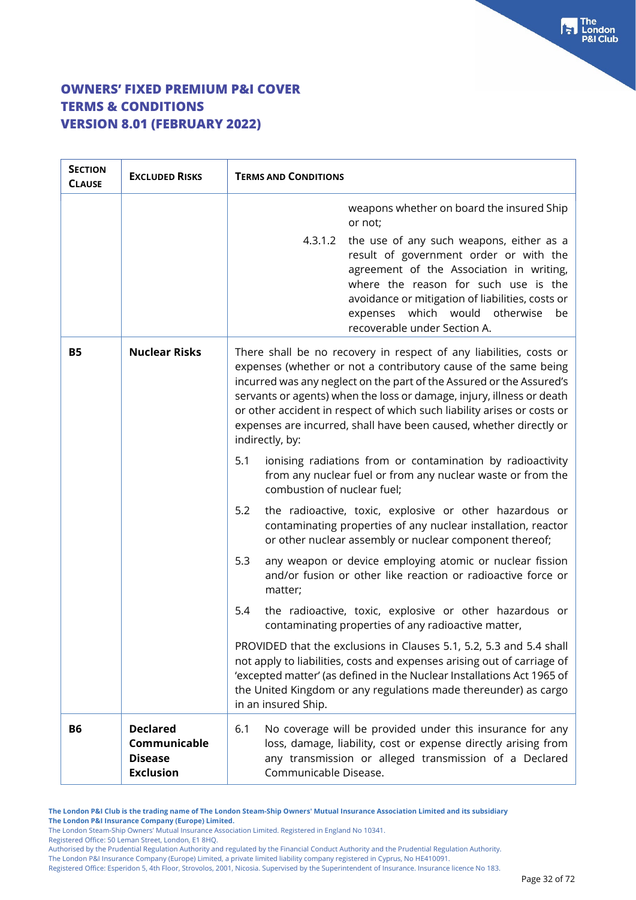# OWNERS' FIXED PREMIUM P&I COVER
# TERMS & CONDITIONS
# VERSION 8.01 (FEBRUARY 2022)

| SECTION CLAUSE | EXCLUDED RISKS | TERMS AND CONDITIONS |
|---|---|---|
| | | weapons whether on board the insured Ship or not;<br><br>4.3.1.2 the use of any such weapons, either as a result of government order or with the agreement of the Association in writing, where the reason for such use is the avoidance or mitigation of liabilities, costs or expenses which would otherwise be recoverable under Section A. |
| **B5** | **Nuclear Risks** | There shall be no recovery in respect of any liabilities, costs or expenses (whether or not a contributory cause of the same being incurred was any neglect on the part of the Assured or the Assured's servants or agents) when the loss or damage, injury, illness or death or other accident in respect of which such liability arises or costs or expenses are incurred, shall have been caused, whether directly or indirectly, by:<br><br>5.1 ionising radiations from or contamination by radioactivity from any nuclear fuel or from any nuclear waste or from the combustion of nuclear fuel;<br><br>5.2 the radioactive, toxic, explosive or other hazardous or contaminating properties of any nuclear installation, reactor or other nuclear assembly or nuclear component thereof;<br><br>5.3 any weapon or device employing atomic or nuclear fission and/or fusion or other like reaction or radioactive force or matter;<br><br>5.4 the radioactive, toxic, explosive or other hazardous or contaminating properties of any radioactive matter,<br><br>PROVIDED that the exclusions in Clauses 5.1, 5.2, 5.3 and 5.4 shall not apply to liabilities, costs and expenses arising out of carriage of 'excepted matter' (as defined in the Nuclear Installations Act 1965 of the United Kingdom or any regulations made thereunder) as cargo in an insured Ship. |
| **B6** | **Declared Communicable Disease Exclusion** | 6.1 No coverage will be provided under this insurance for any loss, damage, liability, cost or expense directly arising from any transmission or alleged transmission of a Declared Communicable Disease. |

**The London P&I Club is the trading name of The London Steam-Ship Owners' Mutual Insurance Association Limited and its subsidiary The London P&I Insurance Company (Europe) Limited.**
The London Steam-Ship Owners' Mutual Insurance Association Limited. Registered in England No 10341.
Registered Office: 50 Leman Street, London, E1 8HQ.
Authorised by the Prudential Regulation Authority and regulated by the Financial Conduct Authority and the Prudential Regulation Authority.
The London P&I Insurance Company (Europe) Limited, a private limited liability company registered in Cyprus, No HE410091.
Registered Office: Esperidon 5, 4th Floor, Strovolos, 2001, Nicosia. Supervised by the Superintendent of Insurance. Insurance licence No 183.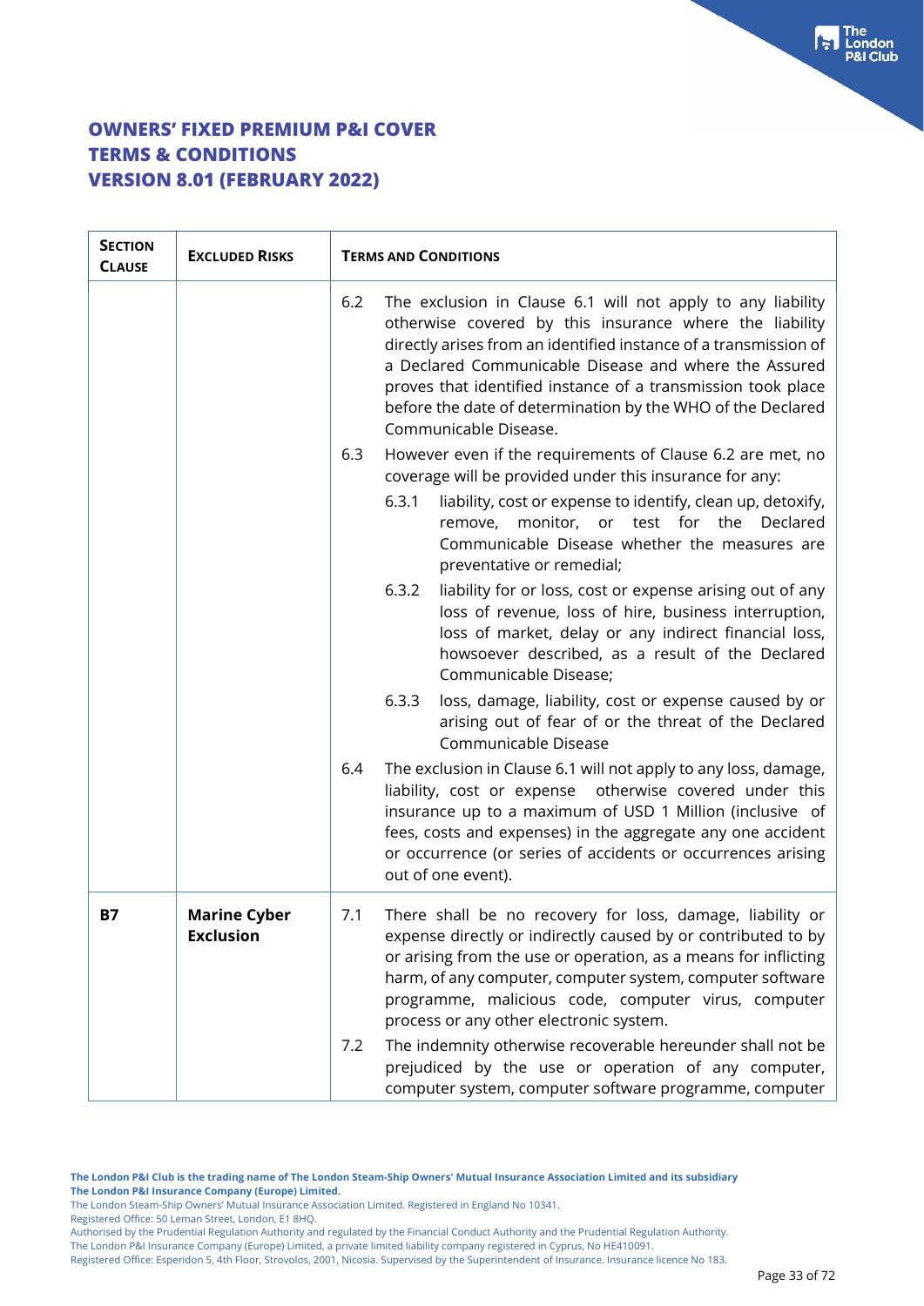# OWNERS' FIXED PREMIUM P&I COVER
# TERMS & CONDITIONS
# VERSION 8.01 (FEBRUARY 2022)

| SECTION CLAUSE | EXCLUDED RISKS | TERMS AND CONDITIONS |
|---|---|---|
| | | 6.2 The exclusion in Clause 6.1 will not apply to any liability otherwise covered by this insurance where the liability directly arises from an identified instance of a transmission of a Declared Communicable Disease and where the Assured proves that identified instance of a transmission took place before the date of determination by the WHO of the Declared Communicable Disease.<br><br>6.3 However even if the requirements of Clause 6.2 are met, no coverage will be provided under this insurance for any:<br><br>6.3.1 liability, cost or expense to identify, clean up, detoxify, remove, monitor, or test for the Declared Communicable Disease whether the measures are preventative or remedial;<br><br>6.3.2 liability for or loss, cost or expense arising out of any loss of revenue, loss of hire, business interruption, loss of market, delay or any indirect financial loss, howsoever described, as a result of the Declared Communicable Disease;<br><br>6.3.3 loss, damage, liability, cost or expense caused by or arising out of fear of or the threat of the Declared Communicable Disease<br><br>6.4 The exclusion in Clause 6.1 will not apply to any loss, damage, liability, cost or expense otherwise covered under this insurance up to a maximum of USD 1 Million (inclusive of fees, costs and expenses) in the aggregate any one accident or occurrence (or series of accidents or occurrences arising out of one event). |
| **B7** | **Marine Cyber Exclusion** | 7.1 There shall be no recovery for loss, damage, liability or expense directly or indirectly caused by or contributed to by or arising from the use or operation, as a means for inflicting harm, of any computer, computer system, computer software programme, malicious code, computer virus, computer process or any other electronic system.<br><br>7.2 The indemnity otherwise recoverable hereunder shall not be prejudiced by the use or operation of any computer, computer system, computer software programme, computer |

**The London P&I Club is the trading name of The London Steam-Ship Owners' Mutual Insurance Association Limited and its subsidiary The London P&I Insurance Company (Europe) Limited.**
The London Steam-Ship Owners' Mutual Insurance Association Limited. Registered in England No 10341.
Registered Office: 50 Leman Street, London, E1 8HQ.
Authorised by the Prudential Regulation Authority and regulated by the Financial Conduct Authority and the Prudential Regulation Authority.
The London P&I Insurance Company (Europe) Limited, a private limited liability company registered in Cyprus, No HE410091.
Registered Office: Esperidon 5, 4th Floor, Strovolos, 2001, Nicosia. Supervised by the Superintendent of Insurance. Insurance licence No 183.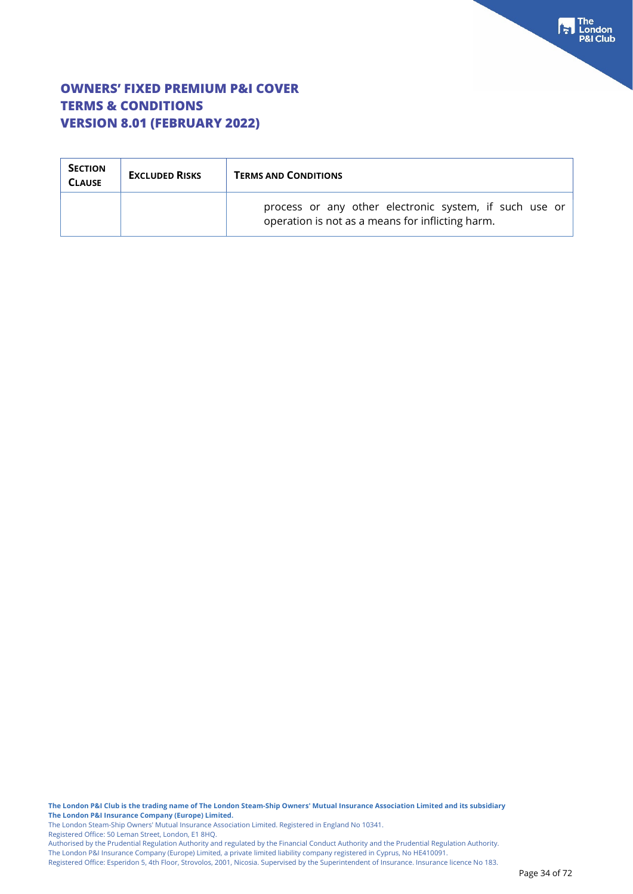| SECTION CLAUSE | EXCLUDED RISKS | TERMS AND CONDITIONS |
|---|---|---|
| | | process or any other electronic system, if such use or operation is not as a means for inflicting harm. |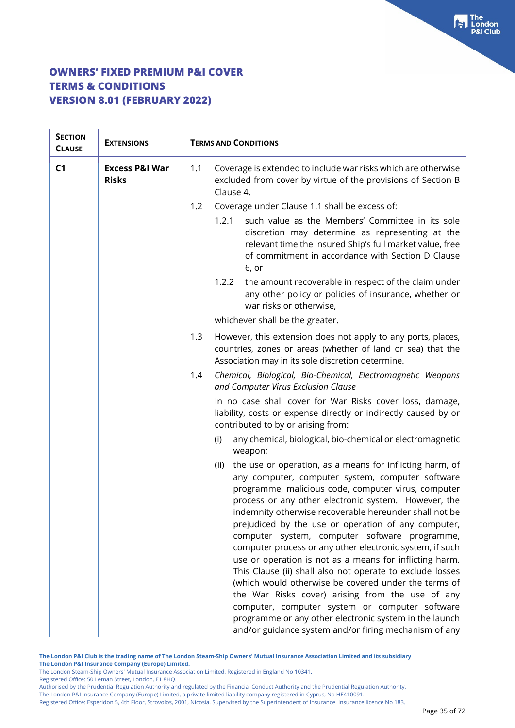# OWNERS' FIXED PREMIUM P&I COVER
# TERMS & CONDITIONS
# VERSION 8.01 (FEBRUARY 2022)

| SECTION CLAUSE | EXTENSIONS | TERMS AND CONDITIONS |
|---|---|---|
| **C1** | **Excess P&I War Risks** | 1.1 Coverage is extended to include war risks which are otherwise excluded from cover by virtue of the provisions of Section B Clause 4.<br><br>1.2 Coverage under Clause 1.1 shall be excess of:<br><br>1.2.1 such value as the Members' Committee in its sole discretion may determine as representing at the relevant time the insured Ship's full market value, free of commitment in accordance with Section D Clause 6, or<br><br>1.2.2 the amount recoverable in respect of the claim under any other policy or policies of insurance, whether or war risks or otherwise,<br><br>whichever shall be the greater.<br><br>1.3 However, this extension does not apply to any ports, places, countries, zones or areas (whether of land or sea) that the Association may in its sole discretion determine.<br><br>1.4 *Chemical, Biological, Bio-Chemical, Electromagnetic Weapons and Computer Virus Exclusion Clause*<br><br>In no case shall cover for War Risks cover loss, damage, liability, costs or expense directly or indirectly caused by or contributed to by or arising from:<br><br>(i) any chemical, biological, bio-chemical or electromagnetic weapon;<br><br>(ii) the use or operation, as a means for inflicting harm, of any computer, computer system, computer software programme, malicious code, computer virus, computer process or any other electronic system. However, the indemnity otherwise recoverable hereunder shall not be prejudiced by the use or operation of any computer, computer system, computer software programme, computer process or any other electronic system, if such use or operation is not as a means for inflicting harm. This Clause (ii) shall also not operate to exclude losses (which would otherwise be covered under the terms of the War Risks cover) arising from the use of any computer, computer system or computer software programme or any other electronic system in the launch and/or guidance system and/or firing mechanism of any |

**The London P&I Club is the trading name of The London Steam-Ship Owners' Mutual Insurance Association Limited and its subsidiary The London P&I Insurance Company (Europe) Limited.**
The London Steam-Ship Owners' Mutual Insurance Association Limited. Registered in England No 10341.
Registered Office: 50 Leman Street, London, E1 8HQ.
Authorised by the Prudential Regulation Authority and regulated by the Financial Conduct Authority and the Prudential Regulation Authority.
The London P&I Insurance Company (Europe) Limited, a private limited liability company registered in Cyprus, No HE410091.
Registered Office: Esperidon 5, 4th Floor, Strovolos, 2001, Nicosia. Supervised by the Superintendent of Insurance. Insurance licence No 183.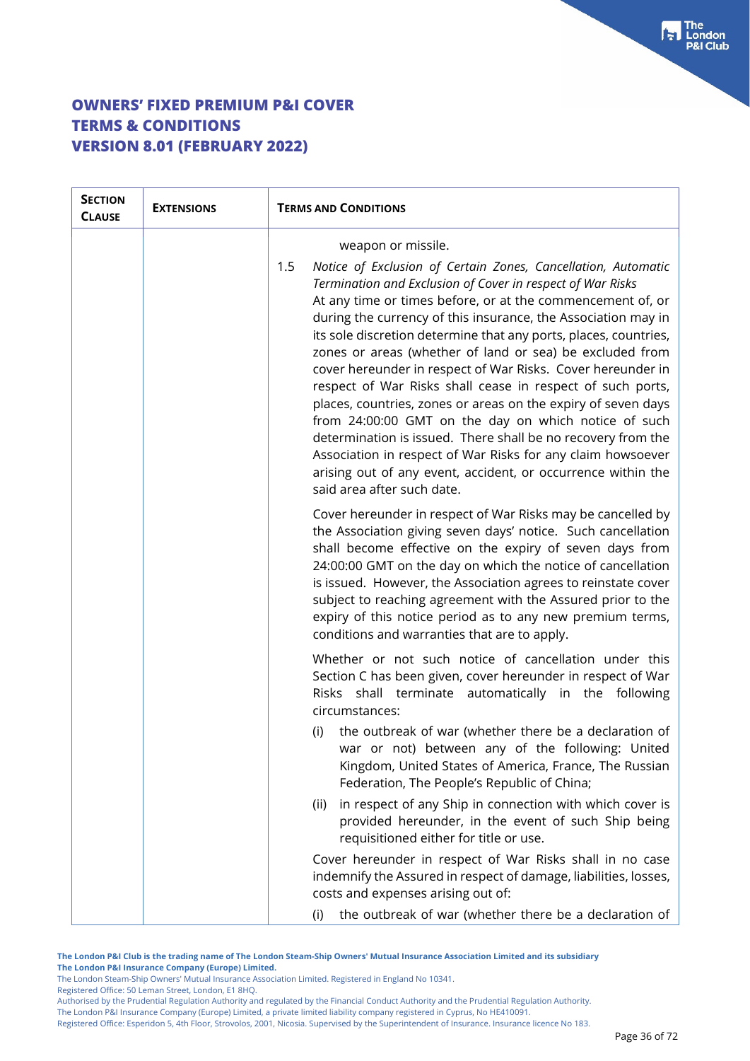# OWNERS' FIXED PREMIUM P&I COVER
# TERMS & CONDITIONS
# VERSION 8.01 (FEBRUARY 2022)

| SECTION CLAUSE | EXTENSIONS | TERMS AND CONDITIONS |
|---|---|---|
| | | weapon or missile.<br><br>1.5 *Notice of Exclusion of Certain Zones, Cancellation, Automatic Termination and Exclusion of Cover in respect of War Risks*<br>At any time or times before, or at the commencement of, or during the currency of this insurance, the Association may in its sole discretion determine that any ports, places, countries, zones or areas (whether of land or sea) be excluded from cover hereunder in respect of War Risks. Cover hereunder in respect of War Risks shall cease in respect of such ports, places, countries, zones or areas on the expiry of seven days from 24:00:00 GMT on the day on which notice of such determination is issued. There shall be no recovery from the Association in respect of War Risks for any claim howsoever arising out of any event, accident, or occurrence within the said area after such date.<br><br>Cover hereunder in respect of War Risks may be cancelled by the Association giving seven days' notice. Such cancellation shall become effective on the expiry of seven days from 24:00:00 GMT on the day on which the notice of cancellation is issued. However, the Association agrees to reinstate cover subject to reaching agreement with the Assured prior to the expiry of this notice period as to any new premium terms, conditions and warranties that are to apply.<br><br>Whether or not such notice of cancellation under this Section C has been given, cover hereunder in respect of War Risks shall terminate automatically in the following circumstances:<br><br>(i) the outbreak of war (whether there be a declaration of war or not) between any of the following: United Kingdom, United States of America, France, The Russian Federation, The People's Republic of China;<br><br>(ii) in respect of any Ship in connection with which cover is provided hereunder, in the event of such Ship being requisitioned either for title or use.<br><br>Cover hereunder in respect of War Risks shall in no case indemnify the Assured in respect of damage, liabilities, losses, costs and expenses arising out of:<br><br>(i) the outbreak of war (whether there be a declaration of |

**The London P&I Club is the trading name of The London Steam-Ship Owners' Mutual Insurance Association Limited and its subsidiary The London P&I Insurance Company (Europe) Limited.**
The London Steam-Ship Owners' Mutual Insurance Association Limited. Registered in England No 10341.
Registered Office: 50 Leman Street, London, E1 8HQ.
Authorised by the Prudential Regulation Authority and regulated by the Financial Conduct Authority and the Prudential Regulation Authority.
The London P&I Insurance Company (Europe) Limited, a private limited liability company registered in Cyprus, No HE410091.
Registered Office: Esperidon 5, 4th Floor, Strovolos, 2001, Nicosia. Supervised by the Superintendent of Insurance. Insurance licence No 183.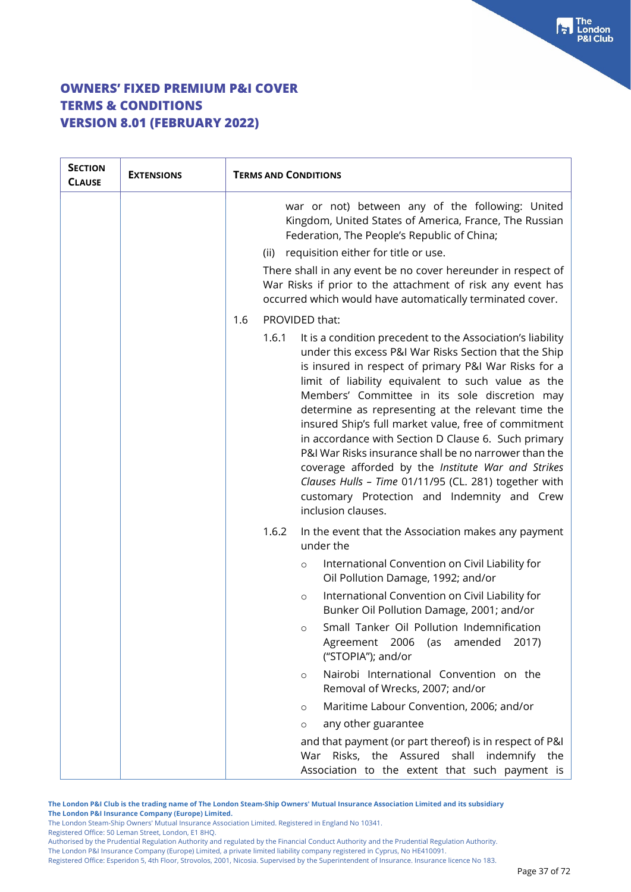# OWNERS' FIXED PREMIUM P&I COVER TERMS & CONDITIONS VERSION 8.01 (FEBRUARY 2022)

| SECTION CLAUSE | EXTENSIONS | TERMS AND CONDITIONS |
|---|---|---|
| | | war or not) between any of the following: United Kingdom, United States of America, France, The Russian Federation, The People's Republic of China;<br><br>(ii) requisition either for title or use.<br><br>There shall in any event be no cover hereunder in respect of War Risks if prior to the attachment of risk any event has occurred which would have automatically terminated cover.<br><br>1.6 PROVIDED that:<br><br>1.6.1 It is a condition precedent to the Association's liability under this excess P&I War Risks Section that the Ship is insured in respect of primary P&I War Risks for a limit of liability equivalent to such value as the Members' Committee in its sole discretion may determine as representing at the relevant time the insured Ship's full market value, free of commitment in accordance with Section D Clause 6. Such primary P&I War Risks insurance shall be no narrower than the coverage afforded by the *Institute War and Strikes Clauses Hulls – Time* 01/11/95 (CL. 281) together with customary Protection and Indemnity and Crew inclusion clauses.<br><br>1.6.2 In the event that the Association makes any payment under the<br><br>○ International Convention on Civil Liability for Oil Pollution Damage, 1992; and/or<br>○ International Convention on Civil Liability for Bunker Oil Pollution Damage, 2001; and/or<br>○ Small Tanker Oil Pollution Indemnification Agreement 2006 (as amended 2017) ("STOPIA"); and/or<br>○ Nairobi International Convention on the Removal of Wrecks, 2007; and/or<br>○ Maritime Labour Convention, 2006; and/or<br>○ any other guarantee<br><br>and that payment (or part thereof) is in respect of P&I War Risks, the Assured shall indemnify the Association to the extent that such payment is |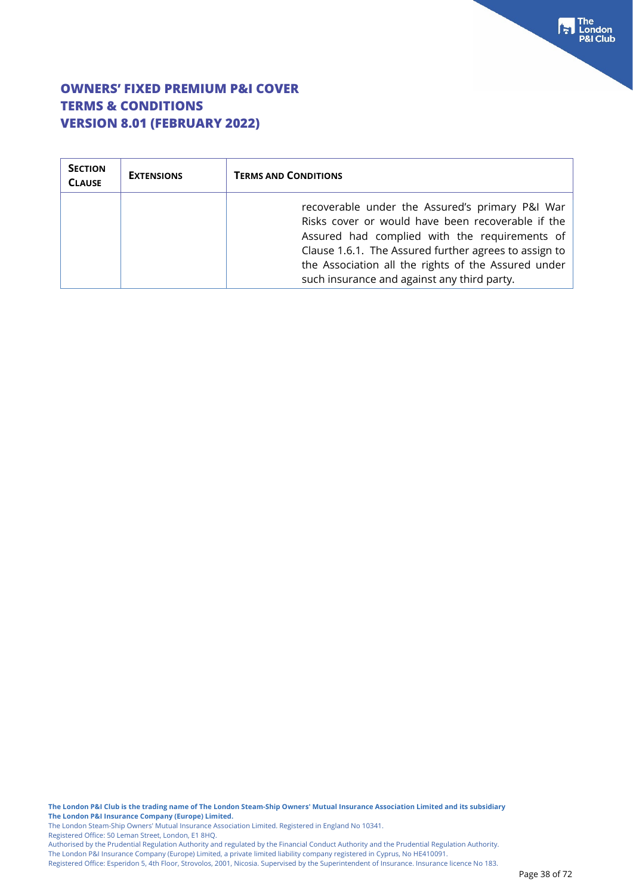| SECTION CLAUSE | EXTENSIONS | TERMS AND CONDITIONS |
|---|---|---|
| | | recoverable under the Assured's primary P&I War Risks cover or would have been recoverable if the Assured had complied with the requirements of Clause 1.6.1. The Assured further agrees to assign to the Association all the rights of the Assured under such insurance and against any third party. |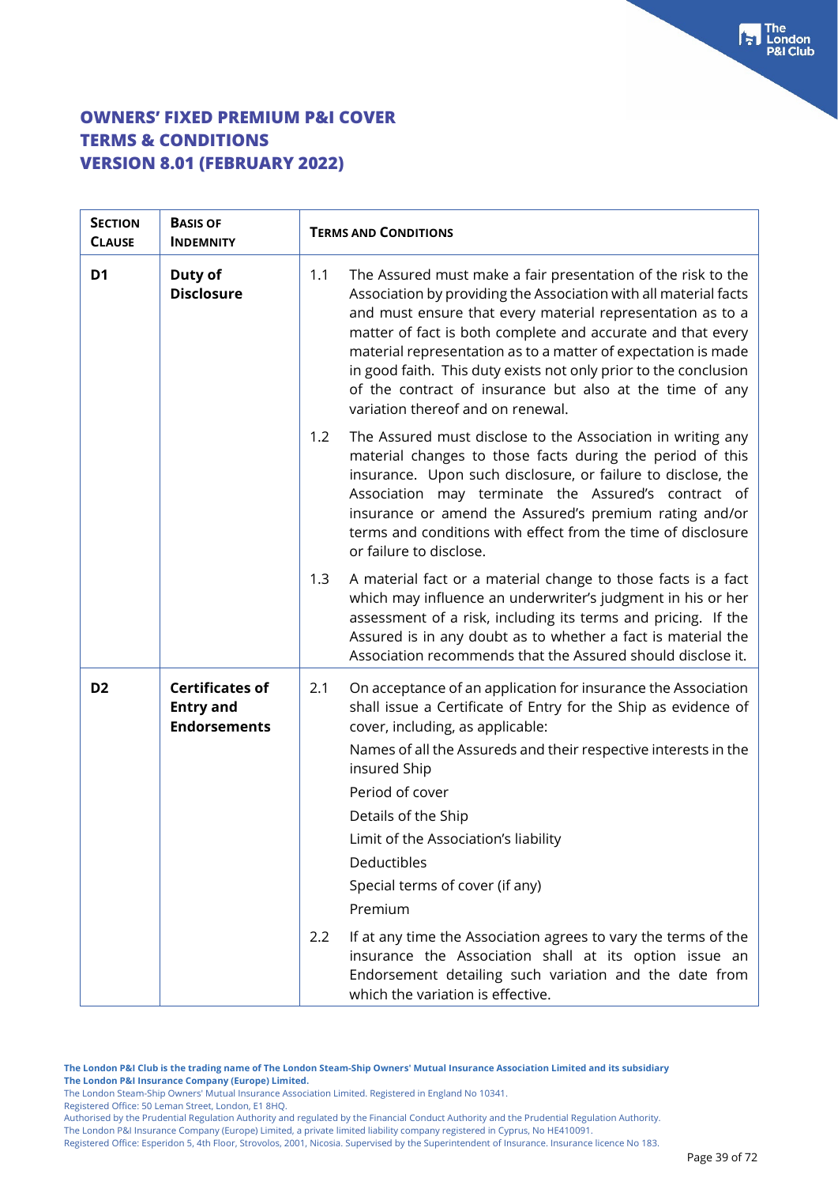# OWNERS' FIXED PREMIUM P&I COVER
# TERMS & CONDITIONS
# VERSION 8.01 (FEBRUARY 2022)

| SECTION CLAUSE | BASIS OF INDEMNITY | TERMS AND CONDITIONS |
|---|---|---|
| **D1** | **Duty of Disclosure** | 1.1 The Assured must make a fair presentation of the risk to the Association by providing the Association with all material facts and must ensure that every material representation as to a matter of fact is both complete and accurate and that every material representation as to a matter of expectation is made in good faith. This duty exists not only prior to the conclusion of the contract of insurance but also at the time of any variation thereof and on renewal. |
| | | 1.2 The Assured must disclose to the Association in writing any material changes to those facts during the period of this insurance. Upon such disclosure, or failure to disclose, the Association may terminate the Assured's contract of insurance or amend the Assured's premium rating and/or terms and conditions with effect from the time of disclosure or failure to disclose. |
| | | 1.3 A material fact or a material change to those facts is a fact which may influence an underwriter's judgment in his or her assessment of a risk, including its terms and pricing. If the Assured is in any doubt as to whether a fact is material the Association recommends that the Assured should disclose it. |
| **D2** | **Certificates of Entry and Endorsements** | 2.1 On acceptance of an application for insurance the Association shall issue a Certificate of Entry for the Ship as evidence of cover, including, as applicable:<br>Names of all the Assureds and their respective interests in the insured Ship<br>Period of cover<br>Details of the Ship<br>Limit of the Association's liability<br>Deductibles<br>Special terms of cover (if any)<br>Premium |
| | | 2.2 If at any time the Association agrees to vary the terms of the insurance the Association shall at its option issue an Endorsement detailing such variation and the date from which the variation is effective. |

**The London P&I Club is the trading name of The London Steam-Ship Owners' Mutual Insurance Association Limited and its subsidiary The London P&I Insurance Company (Europe) Limited.**
The London Steam-Ship Owners' Mutual Insurance Association Limited. Registered in England No 10341.
Registered Office: 50 Leman Street, London, E1 8HQ.
Authorised by the Prudential Regulation Authority and regulated by the Financial Conduct Authority and the Prudential Regulation Authority.
The London P&I Insurance Company (Europe) Limited, a private limited liability company registered in Cyprus, No HE410091.
Registered Office: Esperidon 5, 4th Floor, Strovolos, 2001, Nicosia. Supervised by the Superintendent of Insurance. Insurance licence No 183.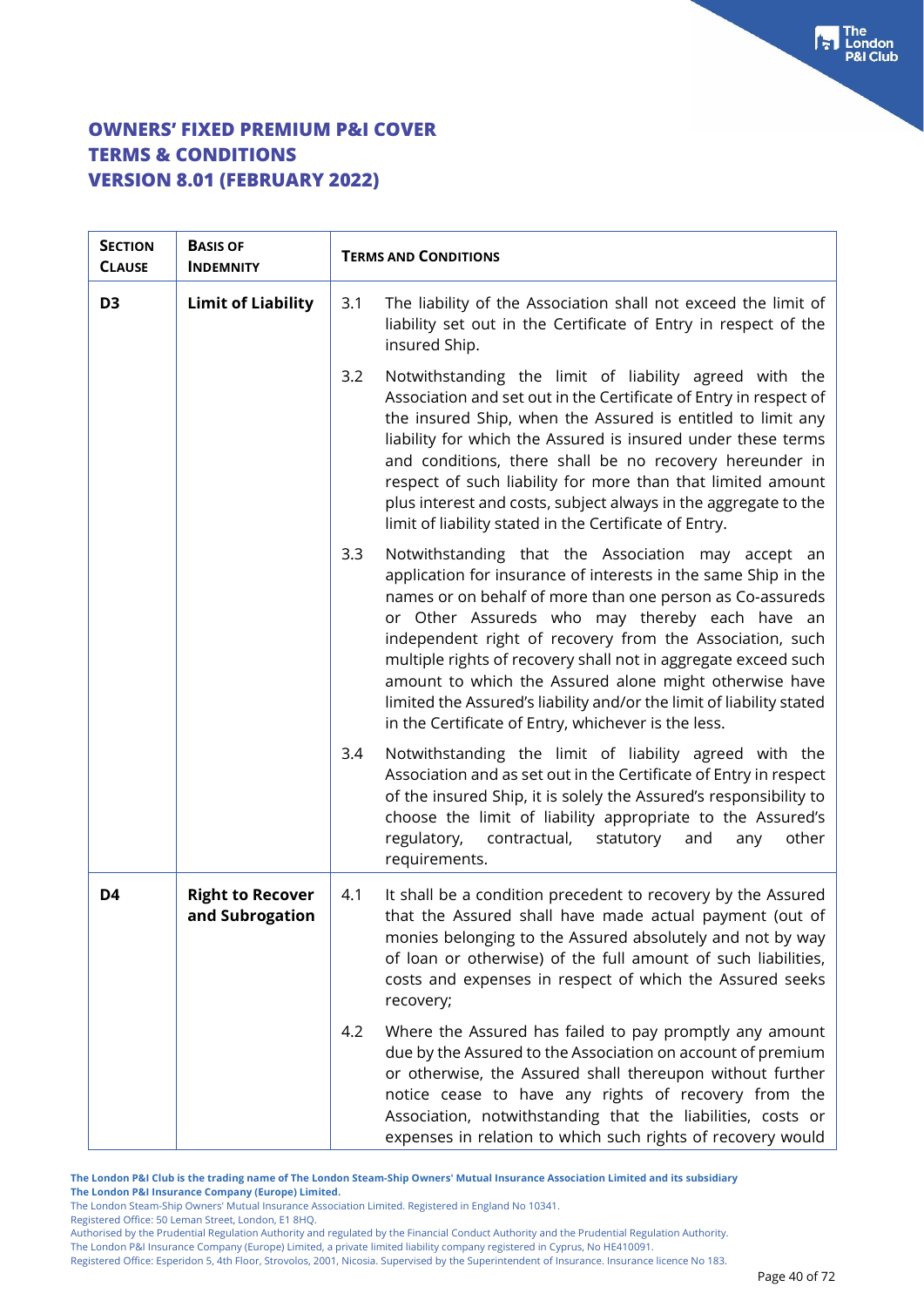# OWNERS' FIXED PREMIUM P&I COVER TERMS & CONDITIONS VERSION 8.01 (FEBRUARY 2022)

| SECTION CLAUSE | BASIS OF INDEMNITY | TERMS AND CONDITIONS |
|---|---|---|
| **D3** | **Limit of Liability** | 3.1 The liability of the Association shall not exceed the limit of liability set out in the Certificate of Entry in respect of the insured Ship. |
| | | 3.2 Notwithstanding the limit of liability agreed with the Association and set out in the Certificate of Entry in respect of the insured Ship, when the Assured is entitled to limit any liability for which the Assured is insured under these terms and conditions, there shall be no recovery hereunder in respect of such liability for more than that limited amount plus interest and costs, subject always in the aggregate to the limit of liability stated in the Certificate of Entry. |
| | | 3.3 Notwithstanding that the Association may accept an application for insurance of interests in the same Ship in the names or on behalf of more than one person as Co-assureds or Other Assureds who may thereby each have an independent right of recovery from the Association, such multiple rights of recovery shall not in aggregate exceed such amount to which the Assured alone might otherwise have limited the Assured's liability and/or the limit of liability stated in the Certificate of Entry, whichever is the less. |
| | | 3.4 Notwithstanding the limit of liability agreed with the Association and as set out in the Certificate of Entry in respect of the insured Ship, it is solely the Assured's responsibility to choose the limit of liability appropriate to the Assured's regulatory, contractual, statutory and any other requirements. |
| **D4** | **Right to Recover and Subrogation** | 4.1 It shall be a condition precedent to recovery by the Assured that the Assured shall have made actual payment (out of monies belonging to the Assured absolutely and not by way of loan or otherwise) of the full amount of such liabilities, costs and expenses in respect of which the Assured seeks recovery; |
| | | 4.2 Where the Assured has failed to pay promptly any amount due by the Assured to the Association on account of premium or otherwise, the Assured shall thereupon without further notice cease to have any rights of recovery from the Association, notwithstanding that the liabilities, costs or expenses in relation to which such rights of recovery would |

**The London P&I Club is the trading name of The London Steam-Ship Owners' Mutual Insurance Association Limited and its subsidiary The London P&I Insurance Company (Europe) Limited.**

The London Steam-Ship Owners' Mutual Insurance Association Limited. Registered in England No 10341.
Registered Office: 50 Leman Street, London, E1 8HQ.
Authorised by the Prudential Regulation Authority and regulated by the Financial Conduct Authority and the Prudential Regulation Authority.
The London P&I Insurance Company (Europe) Limited, a private limited liability company registered in Cyprus, No HE410091.
Registered Office: Esperidon 5, 4th Floor, Strovolos, 2001, Nicosia. Supervised by the Superintendent of Insurance. Insurance licence No 183.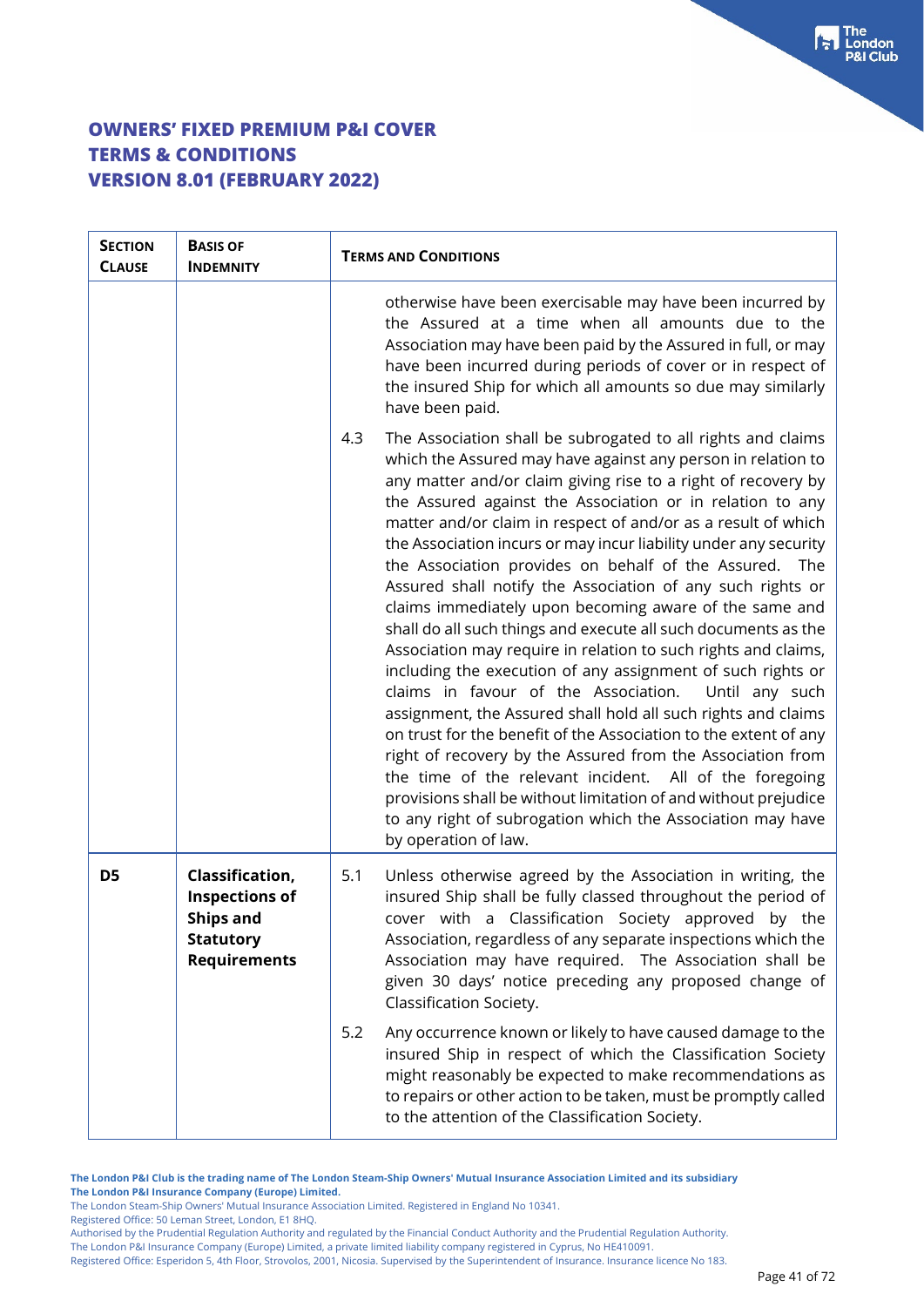| Section Clause | Basis of Indemnity | Terms and Conditions |
|---|---|---|
| | | otherwise have been exercisable may have been incurred by the Assured at a time when all amounts due to the Association may have been paid by the Assured in full, or may have been incurred during periods of cover or in respect of the insured Ship for which all amounts so due may similarly have been paid. |
| | | 4.3 The Association shall be subrogated to all rights and claims which the Assured may have against any person in relation to any matter and/or claim giving rise to a right of recovery by the Assured against the Association or in relation to any matter and/or claim in respect of and/or as a result of which the Association incurs or may incur liability under any security the Association provides on behalf of the Assured. The Assured shall notify the Association of any such rights or claims immediately upon becoming aware of the same and shall do all such things and execute all such documents as the Association may require in relation to such rights and claims, including the execution of any assignment of such rights or claims in favour of the Association. Until any such assignment, the Assured shall hold all such rights and claims on trust for the benefit of the Association to the extent of any right of recovery by the Assured from the Association from the time of the relevant incident. All of the foregoing provisions shall be without limitation of and without prejudice to any right of subrogation which the Association may have by operation of law. |
| **D5** | **Classification, Inspections of Ships and Statutory Requirements** | 5.1 Unless otherwise agreed by the Association in writing, the insured Ship shall be fully classed throughout the period of cover with a Classification Society approved by the Association, regardless of any separate inspections which the Association may have required. The Association shall be given 30 days' notice preceding any proposed change of Classification Society. |
| | | 5.2 Any occurrence known or likely to have caused damage to the insured Ship in respect of which the Classification Society might reasonably be expected to make recommendations as to repairs or other action to be taken, must be promptly called to the attention of the Classification Society. |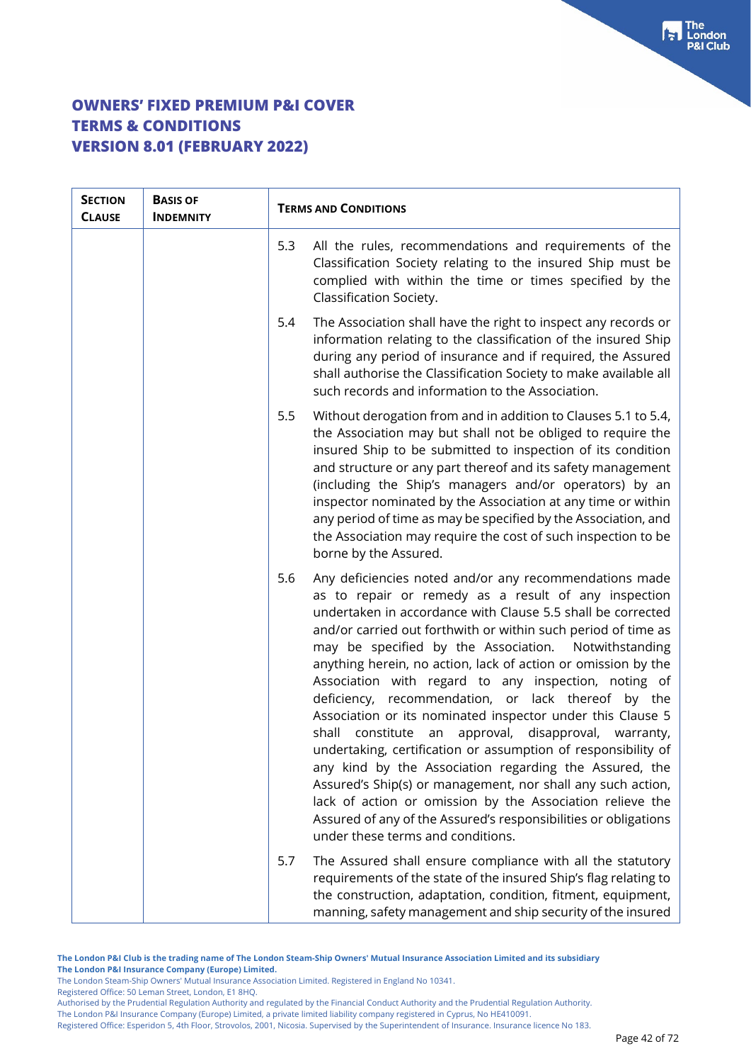## OWNERS' FIXED PREMIUM P&I COVER
## TERMS & CONDITIONS
## VERSION 8.01 (FEBRUARY 2022)

| SECTION CLAUSE | BASIS OF INDEMNITY | TERMS AND CONDITIONS |
|---|---|---|
| | | 5.3 All the rules, recommendations and requirements of the Classification Society relating to the insured Ship must be complied with within the time or times specified by the Classification Society. |
| | | 5.4 The Association shall have the right to inspect any records or information relating to the classification of the insured Ship during any period of insurance and if required, the Assured shall authorise the Classification Society to make available all such records and information to the Association. |
| | | 5.5 Without derogation from and in addition to Clauses 5.1 to 5.4, the Association may but shall not be obliged to require the insured Ship to be submitted to inspection of its condition and structure or any part thereof and its safety management (including the Ship's managers and/or operators) by an inspector nominated by the Association at any time or within any period of time as may be specified by the Association, and the Association may require the cost of such inspection to be borne by the Assured. |
| | | 5.6 Any deficiencies noted and/or any recommendations made as to repair or remedy as a result of any inspection undertaken in accordance with Clause 5.5 shall be corrected and/or carried out forthwith or within such period of time as may be specified by the Association. Notwithstanding anything herein, no action, lack of action or omission by the Association with regard to any inspection, noting of deficiency, recommendation, or lack thereof by the Association or its nominated inspector under this Clause 5 shall constitute an approval, disapproval, warranty, undertaking, certification or assumption of responsibility of any kind by the Association regarding the Assured, the Assured's Ship(s) or management, nor shall any such action, lack of action or omission by the Association relieve the Assured of any of the Assured's responsibilities or obligations under these terms and conditions. |
| | | 5.7 The Assured shall ensure compliance with all the statutory requirements of the state of the insured Ship's flag relating to the construction, adaptation, condition, fitment, equipment, manning, safety management and ship security of the insured |

**The London P&I Club is the trading name of The London Steam-Ship Owners' Mutual Insurance Association Limited and its subsidiary The London P&I Insurance Company (Europe) Limited.**

The London Steam-Ship Owners' Mutual Insurance Association Limited. Registered in England No 10341.
Registered Office: 50 Leman Street, London, E1 8HQ.
Authorised by the Prudential Regulation Authority and regulated by the Financial Conduct Authority and the Prudential Regulation Authority.
The London P&I Insurance Company (Europe) Limited, a private limited liability company registered in Cyprus, No HE410091.
Registered Office: Esperidon 5, 4th Floor, Strovolos, 2001, Nicosia. Supervised by the Superintendent of Insurance. Insurance licence No 183.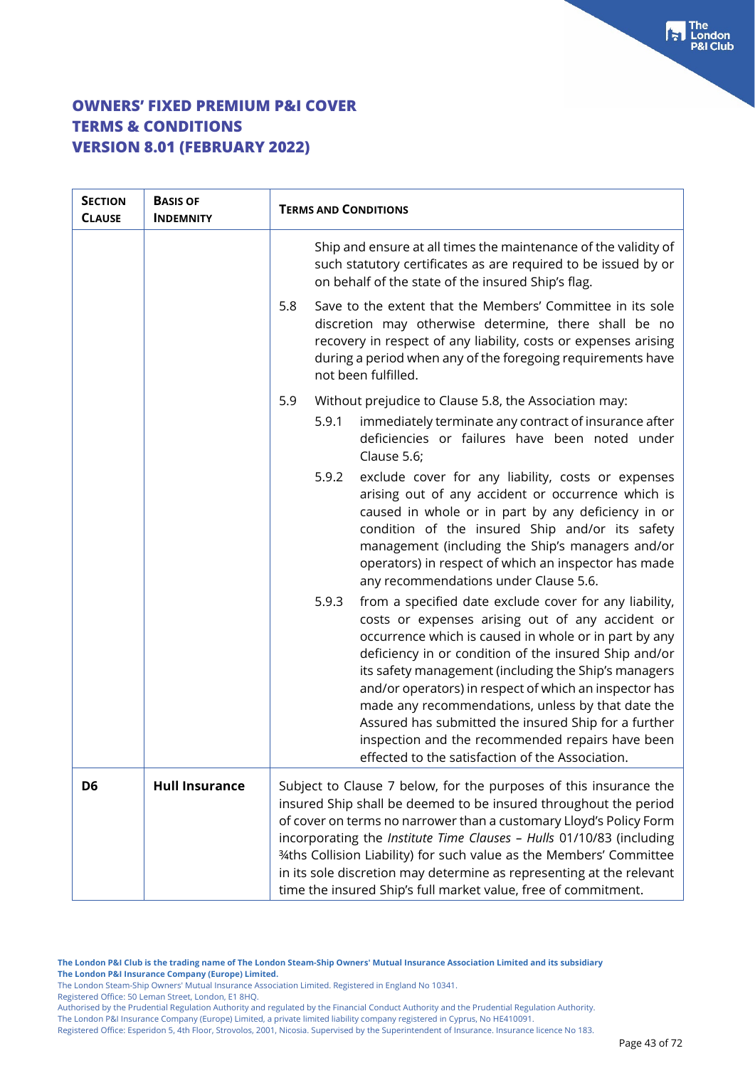# OWNERS' FIXED PREMIUM P&I COVER
# TERMS & CONDITIONS
# VERSION 8.01 (FEBRUARY 2022)

| SECTION CLAUSE | BASIS OF INDEMNITY | TERMS AND CONDITIONS |
|---|---|---|
| | | Ship and ensure at all times the maintenance of the validity of such statutory certificates as are required to be issued by or on behalf of the state of the insured Ship's flag.<br><br>5.8 Save to the extent that the Members' Committee in its sole discretion may otherwise determine, there shall be no recovery in respect of any liability, costs or expenses arising during a period when any of the foregoing requirements have not been fulfilled.<br><br>5.9 Without prejudice to Clause 5.8, the Association may:<br><br>5.9.1 immediately terminate any contract of insurance after deficiencies or failures have been noted under Clause 5.6;<br><br>5.9.2 exclude cover for any liability, costs or expenses arising out of any accident or occurrence which is caused in whole or in part by any deficiency in or condition of the insured Ship and/or its safety management (including the Ship's managers and/or operators) in respect of which an inspector has made any recommendations under Clause 5.6.<br><br>5.9.3 from a specified date exclude cover for any liability, costs or expenses arising out of any accident or occurrence which is caused in whole or in part by any deficiency in or condition of the insured Ship and/or its safety management (including the Ship's managers and/or operators) in respect of which an inspector has made any recommendations, unless by that date the Assured has submitted the insured Ship for a further inspection and the recommended repairs have been effected to the satisfaction of the Association. |
| **D6** | **Hull Insurance** | Subject to Clause 7 below, for the purposes of this insurance the insured Ship shall be deemed to be insured throughout the period of cover on terms no narrower than a customary Lloyd's Policy Form incorporating the *Institute Time Clauses – Hulls* 01/10/83 (including ¾ths Collision Liability) for such value as the Members' Committee in its sole discretion may determine as representing at the relevant time the insured Ship's full market value, free of commitment. |

**The London P&I Club is the trading name of The London Steam-Ship Owners' Mutual Insurance Association Limited and its subsidiary The London P&I Insurance Company (Europe) Limited.**
The London Steam-Ship Owners' Mutual Insurance Association Limited. Registered in England No 10341.
Registered Office: 50 Leman Street, London, E1 8HQ.
Authorised by the Prudential Regulation Authority and regulated by the Financial Conduct Authority and the Prudential Regulation Authority.
The London P&I Insurance Company (Europe) Limited, a private limited liability company registered in Cyprus, No HE410091.
Registered Office: Esperidon 5, 4th Floor, Strovolos, 2001, Nicosia. Supervised by the Superintendent of Insurance. Insurance licence No 183.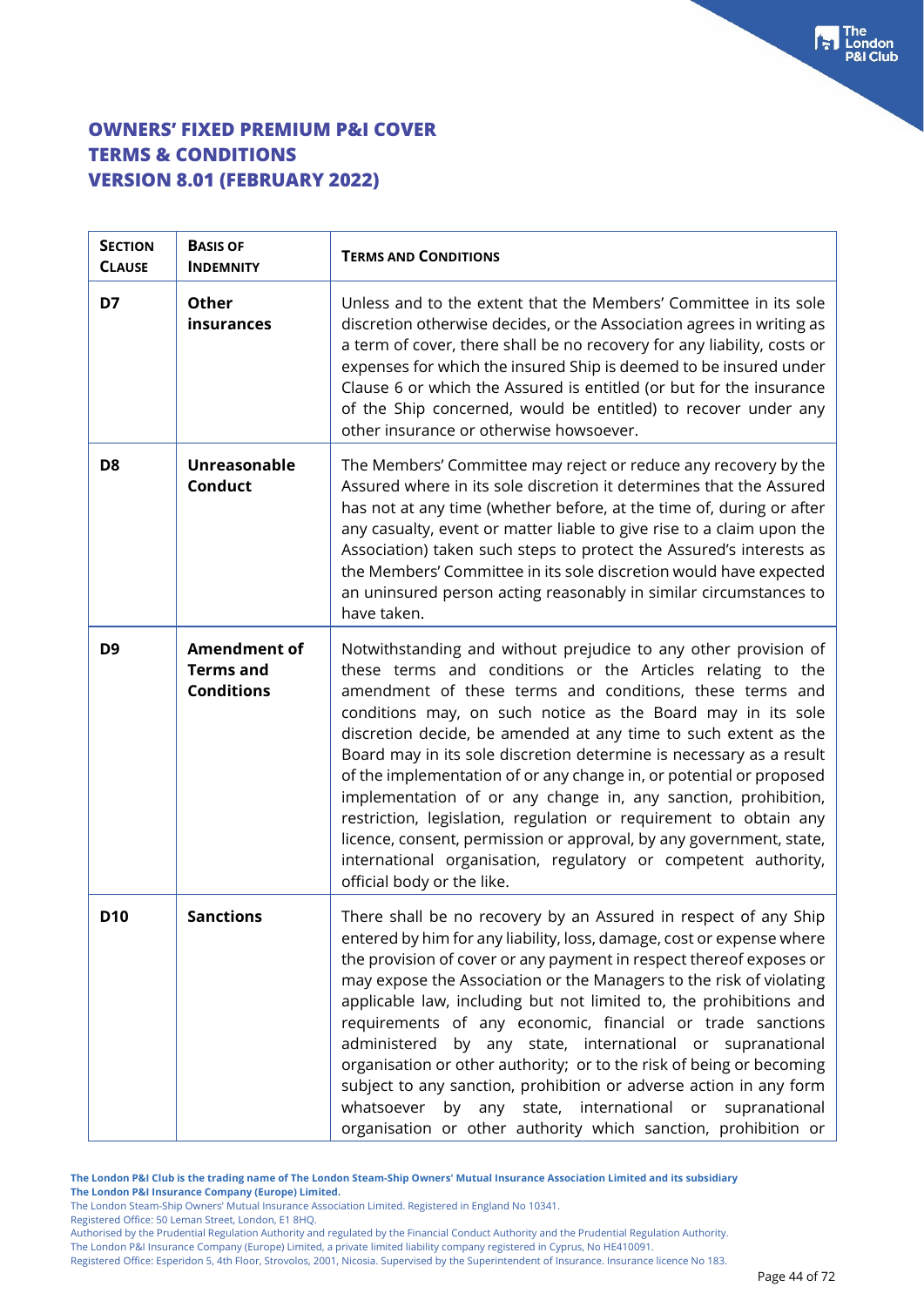# OWNERS' FIXED PREMIUM P&I COVER
# TERMS & CONDITIONS
# VERSION 8.01 (FEBRUARY 2022)

| SECTION CLAUSE | BASIS OF INDEMNITY | TERMS AND CONDITIONS |
|---|---|---|
| **D7** | **Other insurances** | Unless and to the extent that the Members' Committee in its sole discretion otherwise decides, or the Association agrees in writing as a term of cover, there shall be no recovery for any liability, costs or expenses for which the insured Ship is deemed to be insured under Clause 6 or which the Assured is entitled (or but for the insurance of the Ship concerned, would be entitled) to recover under any other insurance or otherwise howsoever. |
| **D8** | **Unreasonable Conduct** | The Members' Committee may reject or reduce any recovery by the Assured where in its sole discretion it determines that the Assured has not at any time (whether before, at the time of, during or after any casualty, event or matter liable to give rise to a claim upon the Association) taken such steps to protect the Assured's interests as the Members' Committee in its sole discretion would have expected an uninsured person acting reasonably in similar circumstances to have taken. |
| **D9** | **Amendment of Terms and Conditions** | Notwithstanding and without prejudice to any other provision of these terms and conditions or the Articles relating to the amendment of these terms and conditions, these terms and conditions may, on such notice as the Board may in its sole discretion decide, be amended at any time to such extent as the Board may in its sole discretion determine is necessary as a result of the implementation of or any change in, or potential or proposed implementation of or any change in, any sanction, prohibition, restriction, legislation, regulation or requirement to obtain any licence, consent, permission or approval, by any government, state, international organisation, regulatory or competent authority, official body or the like. |
| **D10** | **Sanctions** | There shall be no recovery by an Assured in respect of any Ship entered by him for any liability, loss, damage, cost or expense where the provision of cover or any payment in respect thereof exposes or may expose the Association or the Managers to the risk of violating applicable law, including but not limited to, the prohibitions and requirements of any economic, financial or trade sanctions administered by any state, international or supranational organisation or other authority; or to the risk of being or becoming subject to any sanction, prohibition or adverse action in any form whatsoever by any state, international or supranational organisation or other authority which sanction, prohibition or |

**The London P&I Club is the trading name of The London Steam-Ship Owners' Mutual Insurance Association Limited and its subsidiary The London P&I Insurance Company (Europe) Limited.**
The London Steam-Ship Owners' Mutual Insurance Association Limited. Registered in England No 10341.
Registered Office: 50 Leman Street, London, E1 8HQ.
Authorised by the Prudential Regulation Authority and regulated by the Financial Conduct Authority and the Prudential Regulation Authority.
The London P&I Insurance Company (Europe) Limited, a private limited liability company registered in Cyprus, No HE410091.
Registered Office: Esperidon 5, 4th Floor, Strovolos, 2001, Nicosia. Supervised by the Superintendent of Insurance. Insurance licence No 183.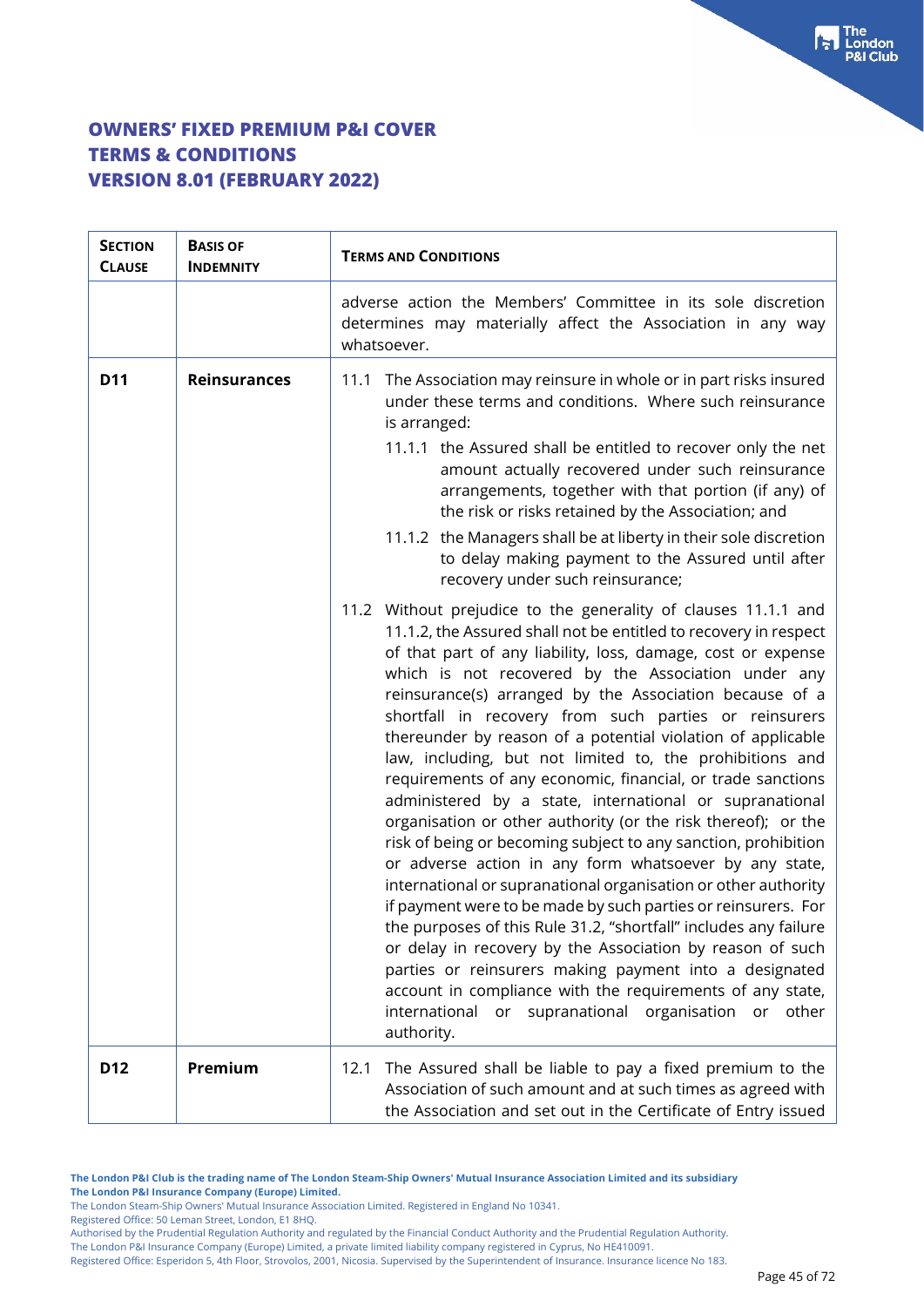# OWNERS' FIXED PREMIUM P&I COVER
# TERMS & CONDITIONS
# VERSION 8.01 (FEBRUARY 2022)

| SECTION CLAUSE | BASIS OF INDEMNITY | TERMS AND CONDITIONS |
|---|---|---|
| | | adverse action the Members' Committee in its sole discretion determines may materially affect the Association in any way whatsoever. |
| **D11** | **Reinsurances** | 11.1 The Association may reinsure in whole or in part risks insured under these terms and conditions. Where such reinsurance is arranged:<br><br>11.1.1 the Assured shall be entitled to recover only the net amount actually recovered under such reinsurance arrangements, together with that portion (if any) of the risk or risks retained by the Association; and<br><br>11.1.2 the Managers shall be at liberty in their sole discretion to delay making payment to the Assured until after recovery under such reinsurance;<br><br>11.2 Without prejudice to the generality of clauses 11.1.1 and 11.1.2, the Assured shall not be entitled to recovery in respect of that part of any liability, loss, damage, cost or expense which is not recovered by the Association under any reinsurance(s) arranged by the Association because of a shortfall in recovery from such parties or reinsurers thereunder by reason of a potential violation of applicable law, including, but not limited to, the prohibitions and requirements of any economic, financial, or trade sanctions administered by a state, international or supranational organisation or other authority (or the risk thereof); or the risk of being or becoming subject to any sanction, prohibition or adverse action in any form whatsoever by any state, international or supranational organisation or other authority if payment were to be made by such parties or reinsurers. For the purposes of this Rule 31.2, "shortfall" includes any failure or delay in recovery by the Association by reason of such parties or reinsurers making payment into a designated account in compliance with the requirements of any state, international or supranational organisation or other authority. |
| **D12** | **Premium** | 12.1 The Assured shall be liable to pay a fixed premium to the Association of such amount and at such times as agreed with the Association and set out in the Certificate of Entry issued |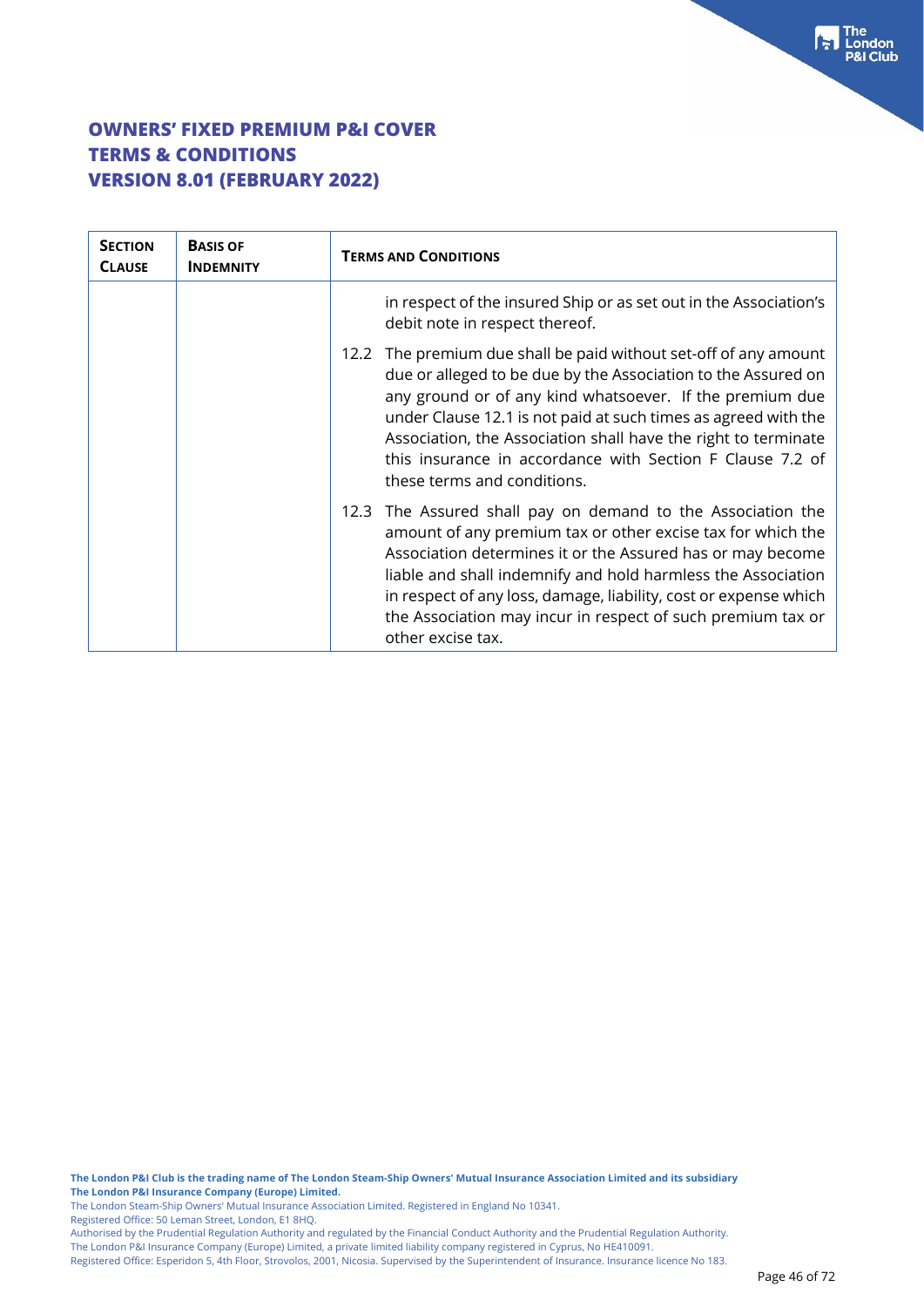# OWNERS' FIXED PREMIUM P&I COVER
# TERMS & CONDITIONS
# VERSION 8.01 (FEBRUARY 2022)

| SECTION CLAUSE | BASIS OF INDEMNITY | TERMS AND CONDITIONS |
|---|---|---|
| | | in respect of the insured Ship or as set out in the Association's debit note in respect thereof. |
| | | 12.2 The premium due shall be paid without set-off of any amount due or alleged to be due by the Association to the Assured on any ground or of any kind whatsoever. If the premium due under Clause 12.1 is not paid at such times as agreed with the Association, the Association shall have the right to terminate this insurance in accordance with Section F Clause 7.2 of these terms and conditions. |
| | | 12.3 The Assured shall pay on demand to the Association the amount of any premium tax or other excise tax for which the Association determines it or the Assured has or may become liable and shall indemnify and hold harmless the Association in respect of any loss, damage, liability, cost or expense which the Association may incur in respect of such premium tax or other excise tax. |

**The London P&I Club is the trading name of The London Steam-Ship Owners' Mutual Insurance Association Limited and its subsidiary The London P&I Insurance Company (Europe) Limited.**
The London Steam-Ship Owners' Mutual Insurance Association Limited. Registered in England No 10341.
Registered Office: 50 Leman Street, London, E1 8HQ.
Authorised by the Prudential Regulation Authority and regulated by the Financial Conduct Authority and the Prudential Regulation Authority.
The London P&I Insurance Company (Europe) Limited, a private limited liability company registered in Cyprus, No HE410091.
Registered Office: Esperidon 5, 4th Floor, Strovolos, 2001, Nicosia. Supervised by the Superintendent of Insurance. Insurance licence No 183.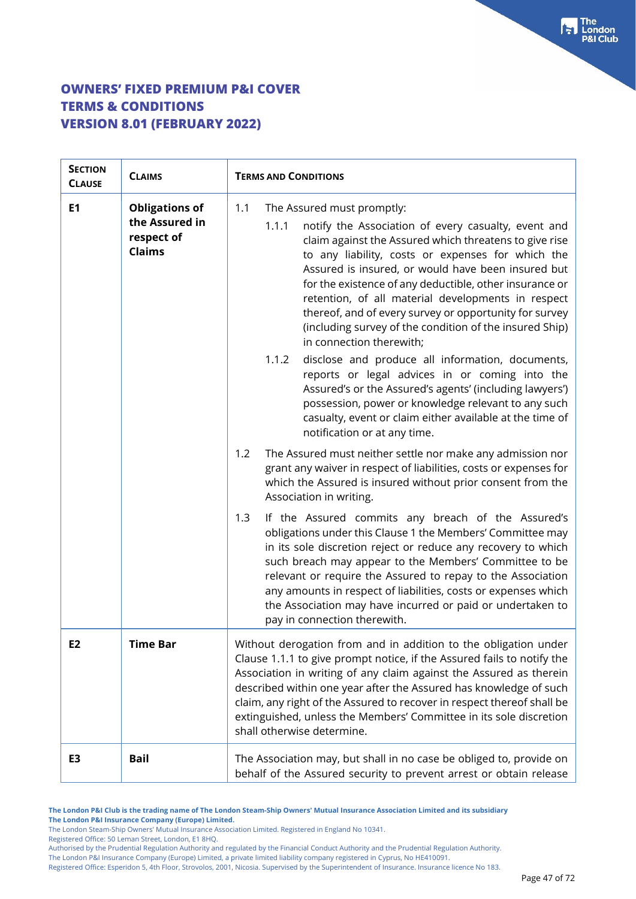# OWNERS' FIXED PREMIUM P&I COVER
# TERMS & CONDITIONS
# VERSION 8.01 (FEBRUARY 2022)

| SECTION CLAUSE | CLAIMS | TERMS AND CONDITIONS |
|---|---|---|
| **E1** | **Obligations of the Assured in respect of Claims** | 1.1 The Assured must promptly:<br><br>1.1.1 notify the Association of every casualty, event and claim against the Assured which threatens to give rise to any liability, costs or expenses for which the Assured is insured, or would have been insured but for the existence of any deductible, other insurance or retention, of all material developments in respect thereof, and of every survey or opportunity for survey (including survey of the condition of the insured Ship) in connection therewith;<br><br>1.1.2 disclose and produce all information, documents, reports or legal advices in or coming into the Assured's or the Assured's agents' (including lawyers') possession, power or knowledge relevant to any such casualty, event or claim either available at the time of notification or at any time.<br><br>1.2 The Assured must neither settle nor make any admission nor grant any waiver in respect of liabilities, costs or expenses for which the Assured is insured without prior consent from the Association in writing.<br><br>1.3 If the Assured commits any breach of the Assured's obligations under this Clause 1 the Members' Committee may in its sole discretion reject or reduce any recovery to which such breach may appear to the Members' Committee to be relevant or require the Assured to repay to the Association any amounts in respect of liabilities, costs or expenses which the Association may have incurred or paid or undertaken to pay in connection therewith. |
| **E2** | **Time Bar** | Without derogation from and in addition to the obligation under Clause 1.1.1 to give prompt notice, if the Assured fails to notify the Association in writing of any claim against the Assured as therein described within one year after the Assured has knowledge of such claim, any right of the Assured to recover in respect thereof shall be extinguished, unless the Members' Committee in its sole discretion shall otherwise determine. |
| **E3** | **Bail** | The Association may, but shall in no case be obliged to, provide on behalf of the Assured security to prevent arrest or obtain release |

**The London P&I Club is the trading name of The London Steam-Ship Owners' Mutual Insurance Association Limited and its subsidiary The London P&I Insurance Company (Europe) Limited.**
The London Steam-Ship Owners' Mutual Insurance Association Limited. Registered in England No 10341.
Registered Office: 50 Leman Street, London, E1 8HQ.
Authorised by the Prudential Regulation Authority and regulated by the Financial Conduct Authority and the Prudential Regulation Authority.
The London P&I Insurance Company (Europe) Limited, a private limited liability company registered in Cyprus, No HE410091.
Registered Office: Esperidon 5, 4th Floor, Strovolos, 2001, Nicosia. Supervised by the Superintendent of Insurance. Insurance licence No 183.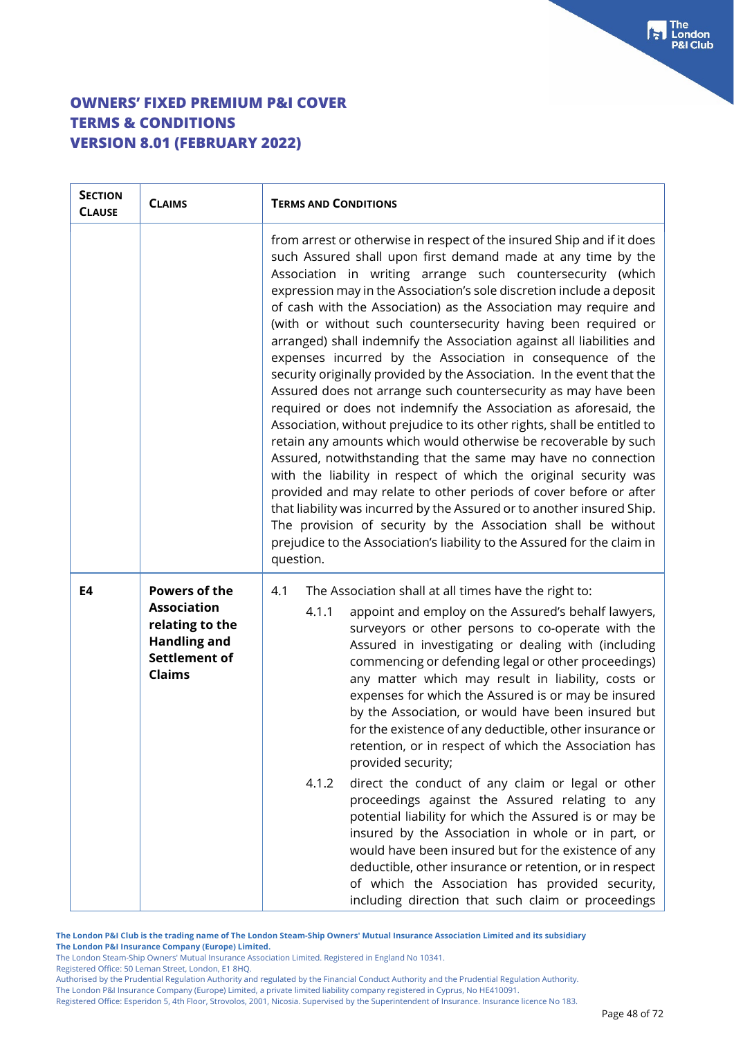# OWNERS' FIXED PREMIUM P&I COVER
# TERMS & CONDITIONS
# VERSION 8.01 (FEBRUARY 2022)

| SECTION CLAUSE | CLAIMS | TERMS AND CONDITIONS |
|---|---|---|
| | | from arrest or otherwise in respect of the insured Ship and if it does such Assured shall upon first demand made at any time by the Association in writing arrange such countersecurity (which expression may in the Association's sole discretion include a deposit of cash with the Association) as the Association may require and (with or without such countersecurity having been required or arranged) shall indemnify the Association against all liabilities and expenses incurred by the Association in consequence of the security originally provided by the Association. In the event that the Assured does not arrange such countersecurity as may have been required or does not indemnify the Association as aforesaid, the Association, without prejudice to its other rights, shall be entitled to retain any amounts which would otherwise be recoverable by such Assured, notwithstanding that the same may have no connection with the liability in respect of which the original security was provided and may relate to other periods of cover before or after that liability was incurred by the Assured or to another insured Ship. The provision of security by the Association shall be without prejudice to the Association's liability to the Assured for the claim in question. |
| **E4** | **Powers of the Association relating to the Handling and Settlement of Claims** | 4.1 The Association shall at all times have the right to:<br><br>4.1.1 appoint and employ on the Assured's behalf lawyers, surveyors or other persons to co-operate with the Assured in investigating or dealing with (including commencing or defending legal or other proceedings) any matter which may result in liability, costs or expenses for which the Assured is or may be insured by the Association, or would have been insured but for the existence of any deductible, other insurance or retention, or in respect of which the Association has provided security;<br><br>4.1.2 direct the conduct of any claim or legal or other proceedings against the Assured relating to any potential liability for which the Assured is or may be insured by the Association in whole or in part, or would have been insured but for the existence of any deductible, other insurance or retention, or in respect of which the Association has provided security, including direction that such claim or proceedings |

**The London P&I Club is the trading name of The London Steam-Ship Owners' Mutual Insurance Association Limited and its subsidiary The London P&I Insurance Company (Europe) Limited.**
The London Steam-Ship Owners' Mutual Insurance Association Limited. Registered in England No 10341.
Registered Office: 50 Leman Street, London, E1 8HQ.
Authorised by the Prudential Regulation Authority and regulated by the Financial Conduct Authority and the Prudential Regulation Authority.
The London P&I Insurance Company (Europe) Limited, a private limited liability company registered in Cyprus, No HE410091.
Registered Office: Esperidon 5, 4th Floor, Strovolos, 2001, Nicosia. Supervised by the Superintendent of Insurance. Insurance licence No 183.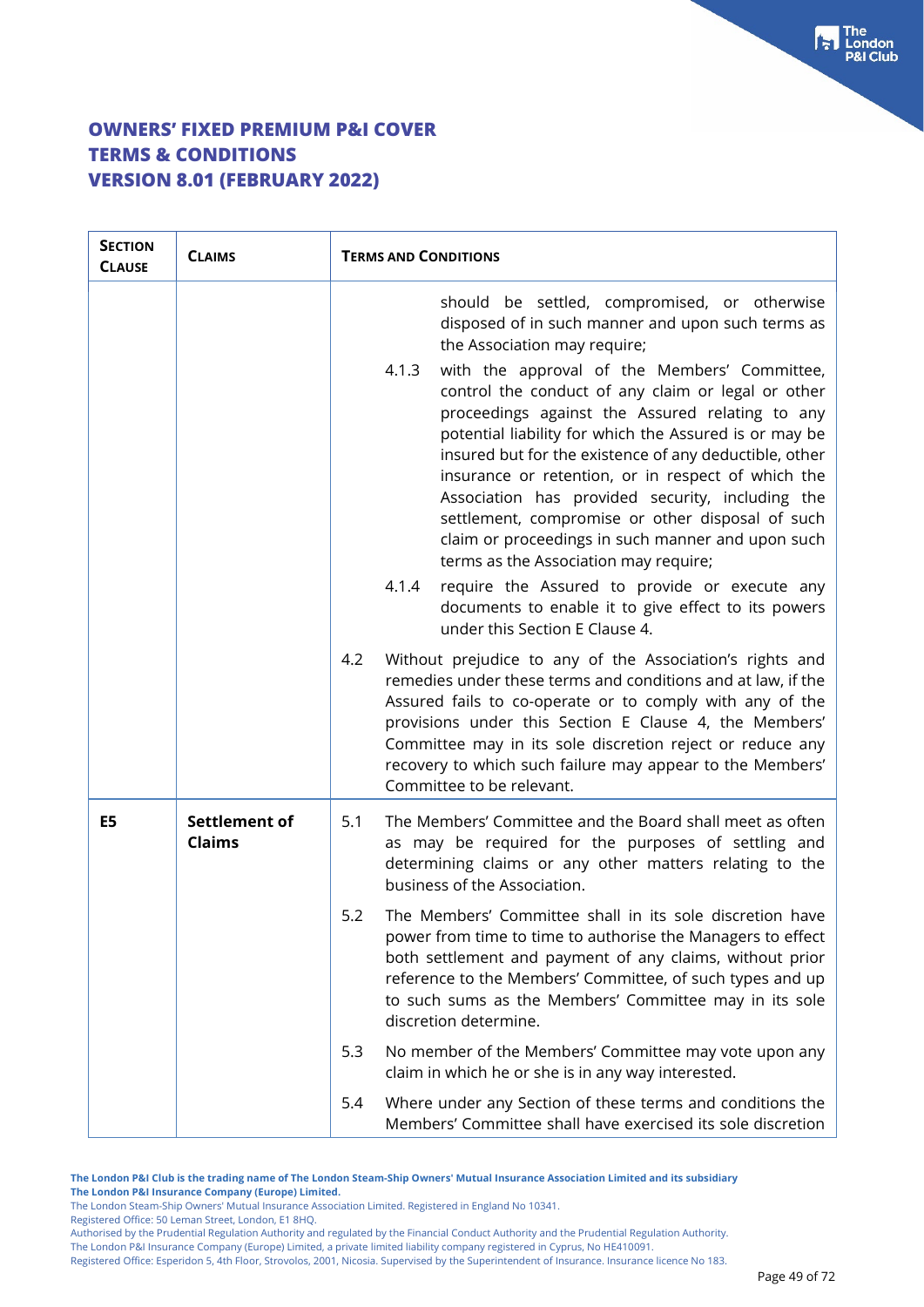| Section Clause | Claims | Terms and Conditions |
|---|---|---|
| | | should be settled, compromised, or otherwise disposed of in such manner and upon such terms as the Association may require;<br><br>4.1.3 with the approval of the Members' Committee, control the conduct of any claim or legal or other proceedings against the Assured relating to any potential liability for which the Assured is or may be insured but for the existence of any deductible, other insurance or retention, or in respect of which the Association has provided security, including the settlement, compromise or other disposal of such claim or proceedings in such manner and upon such terms as the Association may require;<br><br>4.1.4 require the Assured to provide or execute any documents to enable it to give effect to its powers under this Section E Clause 4.<br><br>4.2 Without prejudice to any of the Association's rights and remedies under these terms and conditions and at law, if the Assured fails to co-operate or to comply with any of the provisions under this Section E Clause 4, the Members' Committee may in its sole discretion reject or reduce any recovery to which such failure may appear to the Members' Committee to be relevant. |
| **E5** | **Settlement of Claims** | 5.1 The Members' Committee and the Board shall meet as often as may be required for the purposes of settling and determining claims or any other matters relating to the business of the Association.<br><br>5.2 The Members' Committee shall in its sole discretion have power from time to time to authorise the Managers to effect both settlement and payment of any claims, without prior reference to the Members' Committee, of such types and up to such sums as the Members' Committee may in its sole discretion determine.<br><br>5.3 No member of the Members' Committee may vote upon any claim in which he or she is in any way interested.<br><br>5.4 Where under any Section of these terms and conditions the Members' Committee shall have exercised its sole discretion |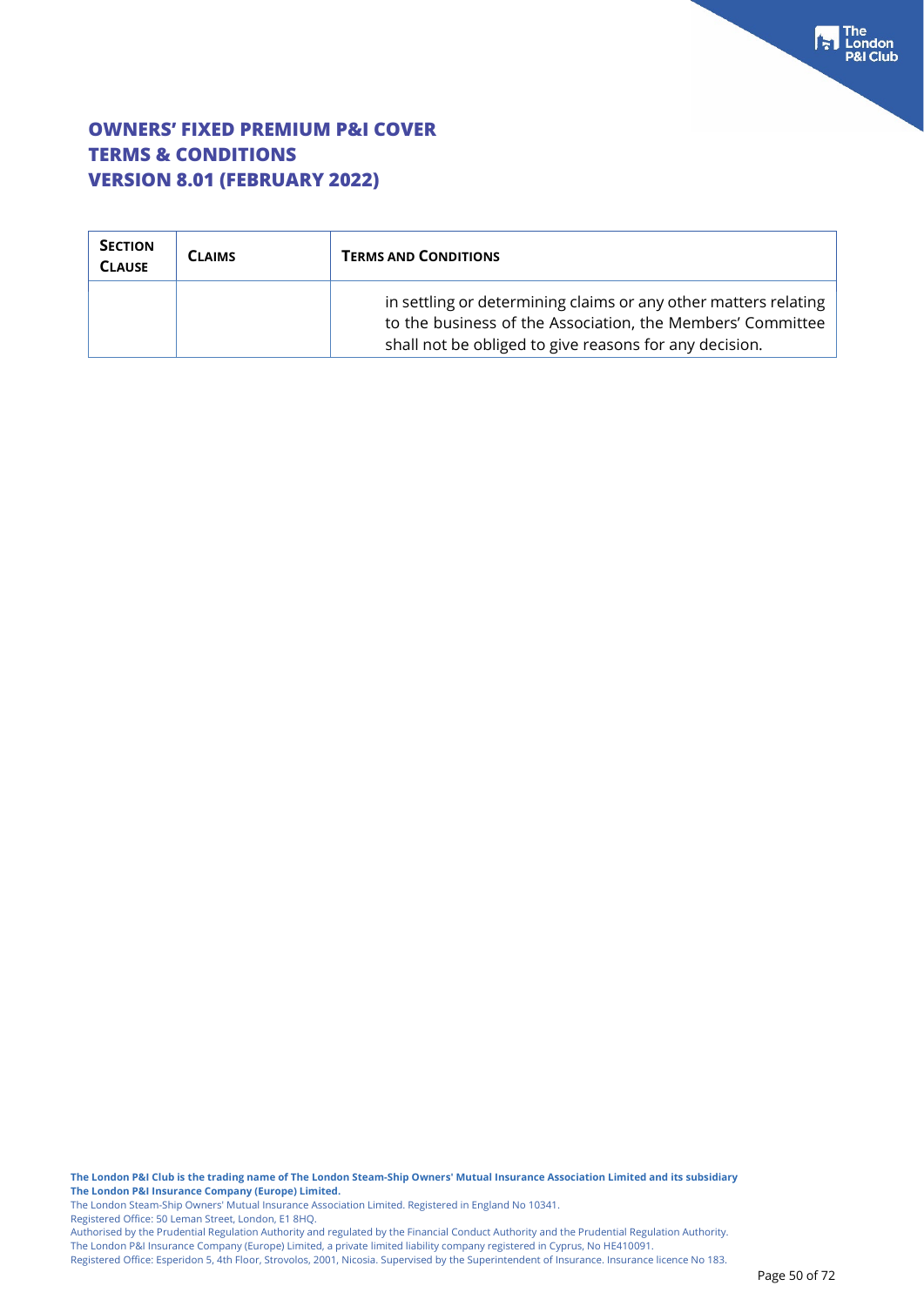# OWNERS' FIXED PREMIUM P&I COVER
# TERMS & CONDITIONS
# VERSION 8.01 (FEBRUARY 2022)

| SECTION CLAUSE | CLAIMS | TERMS AND CONDITIONS |
|---|---|---|
| | | in settling or determining claims or any other matters relating to the business of the Association, the Members' Committee shall not be obliged to give reasons for any decision. |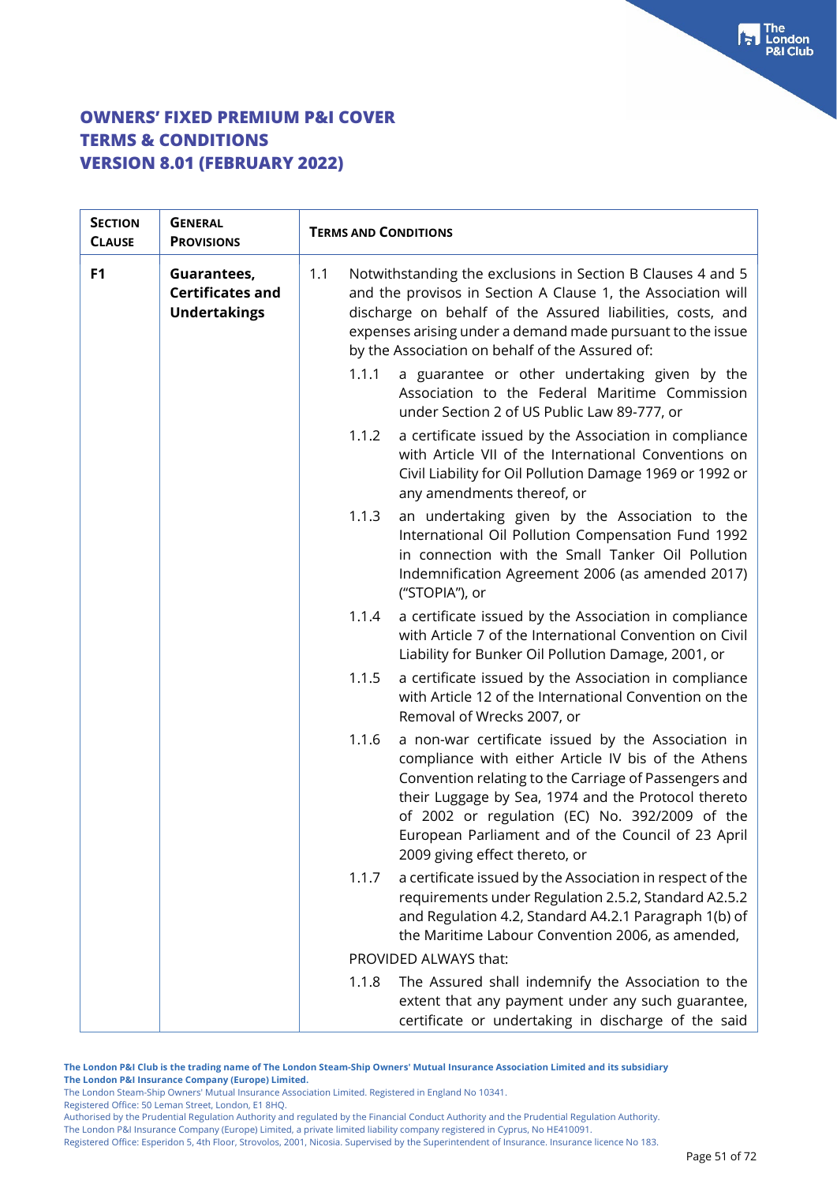# OWNERS' FIXED PREMIUM P&I COVER
# TERMS & CONDITIONS
# VERSION 8.01 (FEBRUARY 2022)

| SECTION CLAUSE | GENERAL PROVISIONS | TERMS AND CONDITIONS |
|---|---|---|
| **F1** | **Guarantees, Certificates and Undertakings** | 1.1 Notwithstanding the exclusions in Section B Clauses 4 and 5 and the provisos in Section A Clause 1, the Association will discharge on behalf of the Assured liabilities, costs, and expenses arising under a demand made pursuant to the issue by the Association on behalf of the Assured of:<br><br>1.1.1 a guarantee or other undertaking given by the Association to the Federal Maritime Commission under Section 2 of US Public Law 89-777, or<br><br>1.1.2 a certificate issued by the Association in compliance with Article VII of the International Conventions on Civil Liability for Oil Pollution Damage 1969 or 1992 or any amendments thereof, or<br><br>1.1.3 an undertaking given by the Association to the International Oil Pollution Compensation Fund 1992 in connection with the Small Tanker Oil Pollution Indemnification Agreement 2006 (as amended 2017) ("STOPIA"), or<br><br>1.1.4 a certificate issued by the Association in compliance with Article 7 of the International Convention on Civil Liability for Bunker Oil Pollution Damage, 2001, or<br><br>1.1.5 a certificate issued by the Association in compliance with Article 12 of the International Convention on the Removal of Wrecks 2007, or<br><br>1.1.6 a non-war certificate issued by the Association in compliance with either Article IV bis of the Athens Convention relating to the Carriage of Passengers and their Luggage by Sea, 1974 and the Protocol thereto of 2002 or regulation (EC) No. 392/2009 of the European Parliament and of the Council of 23 April 2009 giving effect thereto, or<br><br>1.1.7 a certificate issued by the Association in respect of the requirements under Regulation 2.5.2, Standard A2.5.2 and Regulation 4.2, Standard A4.2.1 Paragraph 1(b) of the Maritime Labour Convention 2006, as amended,<br><br>PROVIDED ALWAYS that:<br><br>1.1.8 The Assured shall indemnify the Association to the extent that any payment under any such guarantee, certificate or undertaking in discharge of the said |

**The London P&I Club is the trading name of The London Steam-Ship Owners' Mutual Insurance Association Limited and its subsidiary The London P&I Insurance Company (Europe) Limited.**
The London Steam-Ship Owners' Mutual Insurance Association Limited. Registered in England No 10341.
Registered Office: 50 Leman Street, London, E1 8HQ.
Authorised by the Prudential Regulation Authority and regulated by the Financial Conduct Authority and the Prudential Regulation Authority.
The London P&I Insurance Company (Europe) Limited, a private limited liability company registered in Cyprus, No HE410091.
Registered Office: Esperidon 5, 4th Floor, Strovolos, 2001, Nicosia. Supervised by the Superintendent of Insurance. Insurance licence No 183.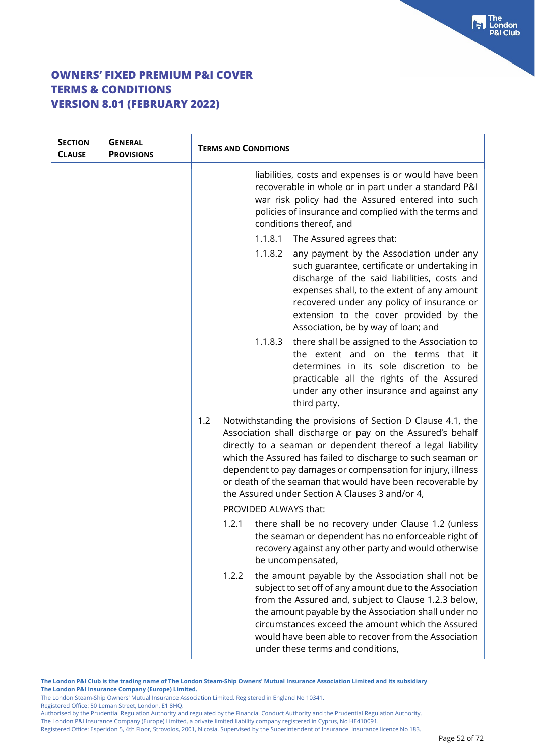# OWNERS' FIXED PREMIUM P&I COVER
# TERMS & CONDITIONS
# VERSION 8.01 (FEBRUARY 2022)

| SECTION CLAUSE | GENERAL PROVISIONS | TERMS AND CONDITIONS |
|---|---|---|
| | | liabilities, costs and expenses is or would have been recoverable in whole or in part under a standard P&I war risk policy had the Assured entered into such policies of insurance and complied with the terms and conditions thereof, and<br><br>1.1.8.1 The Assured agrees that:<br><br>1.1.8.2 any payment by the Association under any such guarantee, certificate or undertaking in discharge of the said liabilities, costs and expenses shall, to the extent of any amount recovered under any policy of insurance or extension to the cover provided by the Association, be by way of loan; and<br><br>1.1.8.3 there shall be assigned to the Association to the extent and on the terms that it determines in its sole discretion to be practicable all the rights of the Assured under any other insurance and against any third party. |
| | | 1.2 Notwithstanding the provisions of Section D Clause 4.1, the Association shall discharge or pay on the Assured's behalf directly to a seaman or dependent thereof a legal liability which the Assured has failed to discharge to such seaman or dependent to pay damages or compensation for injury, illness or death of the seaman that would have been recoverable by the Assured under Section A Clauses 3 and/or 4,<br><br>PROVIDED ALWAYS that:<br><br>1.2.1 there shall be no recovery under Clause 1.2 (unless the seaman or dependent has no enforceable right of recovery against any other party and would otherwise be uncompensated,<br><br>1.2.2 the amount payable by the Association shall not be subject to set off of any amount due to the Association from the Assured and, subject to Clause 1.2.3 below, the amount payable by the Association shall under no circumstances exceed the amount which the Assured would have been able to recover from the Association under these terms and conditions, |

The London P&I Club is the trading name of The London Steam-Ship Owners' Mutual Insurance Association Limited and its subsidiary The London P&I Insurance Company (Europe) Limited.
The London Steam-Ship Owners' Mutual Insurance Association Limited. Registered in England No 10341.
Registered Office: 50 Leman Street, London, E1 8HQ.
Authorised by the Prudential Regulation Authority and regulated by the Financial Conduct Authority and the Prudential Regulation Authority.
The London P&I Insurance Company (Europe) Limited, a private limited liability company registered in Cyprus, No HE410091.
Registered Office: Esperidon 5, 4th Floor, Strovolos, 2001, Nicosia. Supervised by the Superintendent of Insurance. Insurance licence No 183.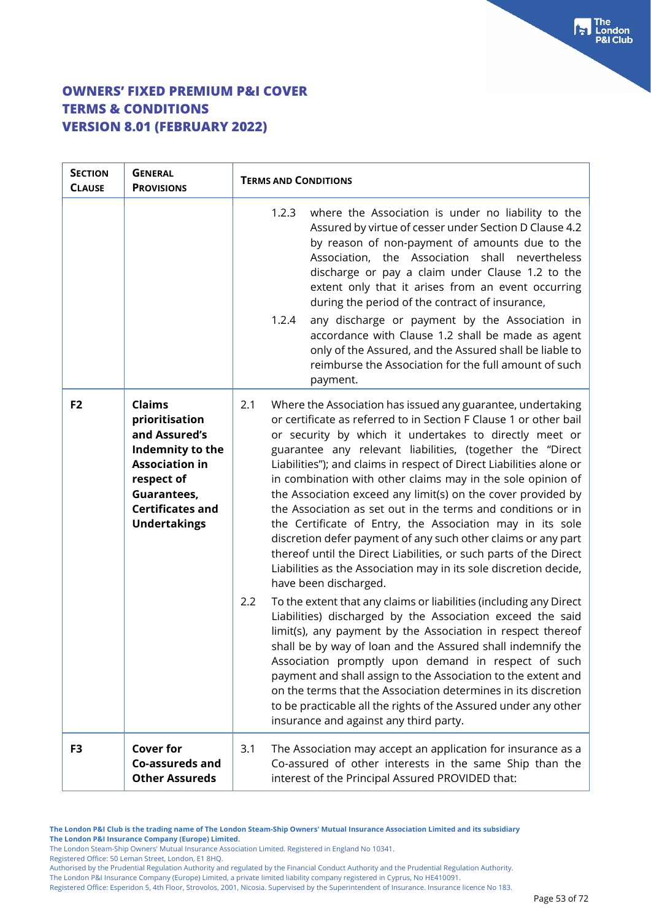# OWNERS' FIXED PREMIUM P&I COVER
# TERMS & CONDITIONS
# VERSION 8.01 (FEBRUARY 2022)

| SECTION CLAUSE | GENERAL PROVISIONS | TERMS AND CONDITIONS |
|---|---|---|
| | | 1.2.3 where the Association is under no liability to the Assured by virtue of cesser under Section D Clause 4.2 by reason of non-payment of amounts due to the Association, the Association shall nevertheless discharge or pay a claim under Clause 1.2 to the extent only that it arises from an event occurring during the period of the contract of insurance,<br><br>1.2.4 any discharge or payment by the Association in accordance with Clause 1.2 shall be made as agent only of the Assured, and the Assured shall be liable to reimburse the Association for the full amount of such payment. |
| **F2** | **Claims prioritisation and Assured's Indemnity to the Association in respect of Guarantees, Certificates and Undertakings** | 2.1 Where the Association has issued any guarantee, undertaking or certificate as referred to in Section F Clause 1 or other bail or security by which it undertakes to directly meet or guarantee any relevant liabilities, (together the "Direct Liabilities"); and claims in respect of Direct Liabilities alone or in combination with other claims may in the sole opinion of the Association exceed any limit(s) on the cover provided by the Association as set out in the terms and conditions or in the Certificate of Entry, the Association may in its sole discretion defer payment of any such other claims or any part thereof until the Direct Liabilities, or such parts of the Direct Liabilities as the Association may in its sole discretion decide, have been discharged.<br><br>2.2 To the extent that any claims or liabilities (including any Direct Liabilities) discharged by the Association exceed the said limit(s), any payment by the Association in respect thereof shall be by way of loan and the Assured shall indemnify the Association promptly upon demand in respect of such payment and shall assign to the Association to the extent and on the terms that the Association determines in its discretion to be practicable all the rights of the Assured under any other insurance and against any third party. |
| **F3** | **Cover for Co-assureds and Other Assureds** | 3.1 The Association may accept an application for insurance as a Co-assured of other interests in the same Ship than the interest of the Principal Assured PROVIDED that: |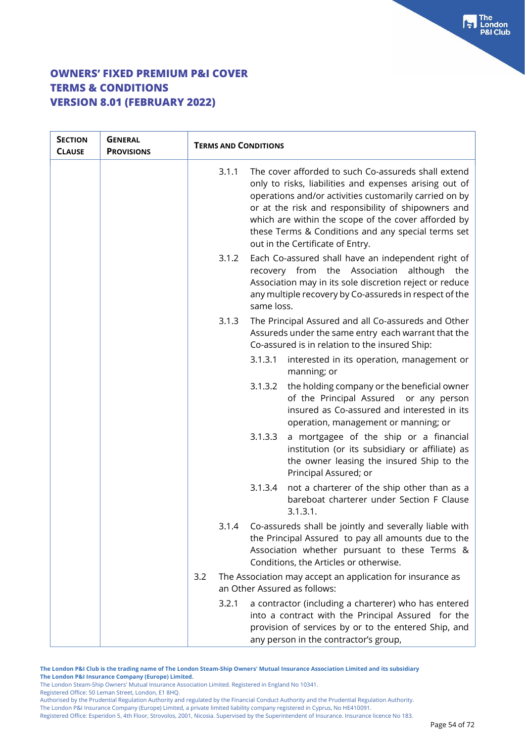# OWNERS' FIXED PREMIUM P&I COVER
# TERMS & CONDITIONS
# VERSION 8.01 (FEBRUARY 2022)

| Section Clause | General Provisions | Terms and Conditions |
|---|---|---|
| | | 3.1.1 The cover afforded to such Co-assureds shall extend only to risks, liabilities and expenses arising out of operations and/or activities customarily carried on by or at the risk and responsibility of shipowners and which are within the scope of the cover afforded by these Terms & Conditions and any special terms set out in the Certificate of Entry. |
| | | 3.1.2 Each Co-assured shall have an independent right of recovery from the Association although the Association may in its sole discretion reject or reduce any multiple recovery by Co-assureds in respect of the same loss. |
| | | 3.1.3 The Principal Assured and all Co-assureds and Other Assureds under the same entry each warrant that the Co-assured is in relation to the insured Ship: |
| | | 3.1.3.1 interested in its operation, management or manning; or |
| | | 3.1.3.2 the holding company or the beneficial owner of the Principal Assured or any person insured as Co-assured and interested in its operation, management or manning; or |
| | | 3.1.3.3 a mortgagee of the ship or a financial institution (or its subsidiary or affiliate) as the owner leasing the insured Ship to the Principal Assured; or |
| | | 3.1.3.4 not a charterer of the ship other than as a bareboat charterer under Section F Clause 3.1.3.1. |
| | | 3.1.4 Co-assureds shall be jointly and severally liable with the Principal Assured to pay all amounts due to the Association whether pursuant to these Terms & Conditions, the Articles or otherwise. |
| | | 3.2 The Association may accept an application for insurance as an Other Assured as follows: |
| | | 3.2.1 a contractor (including a charterer) who has entered into a contract with the Principal Assured for the provision of services by or to the entered Ship, and any person in the contractor's group, |

**The London P&I Club is the trading name of The London Steam-Ship Owners' Mutual Insurance Association Limited and its subsidiary The London P&I Insurance Company (Europe) Limited.**
The London Steam-Ship Owners' Mutual Insurance Association Limited. Registered in England No 10341.
Registered Office: 50 Leman Street, London, E1 8HQ.
Authorised by the Prudential Regulation Authority and regulated by the Financial Conduct Authority and the Prudential Regulation Authority.
The London P&I Insurance Company (Europe) Limited, a private limited liability company registered in Cyprus, No HE410091.
Registered Office: Esperidon 5, 4th Floor, Strovolos, 2001, Nicosia. Supervised by the Superintendent of Insurance. Insurance licence No 183.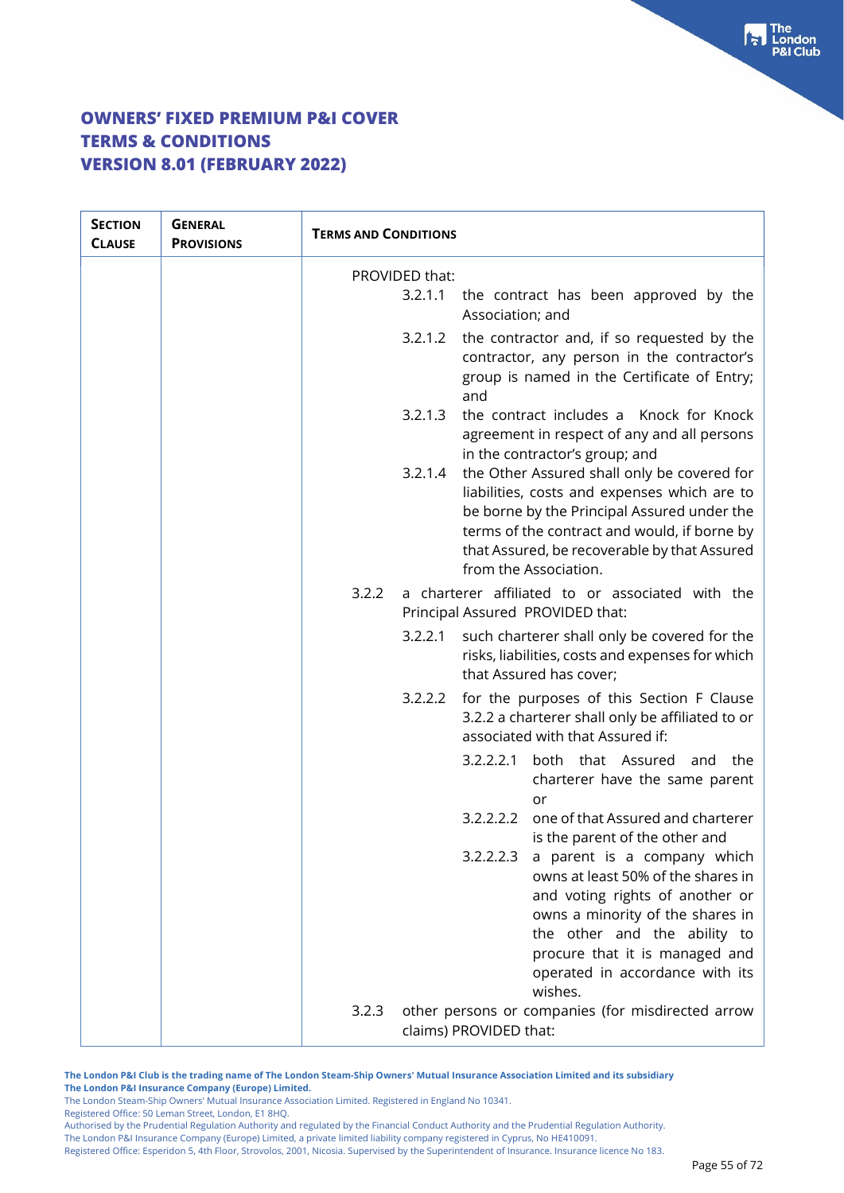# OWNERS' FIXED PREMIUM P&I COVER TERMS & CONDITIONS VERSION 8.01 (FEBRUARY 2022)

| SECTION CLAUSE | GENERAL PROVISIONS | TERMS AND CONDITIONS |
|---|---|---|
| | | PROVIDED that:<br>3.2.1.1 the contract has been approved by the Association; and<br>3.2.1.2 the contractor and, if so requested by the contractor, any person in the contractor's group is named in the Certificate of Entry; and<br>3.2.1.3 the contract includes a Knock for Knock agreement in respect of any and all persons in the contractor's group; and<br>3.2.1.4 the Other Assured shall only be covered for liabilities, costs and expenses which are to be borne by the Principal Assured under the terms of the contract and would, if borne by that Assured, be recoverable by that Assured from the Association.<br>3.2.2 a charterer affiliated to or associated with the Principal Assured PROVIDED that:<br>3.2.2.1 such charterer shall only be covered for the risks, liabilities, costs and expenses for which that Assured has cover;<br>3.2.2.2 for the purposes of this Section F Clause 3.2.2 a charterer shall only be affiliated to or associated with that Assured if:<br>3.2.2.2.1 both that Assured and the charterer have the same parent or<br>3.2.2.2.2 one of that Assured and charterer is the parent of the other and<br>3.2.2.2.3 a parent is a company which owns at least 50% of the shares in and voting rights of another or owns a minority of the shares in the other and the ability to procure that it is managed and operated in accordance with its wishes.<br>3.2.3 other persons or companies (for misdirected arrow claims) PROVIDED that: |

**The London P&I Club is the trading name of The London Steam-Ship Owners' Mutual Insurance Association Limited and its subsidiary The London P&I Insurance Company (Europe) Limited.**
The London Steam-Ship Owners' Mutual Insurance Association Limited. Registered in England No 10341.
Registered Office: 50 Leman Street, London, E1 8HQ.
Authorised by the Prudential Regulation Authority and regulated by the Financial Conduct Authority and the Prudential Regulation Authority.
The London P&I Insurance Company (Europe) Limited, a private limited liability company registered in Cyprus, No HE410091.
Registered Office: Esperidon 5, 4th Floor, Strovolos, 2001, Nicosia. Supervised by the Superintendent of Insurance. Insurance licence No 183.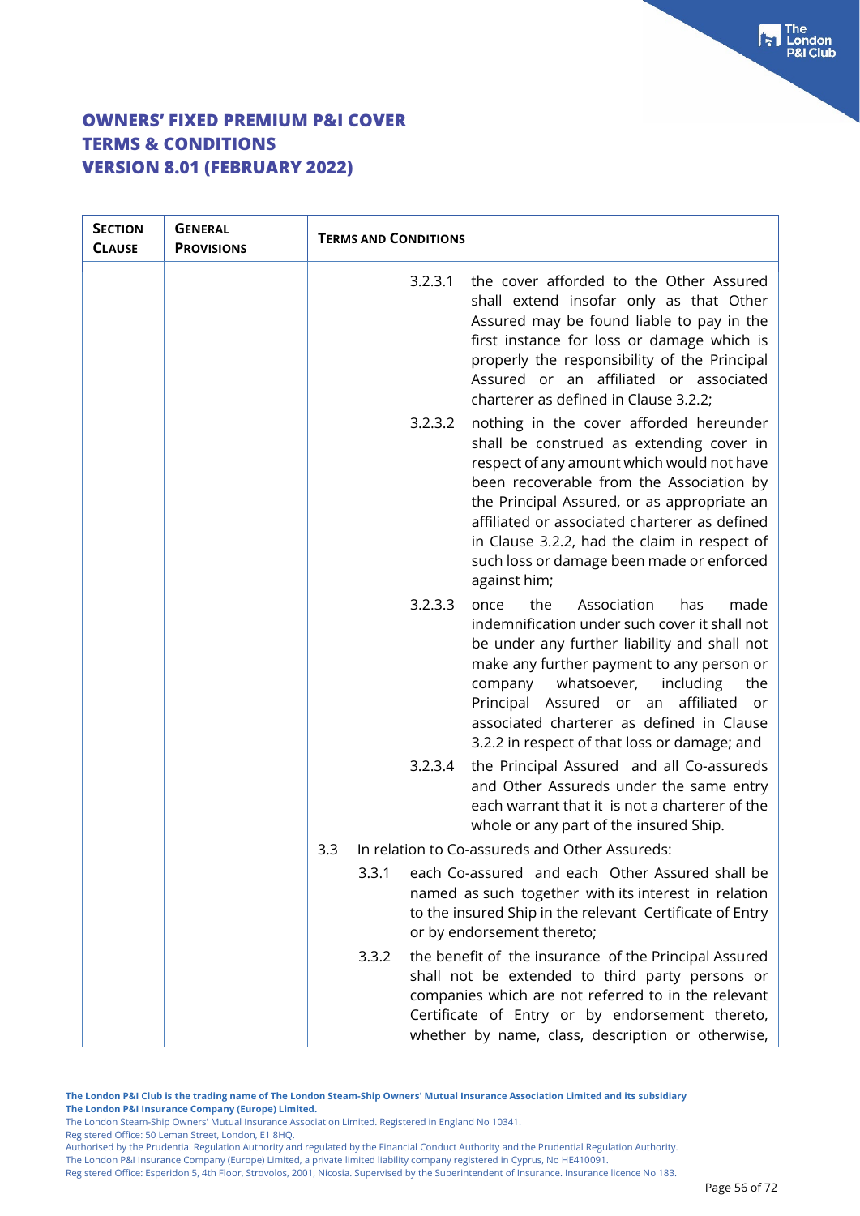# OWNERS' FIXED PREMIUM P&I COVER
# TERMS & CONDITIONS
# VERSION 8.01 (FEBRUARY 2022)

| SECTION CLAUSE | GENERAL PROVISIONS | TERMS AND CONDITIONS |
|---|---|---|
| | | 3.2.3.1 the cover afforded to the Other Assured shall extend insofar only as that Other Assured may be found liable to pay in the first instance for loss or damage which is properly the responsibility of the Principal Assured or an affiliated or associated charterer as defined in Clause 3.2.2; |
| | | 3.2.3.2 nothing in the cover afforded hereunder shall be construed as extending cover in respect of any amount which would not have been recoverable from the Association by the Principal Assured, or as appropriate an affiliated or associated charterer as defined in Clause 3.2.2, had the claim in respect of such loss or damage been made or enforced against him; |
| | | 3.2.3.3 once the Association has made indemnification under such cover it shall not be under any further liability and shall not make any further payment to any person or company whatsoever, including the Principal Assured or an affiliated or associated charterer as defined in Clause 3.2.2 in respect of that loss or damage; and |
| | | 3.2.3.4 the Principal Assured and all Co-assureds and Other Assureds under the same entry each warrant that it is not a charterer of the whole or any part of the insured Ship. |
| | | 3.3 In relation to Co-assureds and Other Assureds: |
| | | 3.3.1 each Co-assured and each Other Assured shall be named as such together with its interest in relation to the insured Ship in the relevant Certificate of Entry or by endorsement thereto; |
| | | 3.3.2 the benefit of the insurance of the Principal Assured shall not be extended to third party persons or companies which are not referred to in the relevant Certificate of Entry or by endorsement thereto, whether by name, class, description or otherwise, |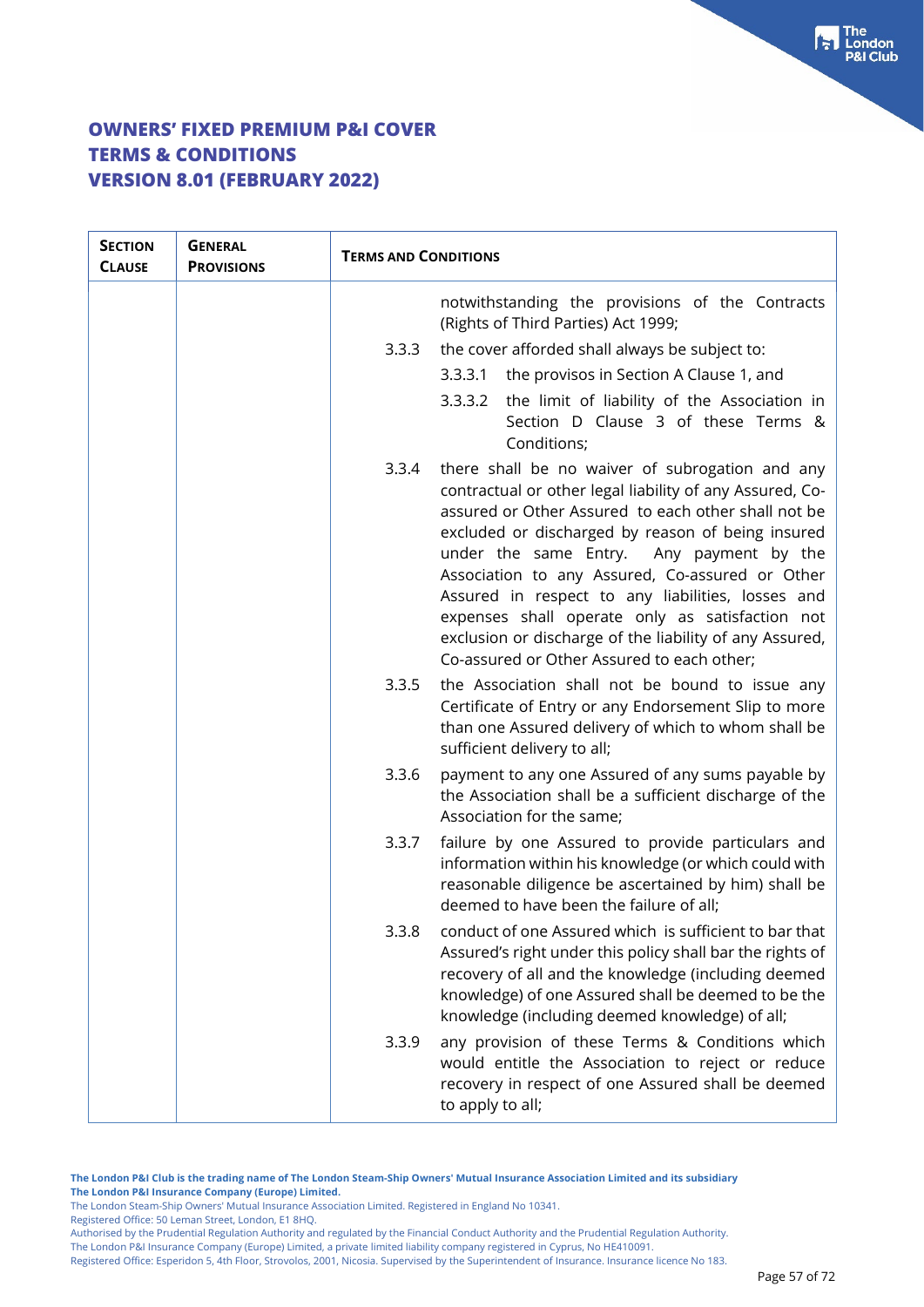# OWNERS' FIXED PREMIUM P&I COVER
# TERMS & CONDITIONS
# VERSION 8.01 (FEBRUARY 2022)

| SECTION CLAUSE | GENERAL PROVISIONS | TERMS AND CONDITIONS |
|---|---|---|
| | | notwithstanding the provisions of the Contracts (Rights of Third Parties) Act 1999; |
| | | 3.3.3 the cover afforded shall always be subject to: |
| | | 3.3.3.1 the provisos in Section A Clause 1, and |
| | | 3.3.3.2 the limit of liability of the Association in Section D Clause 3 of these Terms & Conditions; |
| | | 3.3.4 there shall be no waiver of subrogation and any contractual or other legal liability of any Assured, Co-assured or Other Assured to each other shall not be excluded or discharged by reason of being insured under the same Entry. Any payment by the Association to any Assured, Co-assured or Other Assured in respect to any liabilities, losses and expenses shall operate only as satisfaction not exclusion or discharge of the liability of any Assured, Co-assured or Other Assured to each other; |
| | | 3.3.5 the Association shall not be bound to issue any Certificate of Entry or any Endorsement Slip to more than one Assured delivery of which to whom shall be sufficient delivery to all; |
| | | 3.3.6 payment to any one Assured of any sums payable by the Association shall be a sufficient discharge of the Association for the same; |
| | | 3.3.7 failure by one Assured to provide particulars and information within his knowledge (or which could with reasonable diligence be ascertained by him) shall be deemed to have been the failure of all; |
| | | 3.3.8 conduct of one Assured which is sufficient to bar that Assured's right under this policy shall bar the rights of recovery of all and the knowledge (including deemed knowledge) of one Assured shall be deemed to be the knowledge (including deemed knowledge) of all; |
| | | 3.3.9 any provision of these Terms & Conditions which would entitle the Association to reject or reduce recovery in respect of one Assured shall be deemed to apply to all; |

**The London P&I Club is the trading name of The London Steam-Ship Owners' Mutual Insurance Association Limited and its subsidiary The London P&I Insurance Company (Europe) Limited.**

The London Steam-Ship Owners' Mutual Insurance Association Limited. Registered in England No 10341.
Registered Office: 50 Leman Street, London, E1 8HQ.
Authorised by the Prudential Regulation Authority and regulated by the Financial Conduct Authority and the Prudential Regulation Authority.
The London P&I Insurance Company (Europe) Limited, a private limited liability company registered in Cyprus, No HE410091.
Registered Office: Esperidon 5, 4th Floor, Strovolos, 2001, Nicosia. Supervised by the Superintendent of Insurance. Insurance licence No 183.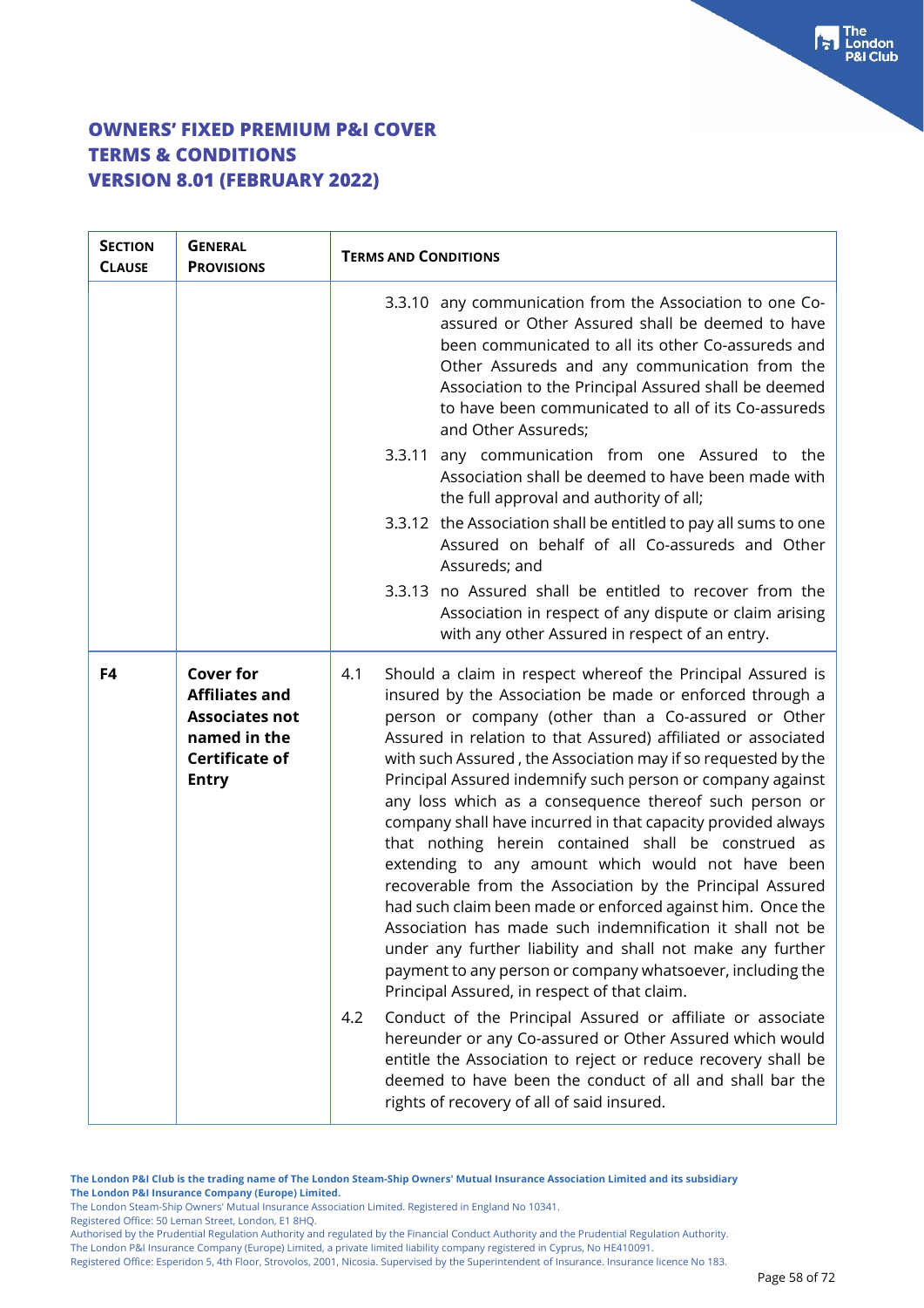# OWNERS' FIXED PREMIUM P&I COVER TERMS & CONDITIONS VERSION 8.01 (FEBRUARY 2022)

| SECTION CLAUSE | GENERAL PROVISIONS | TERMS AND CONDITIONS |
|---|---|---|
| | | 3.3.10 any communication from the Association to one Co-assured or Other Assured shall be deemed to have been communicated to all its other Co-assureds and Other Assureds and any communication from the Association to the Principal Assured shall be deemed to have been communicated to all of its Co-assureds and Other Assureds;<br><br>3.3.11 any communication from one Assured to the Association shall be deemed to have been made with the full approval and authority of all;<br><br>3.3.12 the Association shall be entitled to pay all sums to one Assured on behalf of all Co-assureds and Other Assureds; and<br><br>3.3.13 no Assured shall be entitled to recover from the Association in respect of any dispute or claim arising with any other Assured in respect of an entry. |
| **F4** | **Cover for Affiliates and Associates not named in the Certificate of Entry** | 4.1 Should a claim in respect whereof the Principal Assured is insured by the Association be made or enforced through a person or company (other than a Co-assured or Other Assured in relation to that Assured) affiliated or associated with such Assured , the Association may if so requested by the Principal Assured indemnify such person or company against any loss which as a consequence thereof such person or company shall have incurred in that capacity provided always that nothing herein contained shall be construed as extending to any amount which would not have been recoverable from the Association by the Principal Assured had such claim been made or enforced against him. Once the Association has made such indemnification it shall not be under any further liability and shall not make any further payment to any person or company whatsoever, including the Principal Assured, in respect of that claim.<br><br>4.2 Conduct of the Principal Assured or affiliate or associate hereunder or any Co-assured or Other Assured which would entitle the Association to reject or reduce recovery shall be deemed to have been the conduct of all and shall bar the rights of recovery of all of said insured. |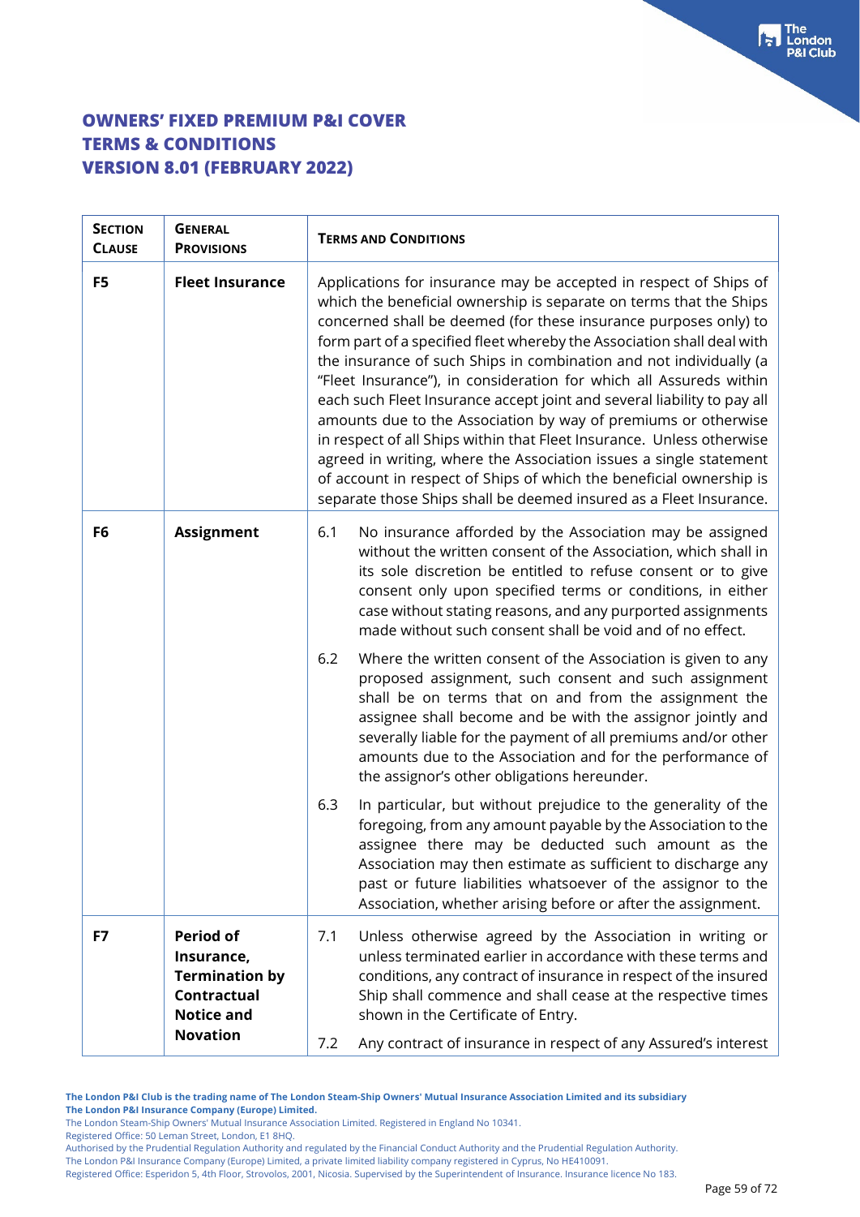# OWNERS' FIXED PREMIUM P&I COVER
# TERMS & CONDITIONS
# VERSION 8.01 (FEBRUARY 2022)

| SECTION CLAUSE | GENERAL PROVISIONS | TERMS AND CONDITIONS |
|---|---|---|
| **F5** | **Fleet Insurance** | Applications for insurance may be accepted in respect of Ships of which the beneficial ownership is separate on terms that the Ships concerned shall be deemed (for these insurance purposes only) to form part of a specified fleet whereby the Association shall deal with the insurance of such Ships in combination and not individually (a "Fleet Insurance"), in consideration for which all Assureds within each such Fleet Insurance accept joint and several liability to pay all amounts due to the Association by way of premiums or otherwise in respect of all Ships within that Fleet Insurance. Unless otherwise agreed in writing, where the Association issues a single statement of account in respect of Ships of which the beneficial ownership is separate those Ships shall be deemed insured as a Fleet Insurance. |
| **F6** | **Assignment** | 6.1 No insurance afforded by the Association may be assigned without the written consent of the Association, which shall in its sole discretion be entitled to refuse consent or to give consent only upon specified terms or conditions, in either case without stating reasons, and any purported assignments made without such consent shall be void and of no effect. |
| | | 6.2 Where the written consent of the Association is given to any proposed assignment, such consent and such assignment shall be on terms that on and from the assignment the assignee shall become and be with the assignor jointly and severally liable for the payment of all premiums and/or other amounts due to the Association and for the performance of the assignor's other obligations hereunder. |
| | | 6.3 In particular, but without prejudice to the generality of the foregoing, from any amount payable by the Association to the assignee there may be deducted such amount as the Association may then estimate as sufficient to discharge any past or future liabilities whatsoever of the assignor to the Association, whether arising before or after the assignment. |
| **F7** | **Period of Insurance, Termination by Contractual Notice and Novation** | 7.1 Unless otherwise agreed by the Association in writing or unless terminated earlier in accordance with these terms and conditions, any contract of insurance in respect of the insured Ship shall commence and shall cease at the respective times shown in the Certificate of Entry. |
| | | 7.2 Any contract of insurance in respect of any Assured's interest |

The London P&I Club is the trading name of The London Steam-Ship Owners' Mutual Insurance Association Limited and its subsidiary The London P&I Insurance Company (Europe) Limited.
The London Steam-Ship Owners' Mutual Insurance Association Limited. Registered in England No 10341.
Registered Office: 50 Leman Street, London, E1 8HQ.
Authorised by the Prudential Regulation Authority and regulated by the Financial Conduct Authority and the Prudential Regulation Authority.
The London P&I Insurance Company (Europe) Limited, a private limited liability company registered in Cyprus, No HE410091.
Registered Office: Esperidon 5, 4th Floor, Strovolos, 2001, Nicosia. Supervised by the Superintendent of Insurance. Insurance licence No 183.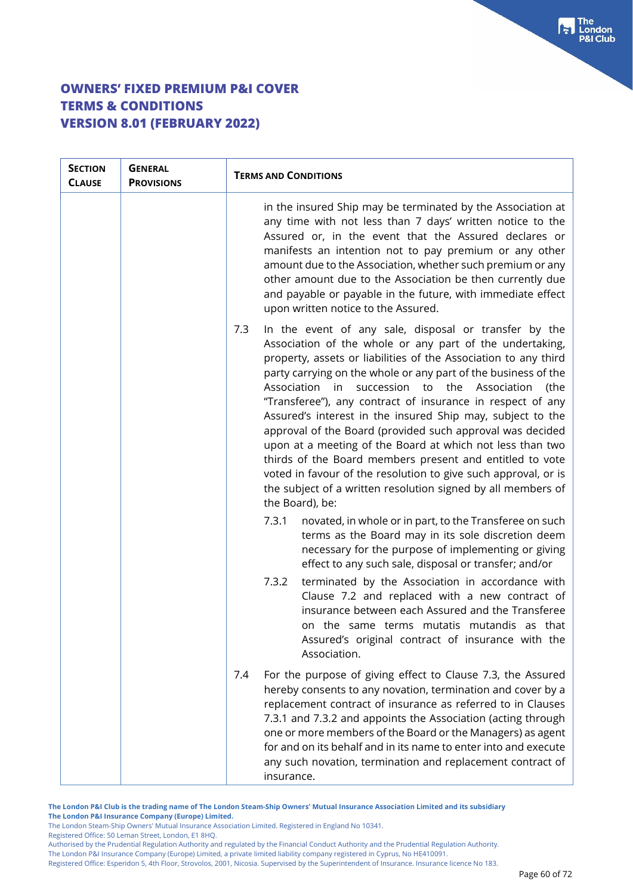# OWNERS' FIXED PREMIUM P&I COVER
# TERMS & CONDITIONS
# VERSION 8.01 (FEBRUARY 2022)

| SECTION CLAUSE | GENERAL PROVISIONS | TERMS AND CONDITIONS |
|---|---|---|
| | | in the insured Ship may be terminated by the Association at any time with not less than 7 days' written notice to the Assured or, in the event that the Assured declares or manifests an intention not to pay premium or any other amount due to the Association, whether such premium or any other amount due to the Association be then currently due and payable or payable in the future, with immediate effect upon written notice to the Assured. |
| | | 7.3 In the event of any sale, disposal or transfer by the Association of the whole or any part of the undertaking, property, assets or liabilities of the Association to any third party carrying on the whole or any part of the business of the Association in succession to the Association (the "Transferee"), any contract of insurance in respect of any Assured's interest in the insured Ship may, subject to the approval of the Board (provided such approval was decided upon at a meeting of the Board at which not less than two thirds of the Board members present and entitled to vote voted in favour of the resolution to give such approval, or is the subject of a written resolution signed by all members of the Board), be: |
| | | 7.3.1 novated, in whole or in part, to the Transferee on such terms as the Board may in its sole discretion deem necessary for the purpose of implementing or giving effect to any such sale, disposal or transfer; and/or |
| | | 7.3.2 terminated by the Association in accordance with Clause 7.2 and replaced with a new contract of insurance between each Assured and the Transferee on the same terms mutatis mutandis as that Assured's original contract of insurance with the Association. |
| | | 7.4 For the purpose of giving effect to Clause 7.3, the Assured hereby consents to any novation, termination and cover by a replacement contract of insurance as referred to in Clauses 7.3.1 and 7.3.2 and appoints the Association (acting through one or more members of the Board or the Managers) as agent for and on its behalf and in its name to enter into and execute any such novation, termination and replacement contract of insurance. |

**The London P&I Club is the trading name of The London Steam-Ship Owners' Mutual Insurance Association Limited and its subsidiary The London P&I Insurance Company (Europe) Limited.**
The London Steam-Ship Owners' Mutual Insurance Association Limited. Registered in England No 10341.
Registered Office: 50 Leman Street, London, E1 8HQ.
Authorised by the Prudential Regulation Authority and regulated by the Financial Conduct Authority and the Prudential Regulation Authority.
The London P&I Insurance Company (Europe) Limited, a private limited liability company registered in Cyprus, No HE410091.
Registered Office: Esperidon 5, 4th Floor, Strovolos, 2001, Nicosia. Supervised by the Superintendent of Insurance. Insurance licence No 183.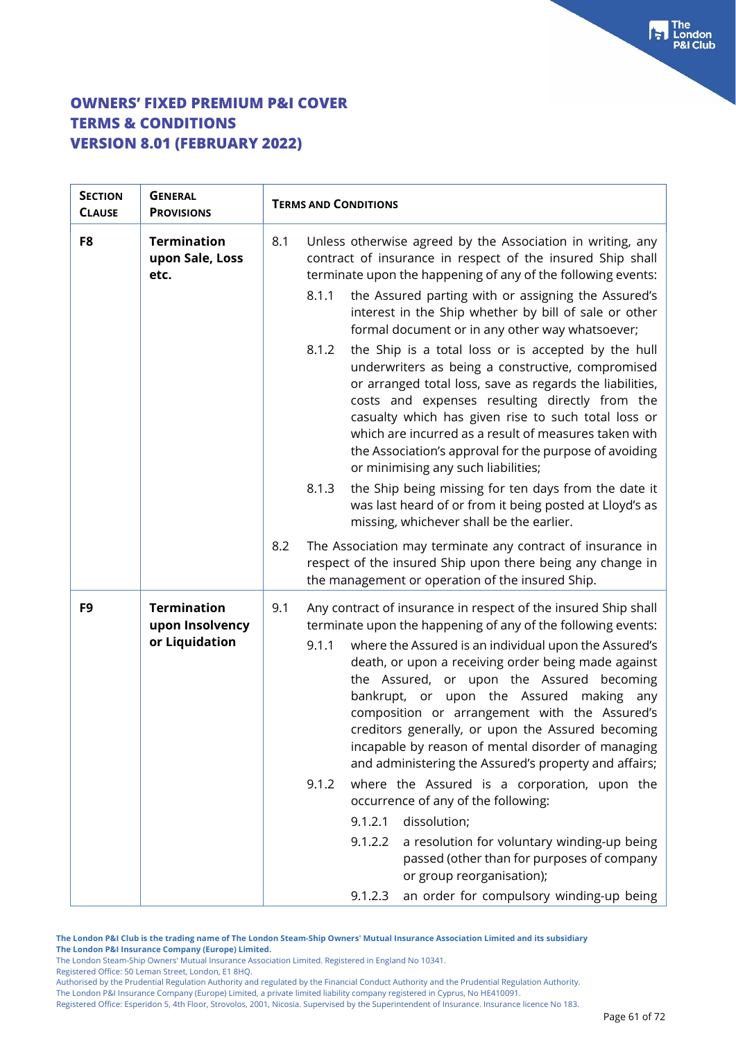# OWNERS' FIXED PREMIUM P&I COVER
# TERMS & CONDITIONS
# VERSION 8.01 (FEBRUARY 2022)

| SECTION CLAUSE | GENERAL PROVISIONS | TERMS AND CONDITIONS |
|---|---|---|
| **F8** | **Termination upon Sale, Loss etc.** | 8.1 Unless otherwise agreed by the Association in writing, any contract of insurance in respect of the insured Ship shall terminate upon the happening of any of the following events:<br>8.1.1 the Assured parting with or assigning the Assured's interest in the Ship whether by bill of sale or other formal document or in any other way whatsoever;<br>8.1.2 the Ship is a total loss or is accepted by the hull underwriters as being a constructive, compromised or arranged total loss, save as regards the liabilities, costs and expenses resulting directly from the casualty which has given rise to such total loss or which are incurred as a result of measures taken with the Association's approval for the purpose of avoiding or minimising any such liabilities;<br>8.1.3 the Ship being missing for ten days from the date it was last heard of or from it being posted at Lloyd's as missing, whichever shall be the earlier.<br>8.2 The Association may terminate any contract of insurance in respect of the insured Ship upon there being any change in the management or operation of the insured Ship. |
| **F9** | **Termination upon Insolvency or Liquidation** | 9.1 Any contract of insurance in respect of the insured Ship shall terminate upon the happening of any of the following events:<br>9.1.1 where the Assured is an individual upon the Assured's death, or upon a receiving order being made against the Assured, or upon the Assured becoming bankrupt, or upon the Assured making any composition or arrangement with the Assured's creditors generally, or upon the Assured becoming incapable by reason of mental disorder of managing and administering the Assured's property and affairs;<br>9.1.2 where the Assured is a corporation, upon the occurrence of any of the following:<br>9.1.2.1 dissolution;<br>9.1.2.2 a resolution for voluntary winding-up being passed (other than for purposes of company or group reorganisation);<br>9.1.2.3 an order for compulsory winding-up being |

**The London P&I Club is the trading name of The London Steam-Ship Owners' Mutual Insurance Association Limited and its subsidiary The London P&I Insurance Company (Europe) Limited.**
The London Steam-Ship Owners' Mutual Insurance Association Limited. Registered in England No 10341.
Registered Office: 50 Leman Street, London, E1 8HQ.
Authorised by the Prudential Regulation Authority and regulated by the Financial Conduct Authority and the Prudential Regulation Authority.
The London P&I Insurance Company (Europe) Limited, a private limited liability company registered in Cyprus, No HE410091.
Registered Office: Esperidon 5, 4th Floor, Strovolos, 2001, Nicosia. Supervised by the Superintendent of Insurance. Insurance licence No 183.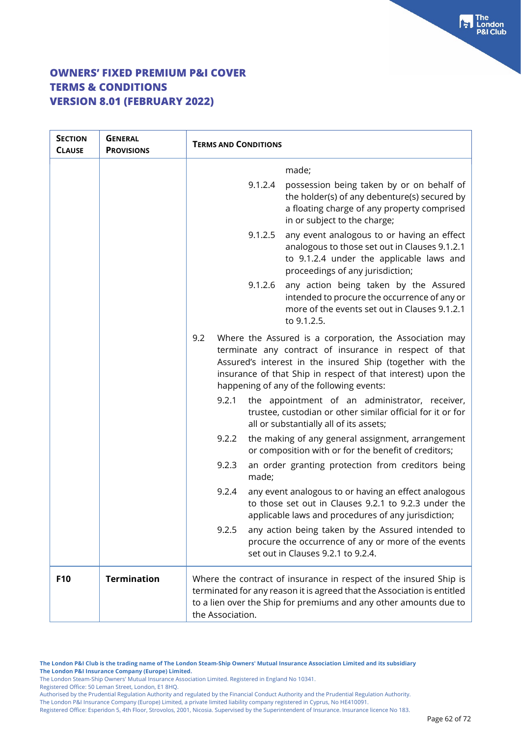# OWNERS' FIXED PREMIUM P&I COVER
# TERMS & CONDITIONS
# VERSION 8.01 (FEBRUARY 2022)

| SECTION CLAUSE | GENERAL PROVISIONS | TERMS AND CONDITIONS |
|---|---|---|
| | | made;<br><br>9.1.2.4 possession being taken by or on behalf of the holder(s) of any debenture(s) secured by a floating charge of any property comprised in or subject to the charge;<br><br>9.1.2.5 any event analogous to or having an effect analogous to those set out in Clauses 9.1.2.1 to 9.1.2.4 under the applicable laws and proceedings of any jurisdiction;<br><br>9.1.2.6 any action being taken by the Assured intended to procure the occurrence of any or more of the events set out in Clauses 9.1.2.1 to 9.1.2.5.<br><br>9.2 Where the Assured is a corporation, the Association may terminate any contract of insurance in respect of that Assured's interest in the insured Ship (together with the insurance of that Ship in respect of that interest) upon the happening of any of the following events:<br><br>9.2.1 the appointment of an administrator, receiver, trustee, custodian or other similar official for it or for all or substantially all of its assets;<br><br>9.2.2 the making of any general assignment, arrangement or composition with or for the benefit of creditors;<br><br>9.2.3 an order granting protection from creditors being made;<br><br>9.2.4 any event analogous to or having an effect analogous to those set out in Clauses 9.2.1 to 9.2.3 under the applicable laws and procedures of any jurisdiction;<br><br>9.2.5 any action being taken by the Assured intended to procure the occurrence of any or more of the events set out in Clauses 9.2.1 to 9.2.4. |
| **F10** | **Termination** | Where the contract of insurance in respect of the insured Ship is terminated for any reason it is agreed that the Association is entitled to a lien over the Ship for premiums and any other amounts due to the Association. |

**The London P&I Club is the trading name of The London Steam-Ship Owners' Mutual Insurance Association Limited and its subsidiary The London P&I Insurance Company (Europe) Limited.**
The London Steam-Ship Owners' Mutual Insurance Association Limited. Registered in England No 10341.
Registered Office: 50 Leman Street, London, E1 8HQ.
Authorised by the Prudential Regulation Authority and regulated by the Financial Conduct Authority and the Prudential Regulation Authority.
The London P&I Insurance Company (Europe) Limited, a private limited liability company registered in Cyprus, No HE410091.
Registered Office: Esperidon 5, 4th Floor, Strovolos, 2001, Nicosia. Supervised by the Superintendent of Insurance. Insurance licence No 183.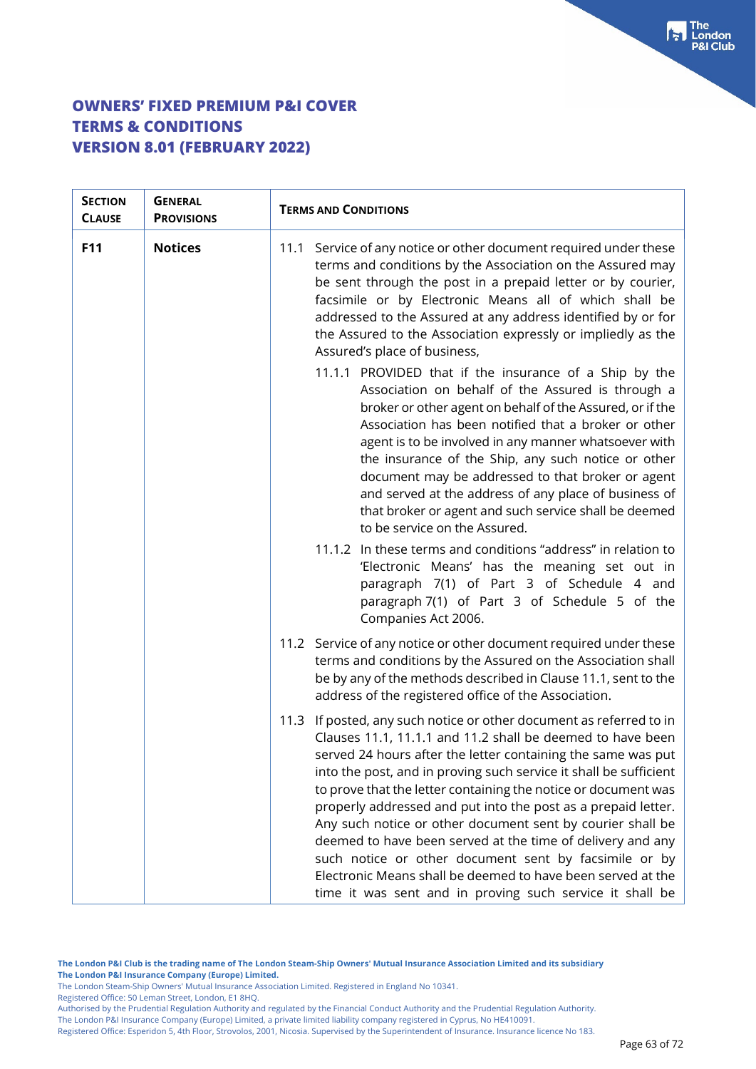# OWNERS' FIXED PREMIUM P&I COVER
# TERMS & CONDITIONS
# VERSION 8.01 (FEBRUARY 2022)

| SECTION CLAUSE | GENERAL PROVISIONS | TERMS AND CONDITIONS |
| --- | --- | --- |
| **F11** | **Notices** | 11.1 Service of any notice or other document required under these terms and conditions by the Association on the Assured may be sent through the post in a prepaid letter or by courier, facsimile or by Electronic Means all of which shall be addressed to the Assured at any address identified by or for the Assured to the Association expressly or impliedly as the Assured's place of business,<br><br>11.1.1 PROVIDED that if the insurance of a Ship by the Association on behalf of the Assured is through a broker or other agent on behalf of the Assured, or if the Association has been notified that a broker or other agent is to be involved in any manner whatsoever with the insurance of the Ship, any such notice or other document may be addressed to that broker or agent and served at the address of any place of business of that broker or agent and such service shall be deemed to be service on the Assured.<br><br>11.1.2 In these terms and conditions "address" in relation to 'Electronic Means' has the meaning set out in paragraph 7(1) of Part 3 of Schedule 4 and paragraph 7(1) of Part 3 of Schedule 5 of the Companies Act 2006.<br><br>11.2 Service of any notice or other document required under these terms and conditions by the Assured on the Association shall be by any of the methods described in Clause 11.1, sent to the address of the registered office of the Association.<br><br>11.3 If posted, any such notice or other document as referred to in Clauses 11.1, 11.1.1 and 11.2 shall be deemed to have been served 24 hours after the letter containing the same was put into the post, and in proving such service it shall be sufficient to prove that the letter containing the notice or document was properly addressed and put into the post as a prepaid letter. Any such notice or other document sent by courier shall be deemed to have been served at the time of delivery and any such notice or other document sent by facsimile or by Electronic Means shall be deemed to have been served at the time it was sent and in proving such service it shall be |

**The London P&I Club is the trading name of The London Steam-Ship Owners' Mutual Insurance Association Limited and its subsidiary The London P&I Insurance Company (Europe) Limited.**
The London Steam-Ship Owners' Mutual Insurance Association Limited. Registered in England No 10341.
Registered Office: 50 Leman Street, London, E1 8HQ.
Authorised by the Prudential Regulation Authority and regulated by the Financial Conduct Authority and the Prudential Regulation Authority.
The London P&I Insurance Company (Europe) Limited, a private limited liability company registered in Cyprus, No HE410091.
Registered Office: Esperidon 5, 4th Floor, Strovolos, 2001, Nicosia. Supervised by the Superintendent of Insurance. Insurance licence No 183.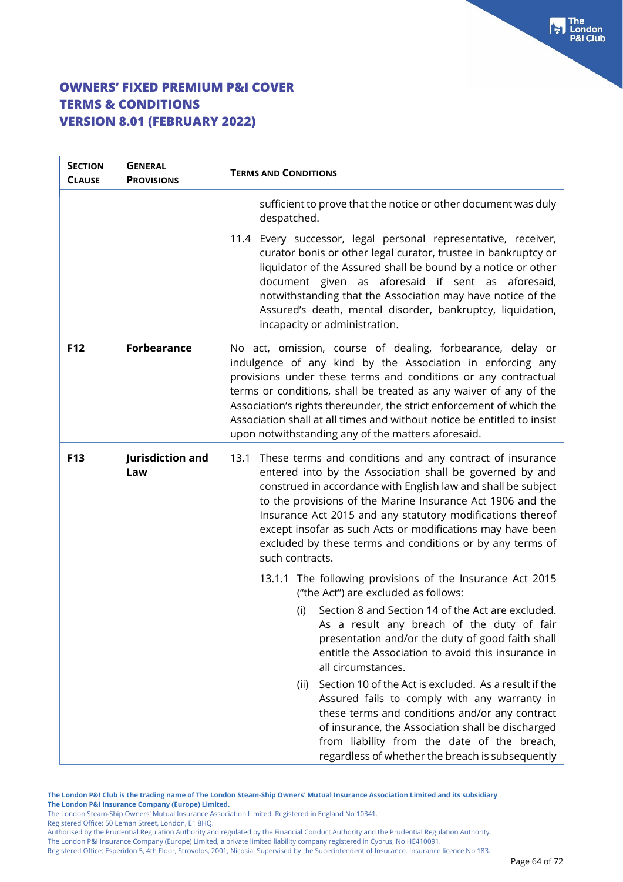# OWNERS' FIXED PREMIUM P&I COVER
# TERMS & CONDITIONS
# VERSION 8.01 (FEBRUARY 2022)

| SECTION CLAUSE | GENERAL PROVISIONS | TERMS AND CONDITIONS |
|---|---|---|
| | | sufficient to prove that the notice or other document was duly despatched.<br><br>11.4 Every successor, legal personal representative, receiver, curator bonis or other legal curator, trustee in bankruptcy or liquidator of the Assured shall be bound by a notice or other document given as aforesaid if sent as aforesaid, notwithstanding that the Association may have notice of the Assured's death, mental disorder, bankruptcy, liquidation, incapacity or administration. |
| **F12** | **Forbearance** | No act, omission, course of dealing, forbearance, delay or indulgence of any kind by the Association in enforcing any provisions under these terms and conditions or any contractual terms or conditions, shall be treated as any waiver of any of the Association's rights thereunder, the strict enforcement of which the Association shall at all times and without notice be entitled to insist upon notwithstanding any of the matters aforesaid. |
| **F13** | **Jurisdiction and Law** | 13.1 These terms and conditions and any contract of insurance entered into by the Association shall be governed by and construed in accordance with English law and shall be subject to the provisions of the Marine Insurance Act 1906 and the Insurance Act 2015 and any statutory modifications thereof except insofar as such Acts or modifications may have been excluded by these terms and conditions or by any terms of such contracts.<br><br>13.1.1 The following provisions of the Insurance Act 2015 ("the Act") are excluded as follows:<br><br>(i) Section 8 and Section 14 of the Act are excluded. As a result any breach of the duty of fair presentation and/or the duty of good faith shall entitle the Association to avoid this insurance in all circumstances.<br><br>(ii) Section 10 of the Act is excluded. As a result if the Assured fails to comply with any warranty in these terms and conditions and/or any contract of insurance, the Association shall be discharged from liability from the date of the breach, regardless of whether the breach is subsequently |

**The London P&I Club is the trading name of The London Steam-Ship Owners' Mutual Insurance Association Limited and its subsidiary The London P&I Insurance Company (Europe) Limited.**
The London Steam-Ship Owners' Mutual Insurance Association Limited. Registered in England No 10341.
Registered Office: 50 Leman Street, London, E1 8HQ.
Authorised by the Prudential Regulation Authority and regulated by the Financial Conduct Authority and the Prudential Regulation Authority.
The London P&I Insurance Company (Europe) Limited, a private limited liability company registered in Cyprus, No HE410091.
Registered Office: Esperidon 5, 4th Floor, Strovolos, 2001, Nicosia. Supervised by the Superintendent of Insurance. Insurance licence No 183.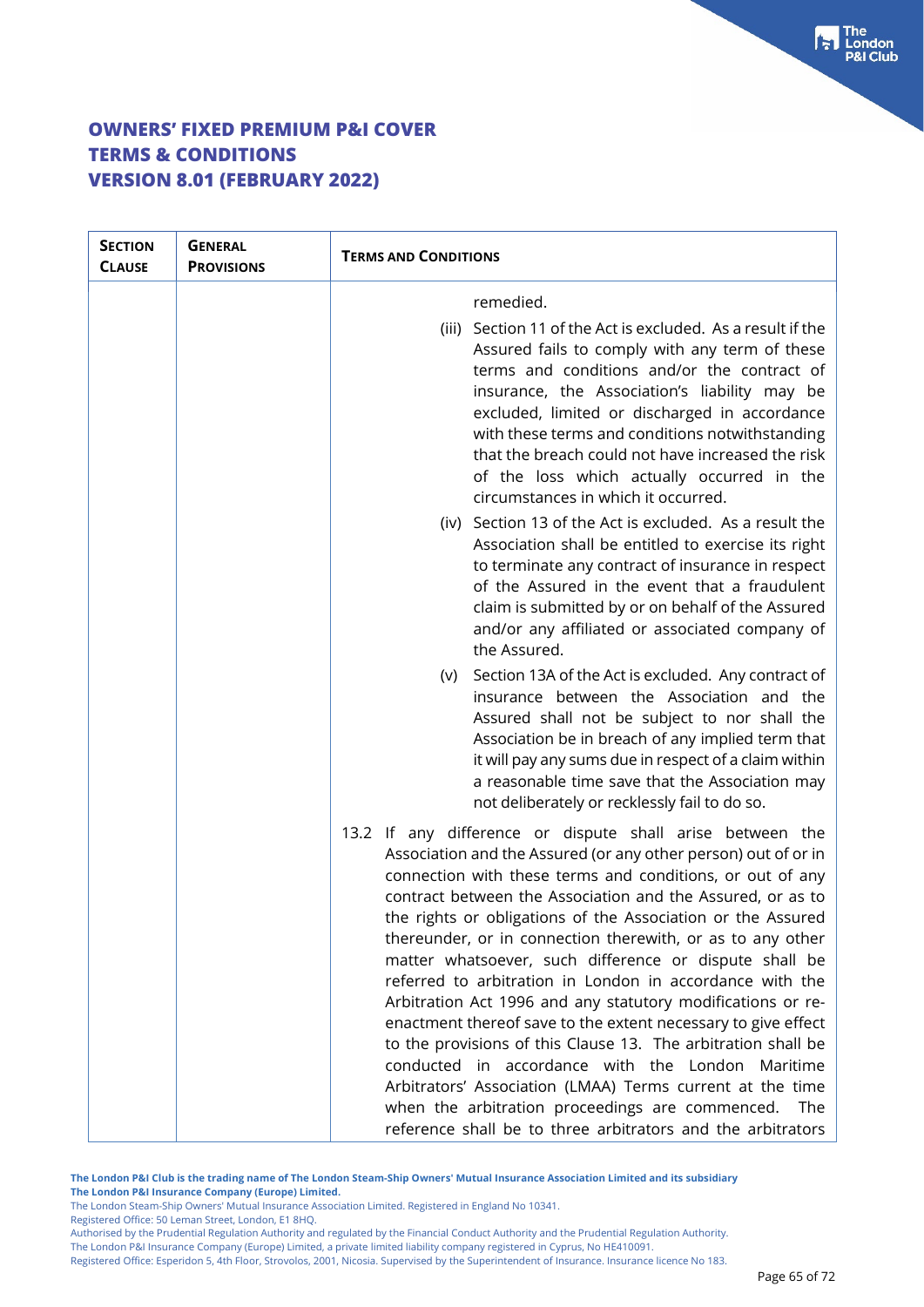# OWNERS' FIXED PREMIUM P&I COVER
# TERMS & CONDITIONS
# VERSION 8.01 (FEBRUARY 2022)

| SECTION CLAUSE | GENERAL PROVISIONS | TERMS AND CONDITIONS |
|---|---|---|
| | | remedied.<br><br>(iii) Section 11 of the Act is excluded. As a result if the Assured fails to comply with any term of these terms and conditions and/or the contract of insurance, the Association's liability may be excluded, limited or discharged in accordance with these terms and conditions notwithstanding that the breach could not have increased the risk of the loss which actually occurred in the circumstances in which it occurred.<br><br>(iv) Section 13 of the Act is excluded. As a result the Association shall be entitled to exercise its right to terminate any contract of insurance in respect of the Assured in the event that a fraudulent claim is submitted by or on behalf of the Assured and/or any affiliated or associated company of the Assured.<br><br>(v) Section 13A of the Act is excluded. Any contract of insurance between the Association and the Assured shall not be subject to nor shall the Association be in breach of any implied term that it will pay any sums due in respect of a claim within a reasonable time save that the Association may not deliberately or recklessly fail to do so. |
| | | 13.2 If any difference or dispute shall arise between the Association and the Assured (or any other person) out of or in connection with these terms and conditions, or out of any contract between the Association and the Assured, or as to the rights or obligations of the Association or the Assured thereunder, or in connection therewith, or as to any other matter whatsoever, such difference or dispute shall be referred to arbitration in London in accordance with the Arbitration Act 1996 and any statutory modifications or re-enactment thereof save to the extent necessary to give effect to the provisions of this Clause 13. The arbitration shall be conducted in accordance with the London Maritime Arbitrators' Association (LMAA) Terms current at the time when the arbitration proceedings are commenced. The reference shall be to three arbitrators and the arbitrators |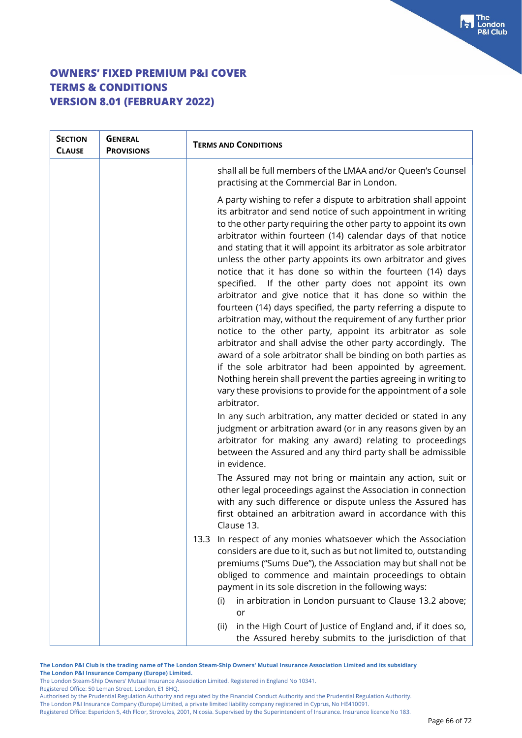# OWNERS' FIXED PREMIUM P&I COVER
# TERMS & CONDITIONS
# VERSION 8.01 (FEBRUARY 2022)

| SECTION CLAUSE | GENERAL PROVISIONS | TERMS AND CONDITIONS |
|---|---|---|
| | | shall all be full members of the LMAA and/or Queen's Counsel practising at the Commercial Bar in London.<br><br>A party wishing to refer a dispute to arbitration shall appoint its arbitrator and send notice of such appointment in writing to the other party requiring the other party to appoint its own arbitrator within fourteen (14) calendar days of that notice and stating that it will appoint its arbitrator as sole arbitrator unless the other party appoints its own arbitrator and gives notice that it has done so within the fourteen (14) days specified. If the other party does not appoint its own arbitrator and give notice that it has done so within the fourteen (14) days specified, the party referring a dispute to arbitration may, without the requirement of any further prior notice to the other party, appoint its arbitrator as sole arbitrator and shall advise the other party accordingly. The award of a sole arbitrator shall be binding on both parties as if the sole arbitrator had been appointed by agreement. Nothing herein shall prevent the parties agreeing in writing to vary these provisions to provide for the appointment of a sole arbitrator.<br><br>In any such arbitration, any matter decided or stated in any judgment or arbitration award (or in any reasons given by an arbitrator for making any award) relating to proceedings between the Assured and any third party shall be admissible in evidence.<br><br>The Assured may not bring or maintain any action, suit or other legal proceedings against the Association in connection with any such difference or dispute unless the Assured has first obtained an arbitration award in accordance with this Clause 13.<br><br>13.3 In respect of any monies whatsoever which the Association considers are due to it, such as but not limited to, outstanding premiums ("Sums Due"), the Association may but shall not be obliged to commence and maintain proceedings to obtain payment in its sole discretion in the following ways:<br><br>(i) in arbitration in London pursuant to Clause 13.2 above; or<br><br>(ii) in the High Court of Justice of England and, if it does so, the Assured hereby submits to the jurisdiction of that |

The London P&I Club is the trading name of The London Steam-Ship Owners' Mutual Insurance Association Limited and its subsidiary The London P&I Insurance Company (Europe) Limited.
The London Steam-Ship Owners' Mutual Insurance Association Limited. Registered in England No 10341.
Registered Office: 50 Leman Street, London, E1 8HQ.
Authorised by the Prudential Regulation Authority and regulated by the Financial Conduct Authority and the Prudential Regulation Authority.
The London P&I Insurance Company (Europe) Limited, a private limited liability company registered in Cyprus, No HE410091.
Registered Office: Esperidon 5, 4th Floor, Strovolos, 2001, Nicosia. Supervised by the Superintendent of Insurance. Insurance licence No 183.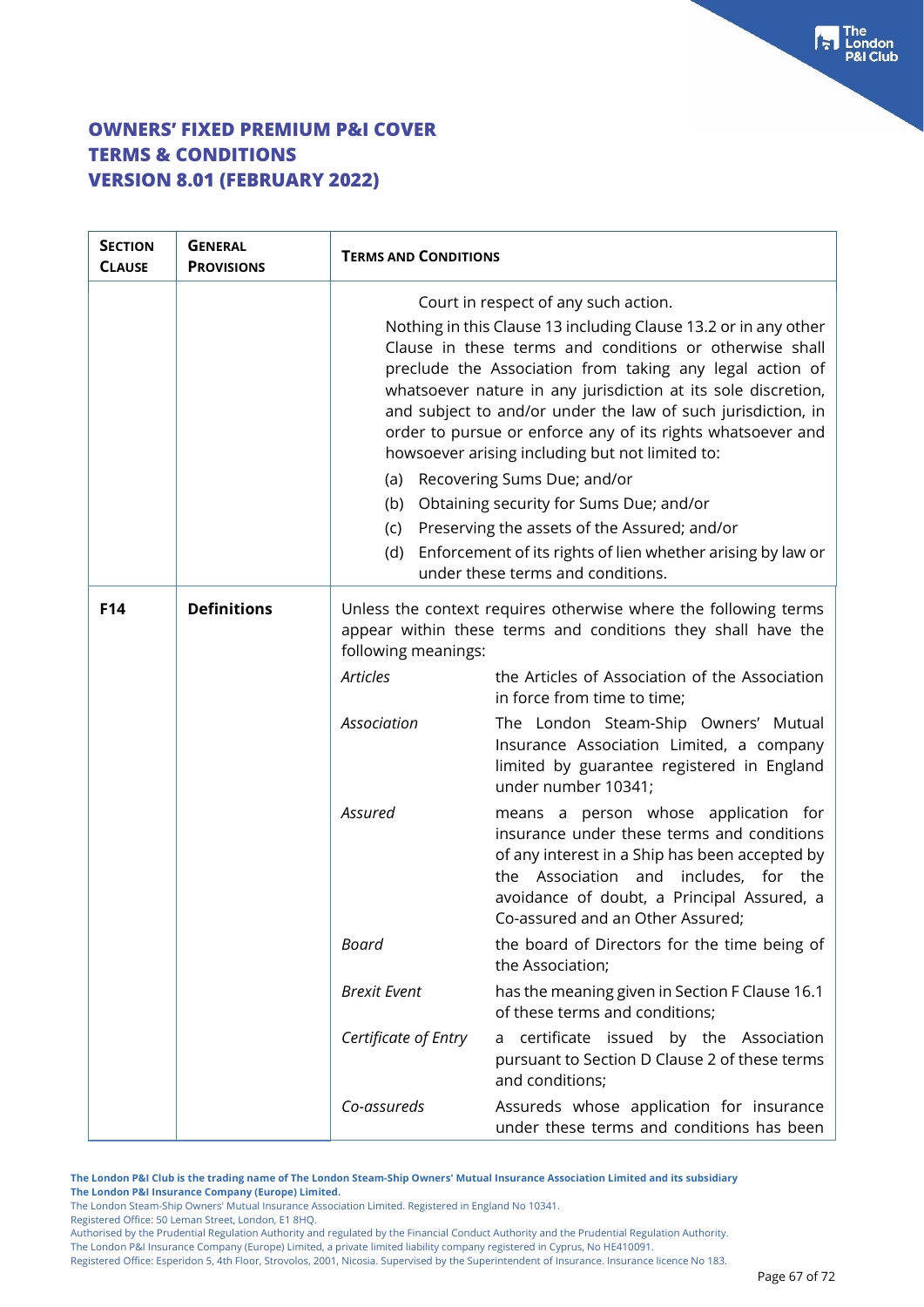**OWNERS' FIXED PREMIUM P&I COVER**
**TERMS & CONDITIONS**
**VERSION 8.01 (FEBRUARY 2022)**

| SECTION CLAUSE | GENERAL PROVISIONS | TERMS AND CONDITIONS | |
|---|---|---|---|
| | | Court in respect of any such action.<br><br>Nothing in this Clause 13 including Clause 13.2 or in any other Clause in these terms and conditions or otherwise shall preclude the Association from taking any legal action of whatsoever nature in any jurisdiction at its sole discretion, and subject to and/or under the law of such jurisdiction, in order to pursue or enforce any of its rights whatsoever and howsoever arising including but not limited to:<br><br>(a) Recovering Sums Due; and/or<br>(b) Obtaining security for Sums Due; and/or<br>(c) Preserving the assets of the Assured; and/or<br>(d) Enforcement of its rights of lien whether arising by law or under these terms and conditions. | |
| **F14** | **Definitions** | Unless the context requires otherwise where the following terms appear within these terms and conditions they shall have the following meanings: | |
| | | *Articles* | the Articles of Association of the Association in force from time to time; |
| | | *Association* | The London Steam-Ship Owners' Mutual Insurance Association Limited, a company limited by guarantee registered in England under number 10341; |
| | | *Assured* | means a person whose application for insurance under these terms and conditions of any interest in a Ship has been accepted by the Association and includes, for the avoidance of doubt, a Principal Assured, a Co-assured and an Other Assured; |
| | | *Board* | the board of Directors for the time being of the Association; |
| | | *Brexit Event* | has the meaning given in Section F Clause 16.1 of these terms and conditions; |
| | | *Certificate of Entry* | a certificate issued by the Association pursuant to Section D Clause 2 of these terms and conditions; |
| | | *Co-assureds* | Assureds whose application for insurance under these terms and conditions has been |

**The London P&I Club is the trading name of The London Steam-Ship Owners' Mutual Insurance Association Limited and its subsidiary The London P&I Insurance Company (Europe) Limited.**
The London Steam-Ship Owners' Mutual Insurance Association Limited. Registered in England No 10341.
Registered Office: 50 Leman Street, London, E1 8HQ.
Authorised by the Prudential Regulation Authority and regulated by the Financial Conduct Authority and the Prudential Regulation Authority.
The London P&I Insurance Company (Europe) Limited, a private limited liability company registered in Cyprus, No HE410091.
Registered Office: Esperidon 5, 4th Floor, Strovolos, 2001, Nicosia. Supervised by the Superintendent of Insurance. Insurance licence No 183.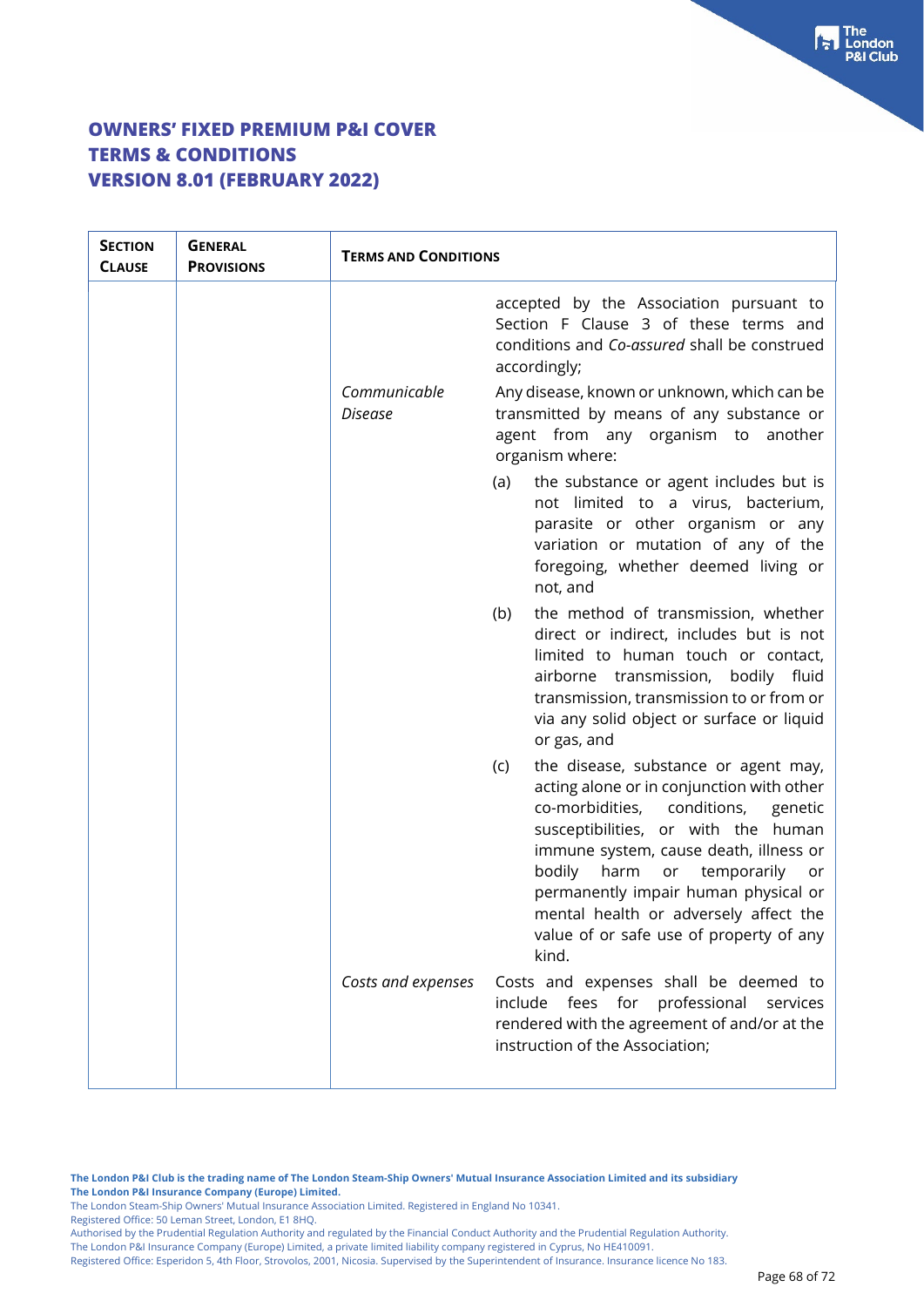# OWNERS' FIXED PREMIUM P&I COVER
# TERMS & CONDITIONS
# VERSION 8.01 (FEBRUARY 2022)

| SECTION CLAUSE | GENERAL PROVISIONS | TERMS AND CONDITIONS | |
|---|---|---|---|
| | | | accepted by the Association pursuant to Section F Clause 3 of these terms and conditions and *Co-assured* shall be construed accordingly; |
| | | *Communicable Disease* | Any disease, known or unknown, which can be transmitted by means of any substance or agent from any organism to another organism where:<br><br>(a) the substance or agent includes but is not limited to a virus, bacterium, parasite or other organism or any variation or mutation of any of the foregoing, whether deemed living or not, and<br><br>(b) the method of transmission, whether direct or indirect, includes but is not limited to human touch or contact, airborne transmission, bodily fluid transmission, transmission to or from or via any solid object or surface or liquid or gas, and<br><br>(c) the disease, substance or agent may, acting alone or in conjunction with other co-morbidities, conditions, genetic susceptibilities, or with the human immune system, cause death, illness or bodily harm or temporarily or permanently impair human physical or mental health or adversely affect the value of or safe use of property of any kind. |
| | | *Costs and expenses* | Costs and expenses shall be deemed to include fees for professional services rendered with the agreement of and/or at the instruction of the Association; |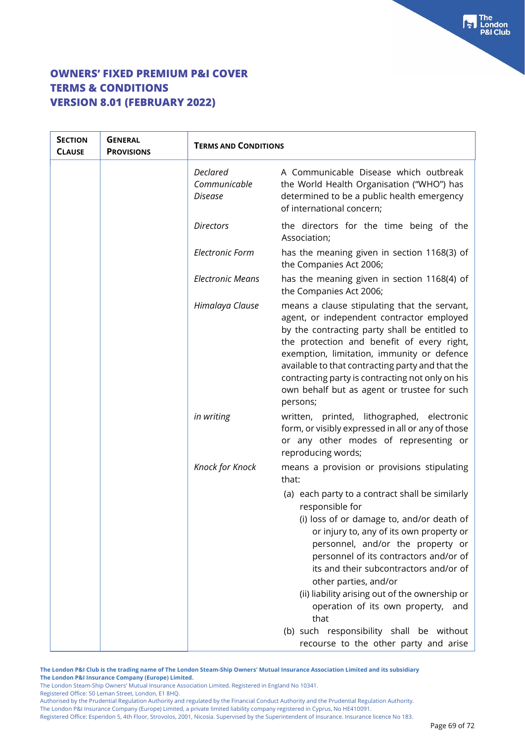# OWNERS' FIXED PREMIUM P&I COVER
# TERMS & CONDITIONS
# VERSION 8.01 (FEBRUARY 2022)

| SECTION CLAUSE | GENERAL PROVISIONS | TERMS AND CONDITIONS | |
|---|---|---|---|
| | | *Declared Communicable Disease* | A Communicable Disease which outbreak the World Health Organisation ("WHO") has determined to be a public health emergency of international concern; |
| | | *Directors* | the directors for the time being of the Association; |
| | | *Electronic Form* | has the meaning given in section 1168(3) of the Companies Act 2006; |
| | | *Electronic Means* | has the meaning given in section 1168(4) of the Companies Act 2006; |
| | | *Himalaya Clause* | means a clause stipulating that the servant, agent, or independent contractor employed by the contracting party shall be entitled to the protection and benefit of every right, exemption, limitation, immunity or defence available to that contracting party and that the contracting party is contracting not only on his own behalf but as agent or trustee for such persons; |
| | | *in writing* | written, printed, lithographed, electronic form, or visibly expressed in all or any of those or any other modes of representing or reproducing words; |
| | | *Knock for Knock* | means a provision or provisions stipulating that:<br>(a) each party to a contract shall be similarly responsible for<br>(i) loss of or damage to, and/or death of or injury to, any of its own property or personnel, and/or the property or personnel of its contractors and/or of its and their subcontractors and/or of other parties, and/or<br>(ii) liability arising out of the ownership or operation of its own property, and that<br>(b) such responsibility shall be without recourse to the other party and arise |

**The London P&I Club is the trading name of The London Steam-Ship Owners' Mutual Insurance Association Limited and its subsidiary The London P&I Insurance Company (Europe) Limited.**
The London Steam-Ship Owners' Mutual Insurance Association Limited. Registered in England No 10341.
Registered Office: 50 Leman Street, London, E1 8HQ.
Authorised by the Prudential Regulation Authority and regulated by the Financial Conduct Authority and the Prudential Regulation Authority.
The London P&I Insurance Company (Europe) Limited, a private limited liability company registered in Cyprus, No HE410091.
Registered Office: Esperidon 5, 4th Floor, Strovolos, 2001, Nicosia. Supervised by the Superintendent of Insurance. Insurance licence No 183.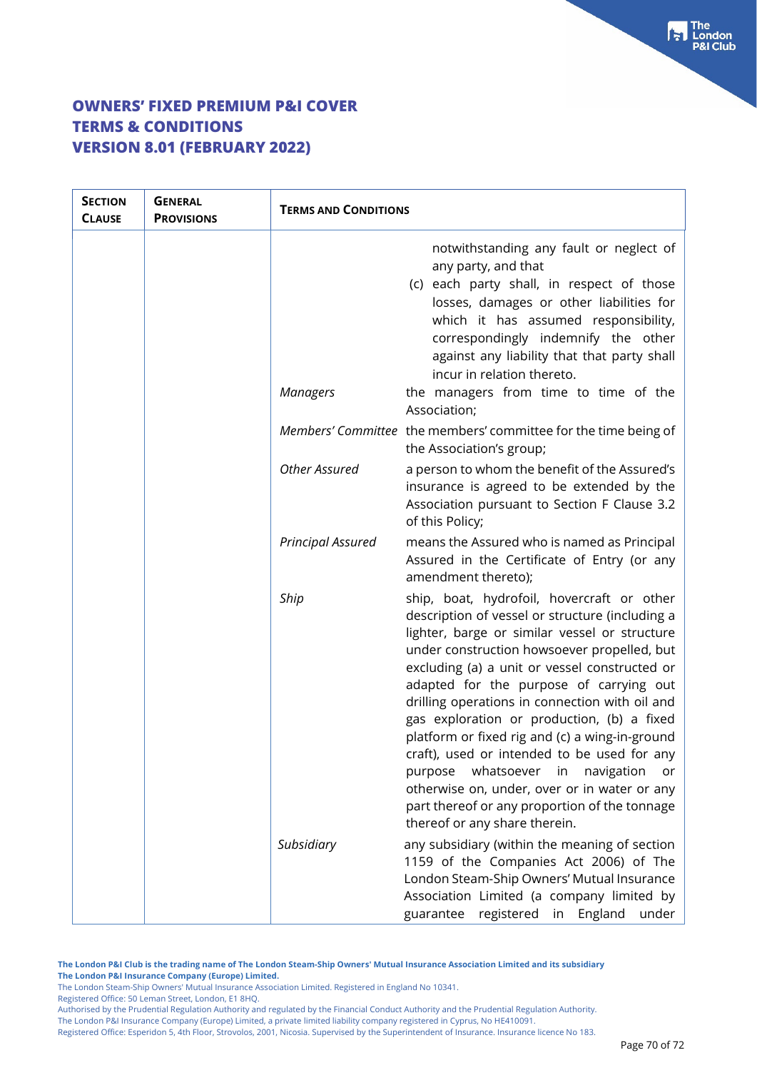# OWNERS' FIXED PREMIUM P&I COVER
# TERMS & CONDITIONS
# VERSION 8.01 (FEBRUARY 2022)

| SECTION CLAUSE | GENERAL PROVISIONS | TERMS AND CONDITIONS | |
|---|---|---|---|
| | | | notwithstanding any fault or neglect of any party, and that<br>(c) each party shall, in respect of those losses, damages or other liabilities for which it has assumed responsibility, correspondingly indemnify the other against any liability that that party shall incur in relation thereto. |
| | | *Managers* | the managers from time to time of the Association; |
| | | *Members' Committee* | the members' committee for the time being of the Association's group; |
| | | *Other Assured* | a person to whom the benefit of the Assured's insurance is agreed to be extended by the Association pursuant to Section F Clause 3.2 of this Policy; |
| | | *Principal Assured* | means the Assured who is named as Principal Assured in the Certificate of Entry (or any amendment thereto); |
| | | *Ship* | ship, boat, hydrofoil, hovercraft or other description of vessel or structure (including a lighter, barge or similar vessel or structure under construction howsoever propelled, but excluding (a) a unit or vessel constructed or adapted for the purpose of carrying out drilling operations in connection with oil and gas exploration or production, (b) a fixed platform or fixed rig and (c) a wing-in-ground craft), used or intended to be used for any purpose whatsoever in navigation or otherwise on, under, over or in water or any part thereof or any proportion of the tonnage thereof or any share therein. |
| | | *Subsidiary* | any subsidiary (within the meaning of section 1159 of the Companies Act 2006) of The London Steam-Ship Owners' Mutual Insurance Association Limited (a company limited by guarantee registered in England under |

**The London P&I Club is the trading name of The London Steam-Ship Owners' Mutual Insurance Association Limited and its subsidiary The London P&I Insurance Company (Europe) Limited.**
The London Steam-Ship Owners' Mutual Insurance Association Limited. Registered in England No 10341.
Registered Office: 50 Leman Street, London, E1 8HQ.
Authorised by the Prudential Regulation Authority and regulated by the Financial Conduct Authority and the Prudential Regulation Authority.
The London P&I Insurance Company (Europe) Limited, a private limited liability company registered in Cyprus, No HE410091.
Registered Office: Esperidon 5, 4th Floor, Strovolos, 2001, Nicosia. Supervised by the Superintendent of Insurance. Insurance licence No 183.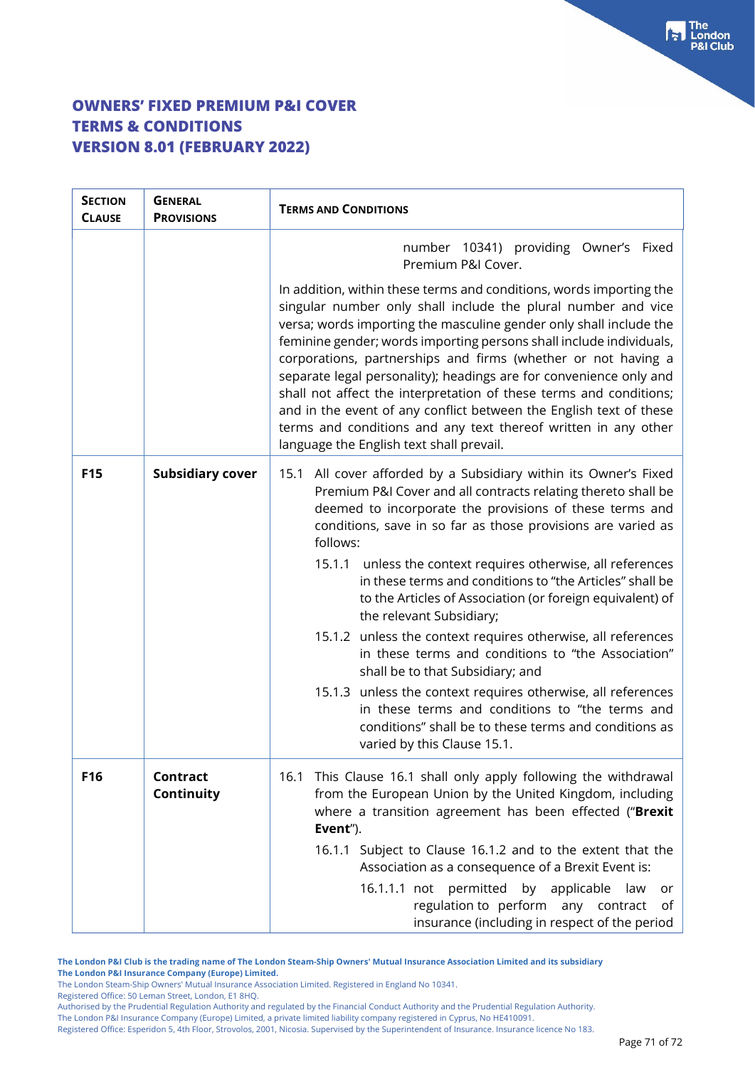# OWNERS' FIXED PREMIUM P&I COVER
# TERMS & CONDITIONS
# VERSION 8.01 (FEBRUARY 2022)

| SECTION CLAUSE | GENERAL PROVISIONS | TERMS AND CONDITIONS |
|---|---|---|
| | | number 10341) providing Owner's Fixed Premium P&I Cover.<br><br>In addition, within these terms and conditions, words importing the singular number only shall include the plural number and vice versa; words importing the masculine gender only shall include the feminine gender; words importing persons shall include individuals, corporations, partnerships and firms (whether or not having a separate legal personality); headings are for convenience only and shall not affect the interpretation of these terms and conditions; and in the event of any conflict between the English text of these terms and conditions and any text thereof written in any other language the English text shall prevail. |
| **F15** | **Subsidiary cover** | 15.1 All cover afforded by a Subsidiary within its Owner's Fixed Premium P&I Cover and all contracts relating thereto shall be deemed to incorporate the provisions of these terms and conditions, save in so far as those provisions are varied as follows:<br><br>15.1.1 unless the context requires otherwise, all references in these terms and conditions to "the Articles" shall be to the Articles of Association (or foreign equivalent) of the relevant Subsidiary;<br><br>15.1.2 unless the context requires otherwise, all references in these terms and conditions to "the Association" shall be to that Subsidiary; and<br><br>15.1.3 unless the context requires otherwise, all references in these terms and conditions to "the terms and conditions" shall be to these terms and conditions as varied by this Clause 15.1. |
| **F16** | **Contract Continuity** | 16.1 This Clause 16.1 shall only apply following the withdrawal from the European Union by the United Kingdom, including where a transition agreement has been effected ("**Brexit Event**").<br><br>16.1.1 Subject to Clause 16.1.2 and to the extent that the Association as a consequence of a Brexit Event is:<br><br>16.1.1.1 not permitted by applicable law or regulation to perform any contract of insurance (including in respect of the period |

**The London P&I Club is the trading name of The London Steam-Ship Owners' Mutual Insurance Association Limited and its subsidiary The London P&I Insurance Company (Europe) Limited.**
The London Steam-Ship Owners' Mutual Insurance Association Limited. Registered in England No 10341.
Registered Office: 50 Leman Street, London, E1 8HQ.
Authorised by the Prudential Regulation Authority and regulated by the Financial Conduct Authority and the Prudential Regulation Authority.
The London P&I Insurance Company (Europe) Limited, a private limited liability company registered in Cyprus, No HE410091.
Registered Office: Esperidon 5, 4th Floor, Strovolos, 2001, Nicosia. Supervised by the Superintendent of Insurance. Insurance licence No 183.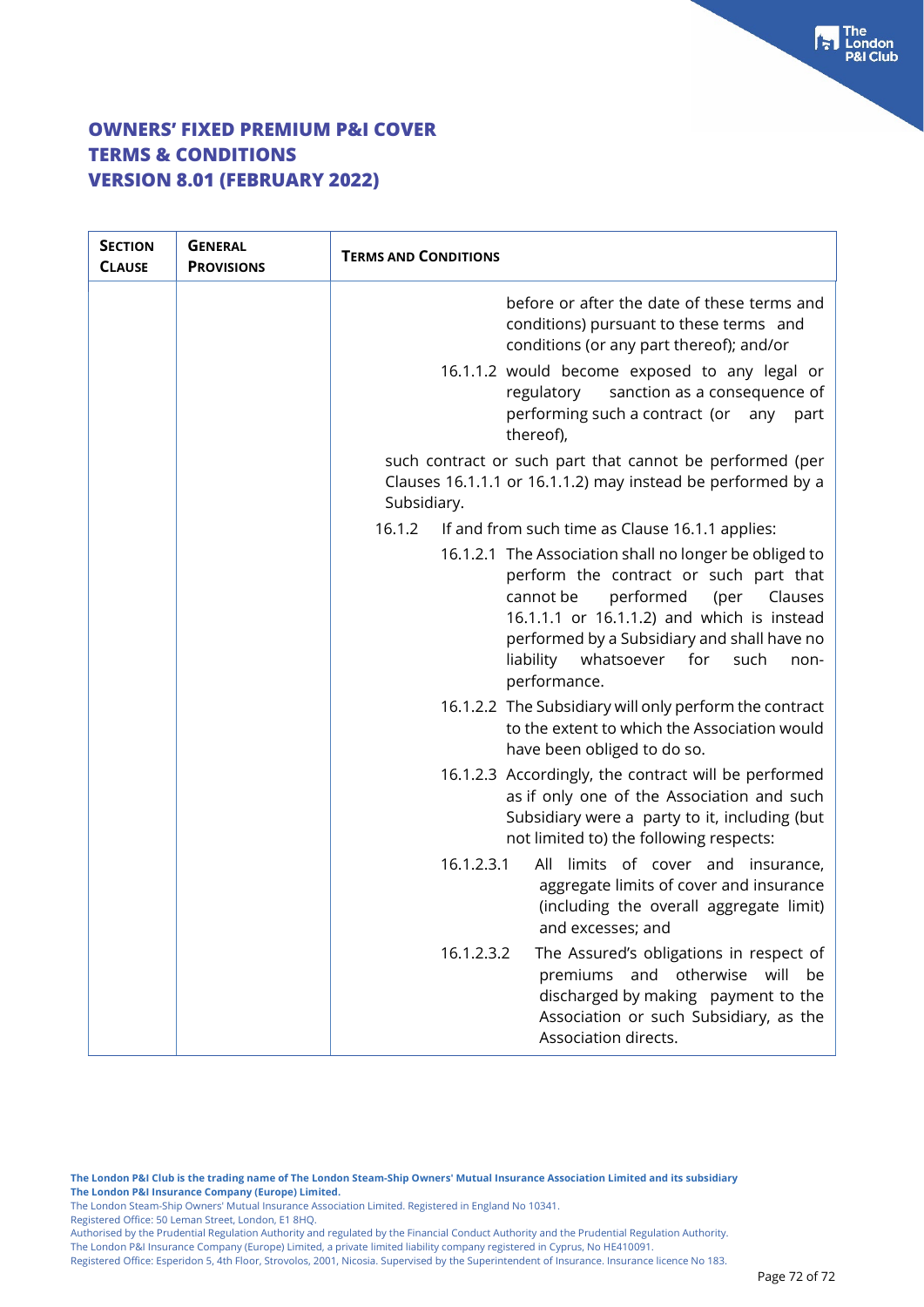# OWNERS' FIXED PREMIUM P&I COVER
# TERMS & CONDITIONS
# VERSION 8.01 (FEBRUARY 2022)

| SECTION CLAUSE | GENERAL PROVISIONS | TERMS AND CONDITIONS |
|---|---|---|
| | | before or after the date of these terms and conditions) pursuant to these terms and conditions (or any part thereof); and/or<br><br>16.1.1.2 would become exposed to any legal or regulatory sanction as a consequence of performing such a contract (or any part thereof),<br><br>such contract or such part that cannot be performed (per Clauses 16.1.1.1 or 16.1.1.2) may instead be performed by a Subsidiary.<br><br>16.1.2 If and from such time as Clause 16.1.1 applies:<br><br>16.1.2.1 The Association shall no longer be obliged to perform the contract or such part that cannot be performed (per Clauses 16.1.1.1 or 16.1.1.2) and which is instead performed by a Subsidiary and shall have no liability whatsoever for such non-performance.<br><br>16.1.2.2 The Subsidiary will only perform the contract to the extent to which the Association would have been obliged to do so.<br><br>16.1.2.3 Accordingly, the contract will be performed as if only one of the Association and such Subsidiary were a party to it, including (but not limited to) the following respects:<br><br>16.1.2.3.1 All limits of cover and insurance, aggregate limits of cover and insurance (including the overall aggregate limit) and excesses; and<br><br>16.1.2.3.2 The Assured's obligations in respect of premiums and otherwise will be discharged by making payment to the Association or such Subsidiary, as the Association directs. |

**The London P&I Club is the trading name of The London Steam-Ship Owners' Mutual Insurance Association Limited and its subsidiary The London P&I Insurance Company (Europe) Limited.**

The London Steam-Ship Owners' Mutual Insurance Association Limited. Registered in England No 10341.
Registered Office: 50 Leman Street, London, E1 8HQ.
Authorised by the Prudential Regulation Authority and regulated by the Financial Conduct Authority and the Prudential Regulation Authority.
The London P&I Insurance Company (Europe) Limited, a private limited liability company registered in Cyprus, No HE410091.
Registered Office: Esperidon 5, 4th Floor, Strovolos, 2001, Nicosia. Supervised by the Superintendent of Insurance. Insurance licence No 183.